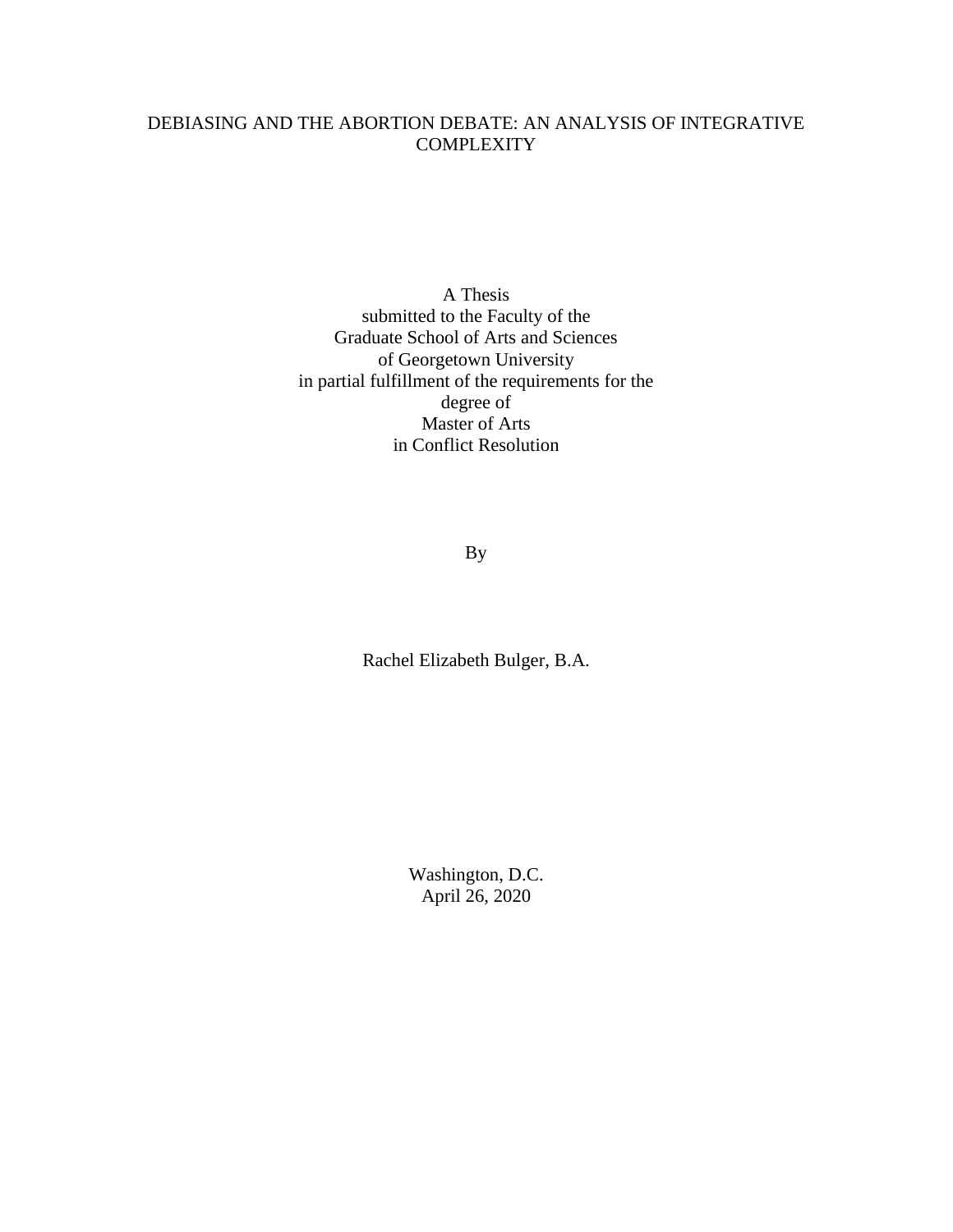# DEBIASING AND THE ABORTION DEBATE: AN ANALYSIS OF INTEGRATIVE COMPLEXITY

A Thesis
submitted to the Faculty of the
Graduate School of Arts and Sciences
of Georgetown University
in partial fulfillment of the requirements for the
degree of
Master of Arts
in Conflict Resolution

By

Rachel Elizabeth Bulger, B.A.

Washington, D.C.
April 26, 2020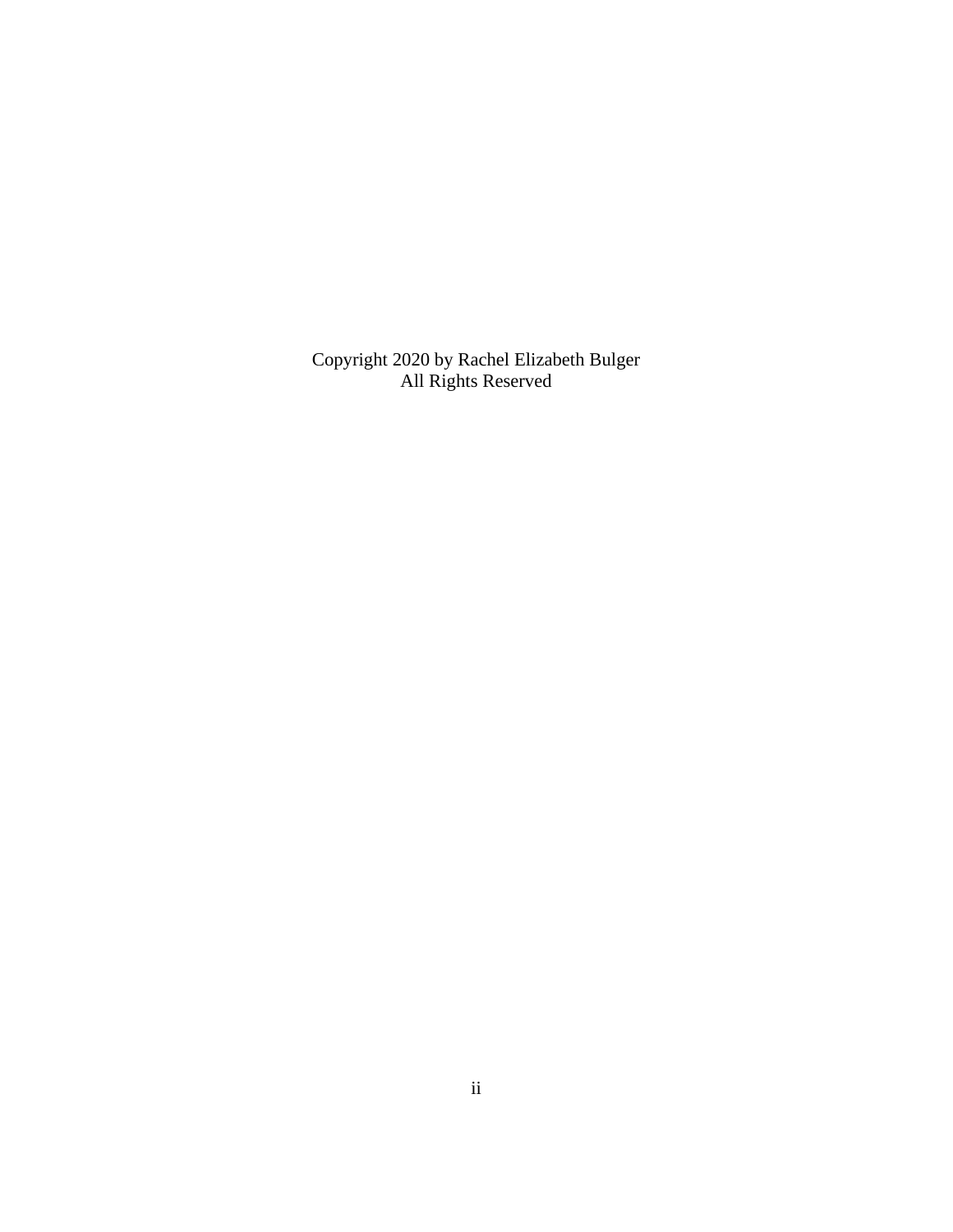Copyright 2020 by Rachel Elizabeth Bulger
All Rights Reserved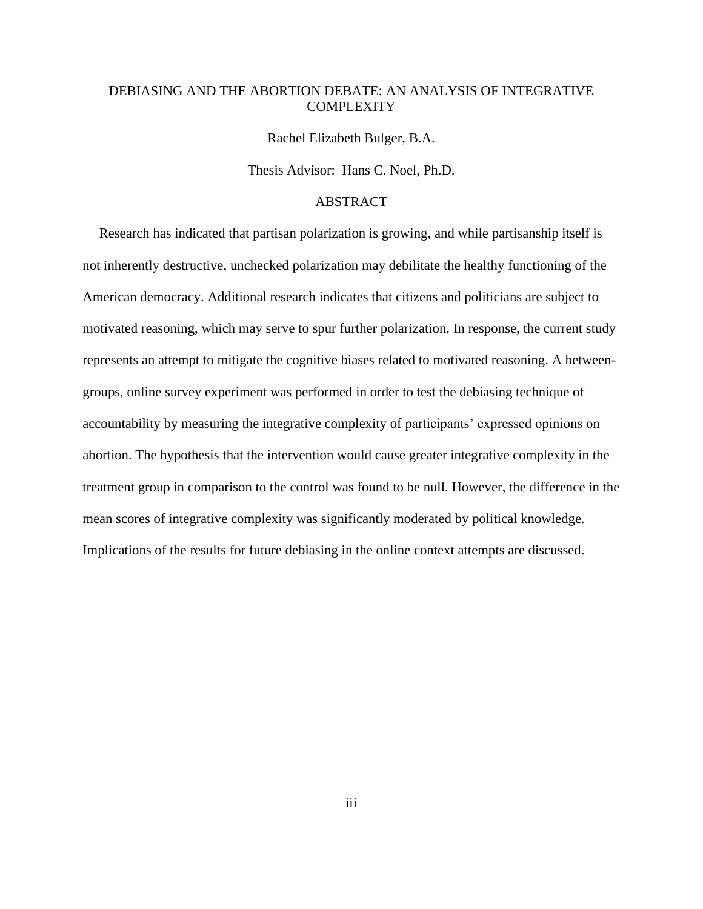# DEBIASING AND THE ABORTION DEBATE: AN ANALYSIS OF INTEGRATIVE COMPLEXITY

Rachel Elizabeth Bulger, B.A.

Thesis Advisor: Hans C. Noel, Ph.D.

## ABSTRACT

Research has indicated that partisan polarization is growing, and while partisanship itself is not inherently destructive, unchecked polarization may debilitate the healthy functioning of the American democracy. Additional research indicates that citizens and politicians are subject to motivated reasoning, which may serve to spur further polarization. In response, the current study represents an attempt to mitigate the cognitive biases related to motivated reasoning. A between-groups, online survey experiment was performed in order to test the debiasing technique of accountability by measuring the integrative complexity of participants' expressed opinions on abortion. The hypothesis that the intervention would cause greater integrative complexity in the treatment group in comparison to the control was found to be null. However, the difference in the mean scores of integrative complexity was significantly moderated by political knowledge. Implications of the results for future debiasing in the online context attempts are discussed.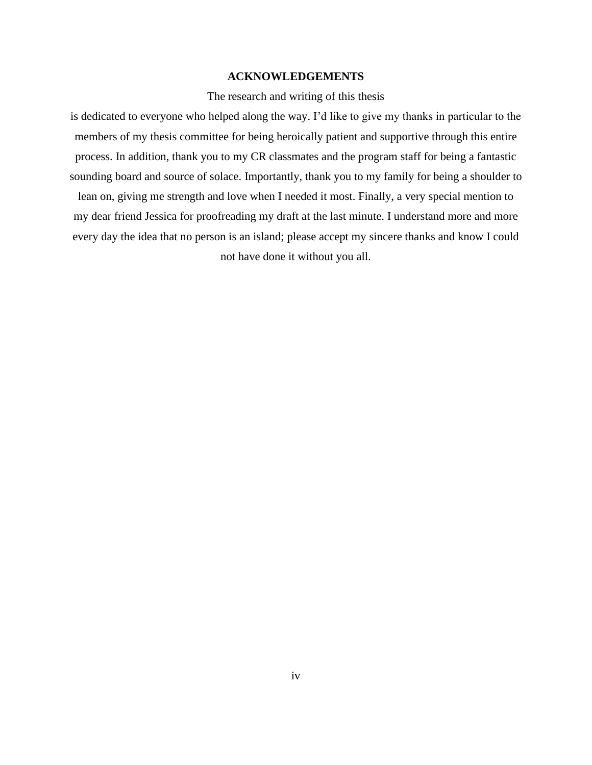# ACKNOWLEDGEMENTS

The research and writing of this thesis is dedicated to everyone who helped along the way. I'd like to give my thanks in particular to the members of my thesis committee for being heroically patient and supportive through this entire process. In addition, thank you to my CR classmates and the program staff for being a fantastic sounding board and source of solace. Importantly, thank you to my family for being a shoulder to lean on, giving me strength and love when I needed it most. Finally, a very special mention to my dear friend Jessica for proofreading my draft at the last minute. I understand more and more every day the idea that no person is an island; please accept my sincere thanks and know I could not have done it without you all.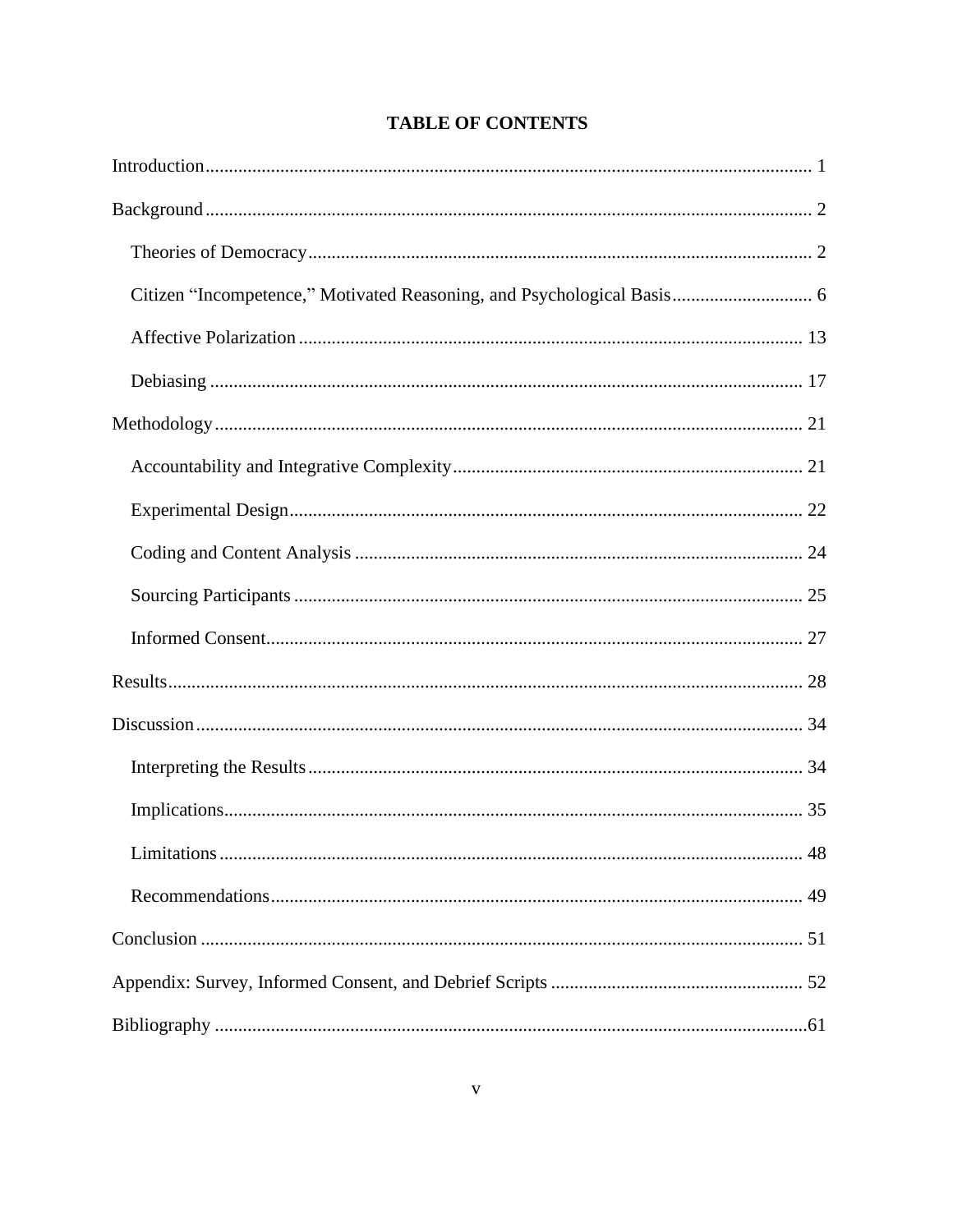# TABLE OF CONTENTS

Introduction ............................................................ 1

Background ............................................................ 2

- Theories of Democracy ............................................................ 2
- Citizen "Incompetence," Motivated Reasoning, and Psychological Basis ............................................................ 6
- Affective Polarization ............................................................ 13
- Debiasing ............................................................ 17

Methodology ............................................................ 21

- Accountability and Integrative Complexity ............................................................ 21
- Experimental Design ............................................................ 22
- Coding and Content Analysis ............................................................ 24
- Sourcing Participants ............................................................ 25
- Informed Consent ............................................................ 27

Results ............................................................ 28

Discussion ............................................................ 34

- Interpreting the Results ............................................................ 34
- Implications ............................................................ 35
- Limitations ............................................................ 48
- Recommendations ............................................................ 49

Conclusion ............................................................ 51

Appendix: Survey, Informed Consent, and Debrief Scripts ............................................................ 52

Bibliography ............................................................ 61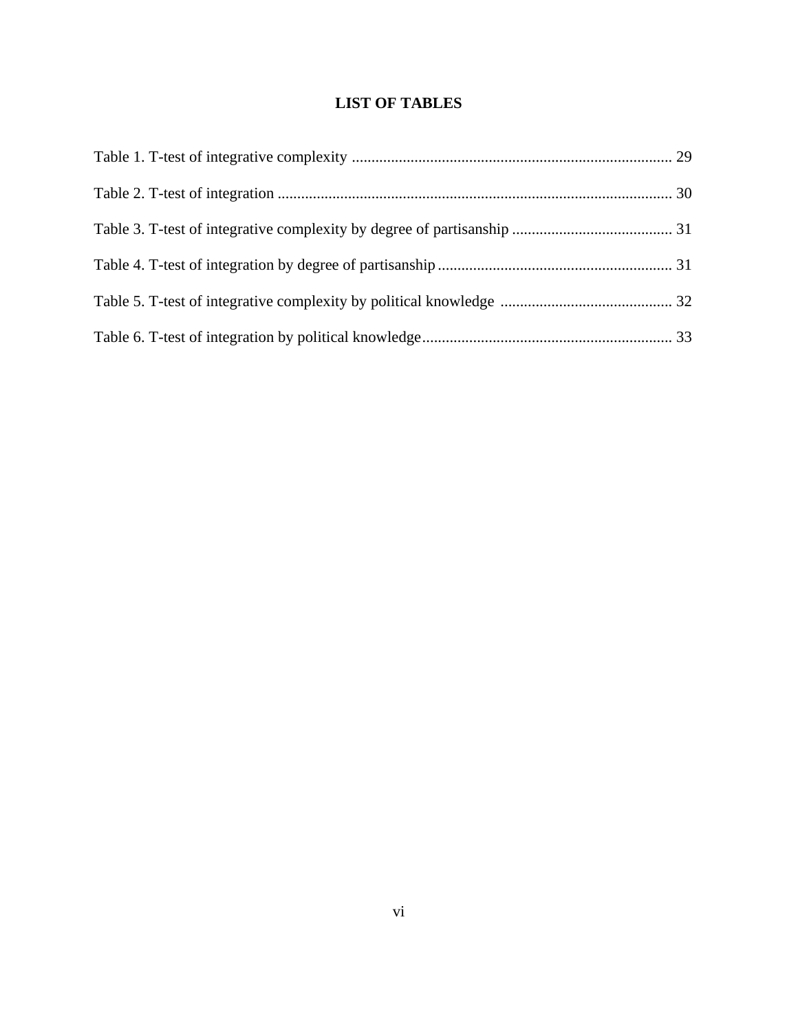# LIST OF TABLES

Table 1. T-test of integrative complexity ................................................................................. 29

Table 2. T-test of integration .................................................................................................... 30

Table 3. T-test of integrative complexity by degree of partisanship ......................................... 31

Table 4. T-test of integration by degree of partisanship ............................................................ 31

Table 5. T-test of integrative complexity by political knowledge ............................................ 32

Table 6. T-test of integration by political knowledge ................................................................ 33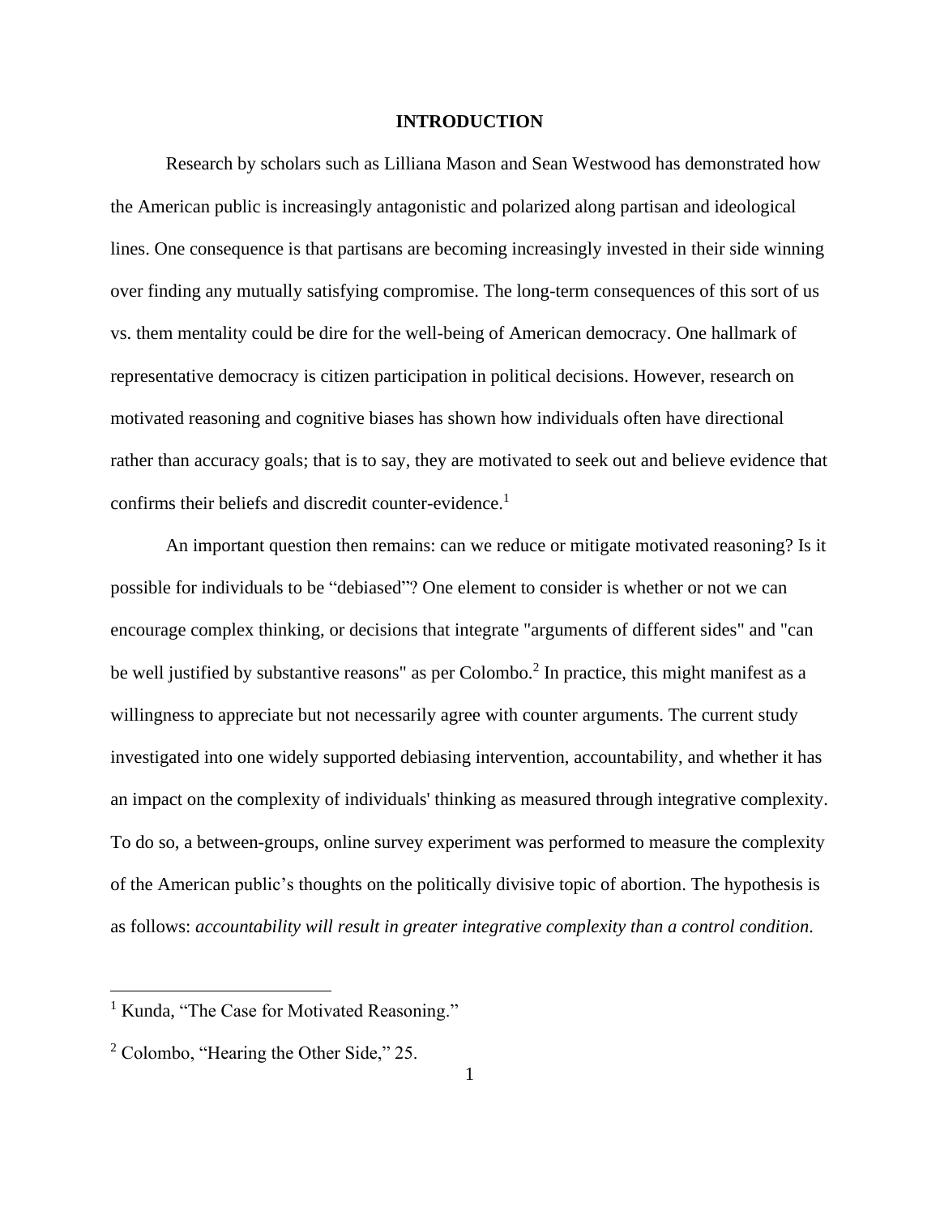# INTRODUCTION

Research by scholars such as Lilliana Mason and Sean Westwood has demonstrated how the American public is increasingly antagonistic and polarized along partisan and ideological lines. One consequence is that partisans are becoming increasingly invested in their side winning over finding any mutually satisfying compromise. The long-term consequences of this sort of us vs. them mentality could be dire for the well-being of American democracy. One hallmark of representative democracy is citizen participation in political decisions. However, research on motivated reasoning and cognitive biases has shown how individuals often have directional rather than accuracy goals; that is to say, they are motivated to seek out and believe evidence that confirms their beliefs and discredit counter-evidence.[1]

An important question then remains: can we reduce or mitigate motivated reasoning? Is it possible for individuals to be "debiased"? One element to consider is whether or not we can encourage complex thinking, or decisions that integrate "arguments of different sides" and "can be well justified by substantive reasons" as per Colombo.[2] In practice, this might manifest as a willingness to appreciate but not necessarily agree with counter arguments. The current study investigated into one widely supported debiasing intervention, accountability, and whether it has an impact on the complexity of individuals' thinking as measured through integrative complexity. To do so, a between-groups, online survey experiment was performed to measure the complexity of the American public's thoughts on the politically divisive topic of abortion. The hypothesis is as follows: *accountability will result in greater integrative complexity than a control condition.*

[1] Kunda, "The Case for Motivated Reasoning."

[2] Colombo, "Hearing the Other Side," 25.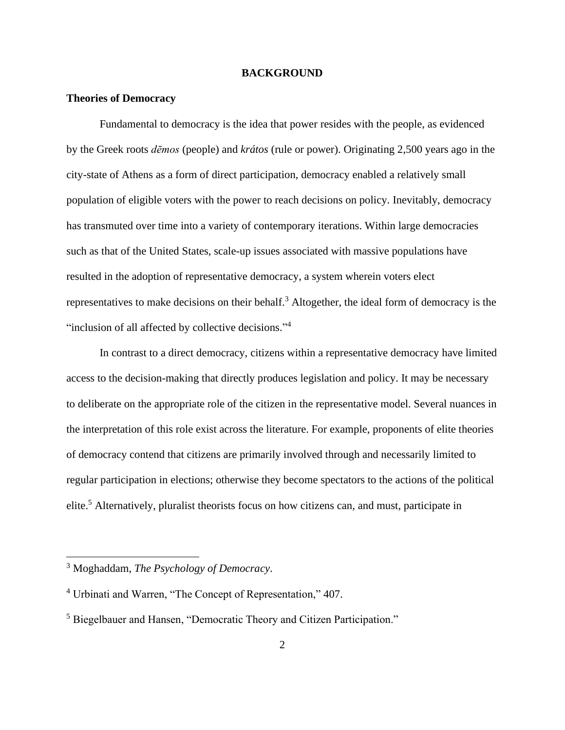# BACKGROUND

## Theories of Democracy

Fundamental to democracy is the idea that power resides with the people, as evidenced by the Greek roots *dēmos* (people) and *krátos* (rule or power). Originating 2,500 years ago in the city-state of Athens as a form of direct participation, democracy enabled a relatively small population of eligible voters with the power to reach decisions on policy. Inevitably, democracy has transmuted over time into a variety of contemporary iterations. Within large democracies such as that of the United States, scale-up issues associated with massive populations have resulted in the adoption of representative democracy, a system wherein voters elect representatives to make decisions on their behalf.[3] Altogether, the ideal form of democracy is the "inclusion of all affected by collective decisions."[4]

In contrast to a direct democracy, citizens within a representative democracy have limited access to the decision-making that directly produces legislation and policy. It may be necessary to deliberate on the appropriate role of the citizen in the representative model. Several nuances in the interpretation of this role exist across the literature. For example, proponents of elite theories of democracy contend that citizens are primarily involved through and necessarily limited to regular participation in elections; otherwise they become spectators to the actions of the political elite.[5] Alternatively, pluralist theorists focus on how citizens can, and must, participate in

---

[3] Moghaddam, *The Psychology of Democracy*.

[4] Urbinati and Warren, "The Concept of Representation," 407.

[5] Biegelbauer and Hansen, "Democratic Theory and Citizen Participation."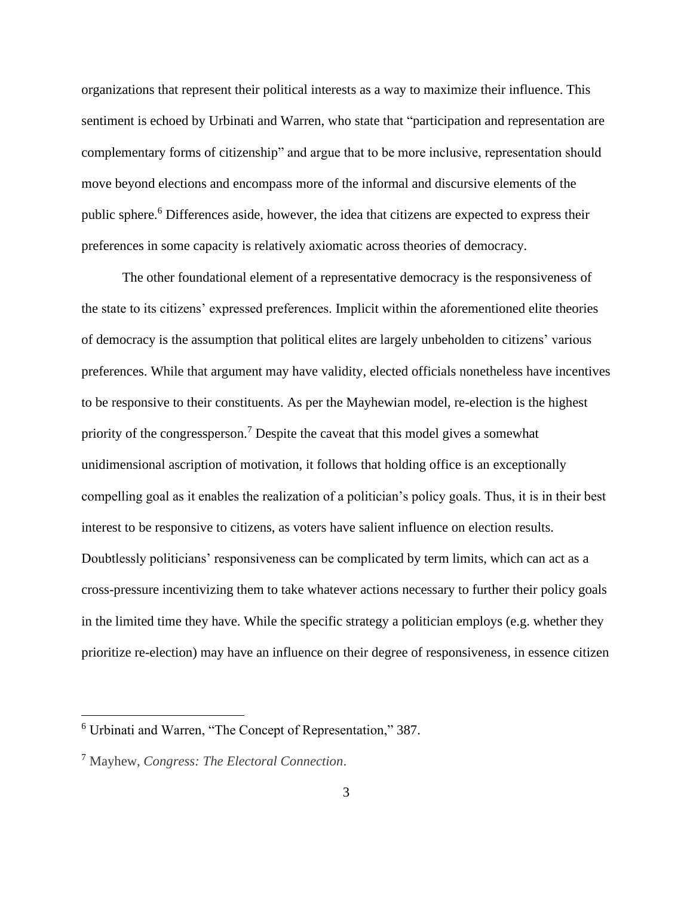organizations that represent their political interests as a way to maximize their influence. This sentiment is echoed by Urbinati and Warren, who state that "participation and representation are complementary forms of citizenship" and argue that to be more inclusive, representation should move beyond elections and encompass more of the informal and discursive elements of the public sphere.[6] Differences aside, however, the idea that citizens are expected to express their preferences in some capacity is relatively axiomatic across theories of democracy.

The other foundational element of a representative democracy is the responsiveness of the state to its citizens' expressed preferences. Implicit within the aforementioned elite theories of democracy is the assumption that political elites are largely unbeholden to citizens' various preferences. While that argument may have validity, elected officials nonetheless have incentives to be responsive to their constituents. As per the Mayhewian model, re-election is the highest priority of the congressperson.[7] Despite the caveat that this model gives a somewhat unidimensional ascription of motivation, it follows that holding office is an exceptionally compelling goal as it enables the realization of a politician's policy goals. Thus, it is in their best interest to be responsive to citizens, as voters have salient influence on election results. Doubtlessly politicians' responsiveness can be complicated by term limits, which can act as a cross-pressure incentivizing them to take whatever actions necessary to further their policy goals in the limited time they have. While the specific strategy a politician employs (e.g. whether they prioritize re-election) may have an influence on their degree of responsiveness, in essence citizen

---

[6] Urbinati and Warren, "The Concept of Representation," 387.

[7] Mayhew, *Congress: The Electoral Connection*.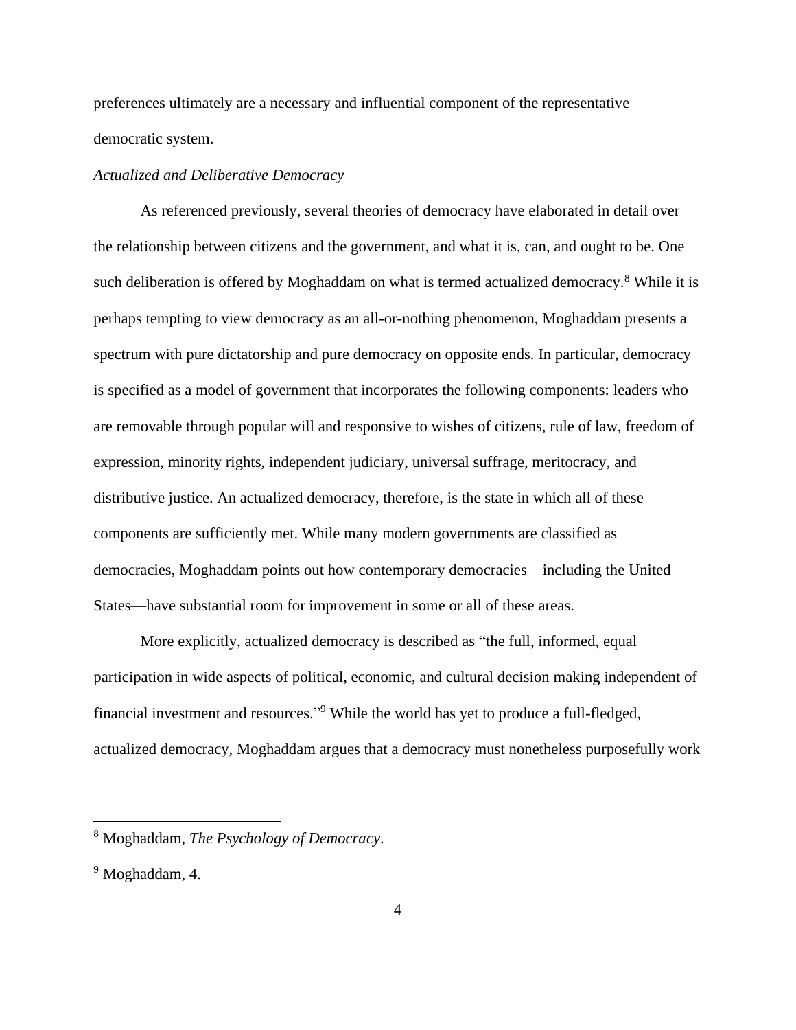preferences ultimately are a necessary and influential component of the representative democratic system.

*Actualized and Deliberative Democracy*

As referenced previously, several theories of democracy have elaborated in detail over the relationship between citizens and the government, and what it is, can, and ought to be. One such deliberation is offered by Moghaddam on what is termed actualized democracy.[8] While it is perhaps tempting to view democracy as an all-or-nothing phenomenon, Moghaddam presents a spectrum with pure dictatorship and pure democracy on opposite ends. In particular, democracy is specified as a model of government that incorporates the following components: leaders who are removable through popular will and responsive to wishes of citizens, rule of law, freedom of expression, minority rights, independent judiciary, universal suffrage, meritocracy, and distributive justice. An actualized democracy, therefore, is the state in which all of these components are sufficiently met. While many modern governments are classified as democracies, Moghaddam points out how contemporary democracies—including the United States—have substantial room for improvement in some or all of these areas.

More explicitly, actualized democracy is described as "the full, informed, equal participation in wide aspects of political, economic, and cultural decision making independent of financial investment and resources."[9] While the world has yet to produce a full-fledged, actualized democracy, Moghaddam argues that a democracy must nonetheless purposefully work

---

[8] Moghaddam, *The Psychology of Democracy*.

[9] Moghaddam, 4.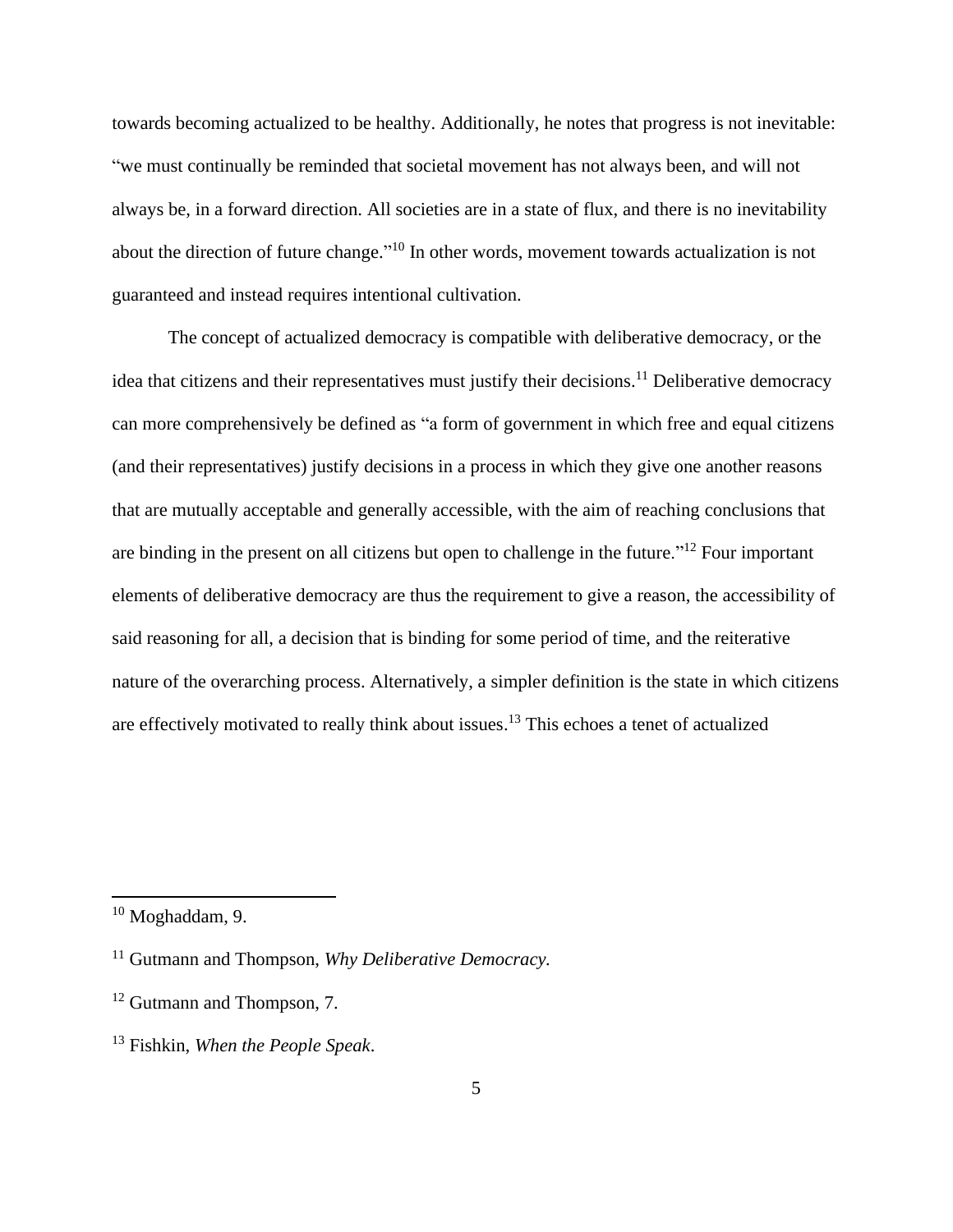towards becoming actualized to be healthy. Additionally, he notes that progress is not inevitable: "we must continually be reminded that societal movement has not always been, and will not always be, in a forward direction. All societies are in a state of flux, and there is no inevitability about the direction of future change."[10] In other words, movement towards actualization is not guaranteed and instead requires intentional cultivation.

The concept of actualized democracy is compatible with deliberative democracy, or the idea that citizens and their representatives must justify their decisions.[11] Deliberative democracy can more comprehensively be defined as "a form of government in which free and equal citizens (and their representatives) justify decisions in a process in which they give one another reasons that are mutually acceptable and generally accessible, with the aim of reaching conclusions that are binding in the present on all citizens but open to challenge in the future."[12] Four important elements of deliberative democracy are thus the requirement to give a reason, the accessibility of said reasoning for all, a decision that is binding for some period of time, and the reiterative nature of the overarching process. Alternatively, a simpler definition is the state in which citizens are effectively motivated to really think about issues.[13] This echoes a tenet of actualized

---

[10] Moghaddam, 9.

[11] Gutmann and Thompson, *Why Deliberative Democracy.*

[12] Gutmann and Thompson, 7.

[13] Fishkin, *When the People Speak*.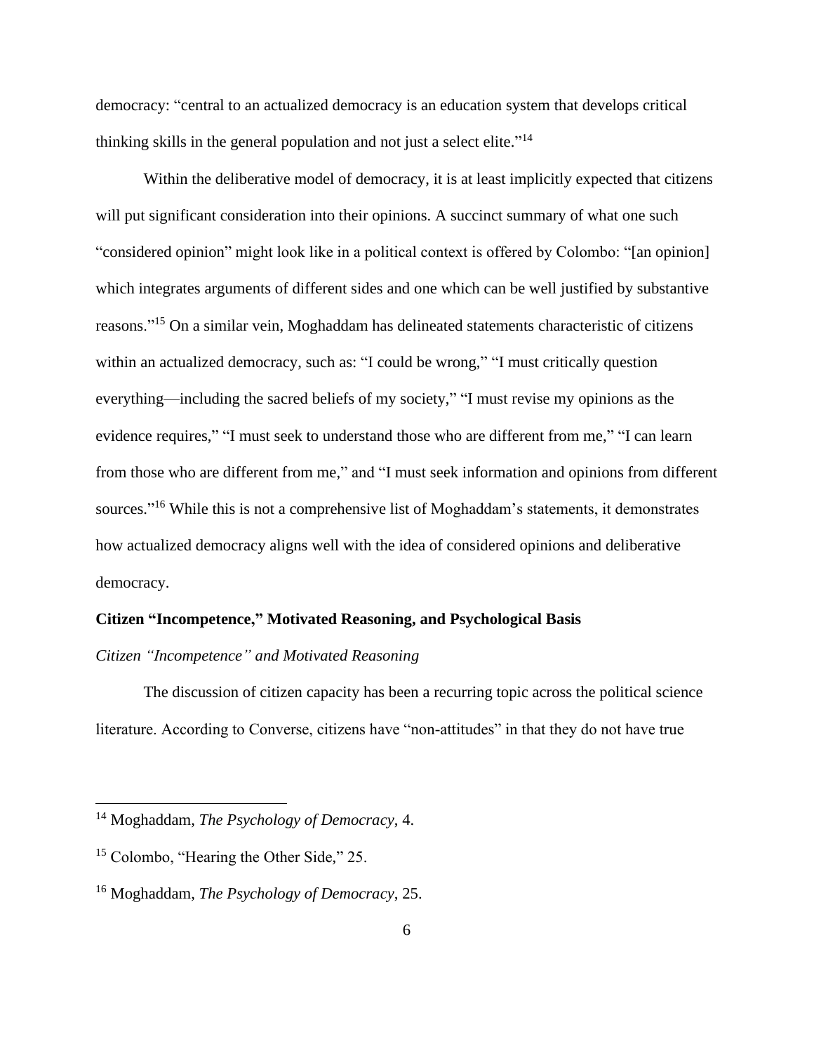democracy: "central to an actualized democracy is an education system that develops critical thinking skills in the general population and not just a select elite."[14]

Within the deliberative model of democracy, it is at least implicitly expected that citizens will put significant consideration into their opinions. A succinct summary of what one such "considered opinion" might look like in a political context is offered by Colombo: "[an opinion] which integrates arguments of different sides and one which can be well justified by substantive reasons."[15] On a similar vein, Moghaddam has delineated statements characteristic of citizens within an actualized democracy, such as: "I could be wrong," "I must critically question everything—including the sacred beliefs of my society," "I must revise my opinions as the evidence requires," "I must seek to understand those who are different from me," "I can learn from those who are different from me," and "I must seek information and opinions from different sources."[16] While this is not a comprehensive list of Moghaddam's statements, it demonstrates how actualized democracy aligns well with the idea of considered opinions and deliberative democracy.

## Citizen "Incompetence," Motivated Reasoning, and Psychological Basis

### *Citizen "Incompetence" and Motivated Reasoning*

The discussion of citizen capacity has been a recurring topic across the political science literature. According to Converse, citizens have "non-attitudes" in that they do not have true

---

[14] Moghaddam, *The Psychology of Democracy*, 4.

[15] Colombo, "Hearing the Other Side," 25.

[16] Moghaddam, *The Psychology of Democracy*, 25.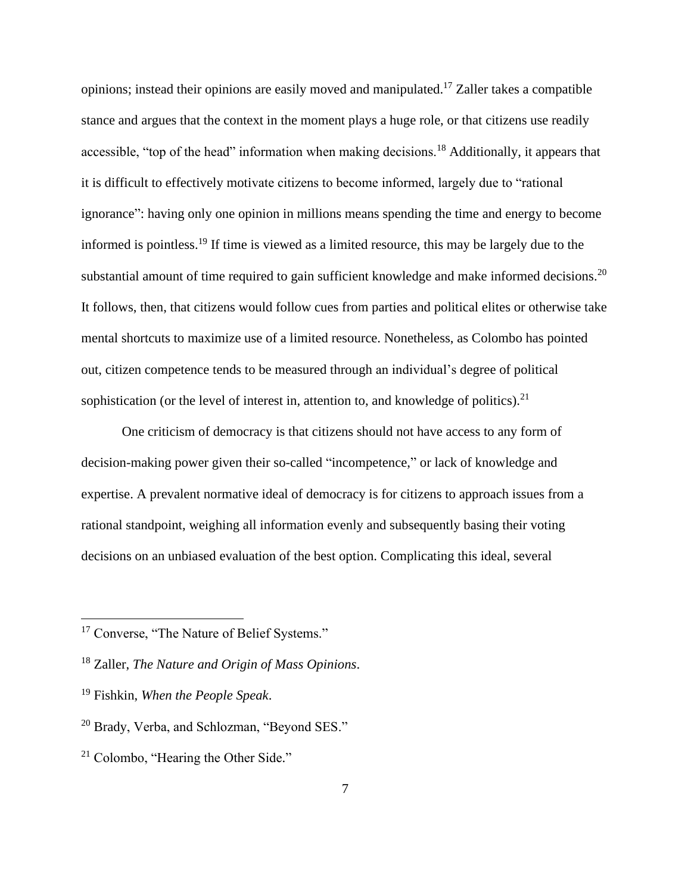opinions; instead their opinions are easily moved and manipulated.[17] Zaller takes a compatible stance and argues that the context in the moment plays a huge role, or that citizens use readily accessible, "top of the head" information when making decisions.[18] Additionally, it appears that it is difficult to effectively motivate citizens to become informed, largely due to "rational ignorance": having only one opinion in millions means spending the time and energy to become informed is pointless.[19] If time is viewed as a limited resource, this may be largely due to the substantial amount of time required to gain sufficient knowledge and make informed decisions.[20] It follows, then, that citizens would follow cues from parties and political elites or otherwise take mental shortcuts to maximize use of a limited resource. Nonetheless, as Colombo has pointed out, citizen competence tends to be measured through an individual's degree of political sophistication (or the level of interest in, attention to, and knowledge of politics).[21]

One criticism of democracy is that citizens should not have access to any form of decision-making power given their so-called "incompetence," or lack of knowledge and expertise. A prevalent normative ideal of democracy is for citizens to approach issues from a rational standpoint, weighing all information evenly and subsequently basing their voting decisions on an unbiased evaluation of the best option. Complicating this ideal, several

---

[17] Converse, "The Nature of Belief Systems."

[18] Zaller, *The Nature and Origin of Mass Opinions*.

[19] Fishkin, *When the People Speak*.

[20] Brady, Verba, and Schlozman, "Beyond SES."

[21] Colombo, "Hearing the Other Side."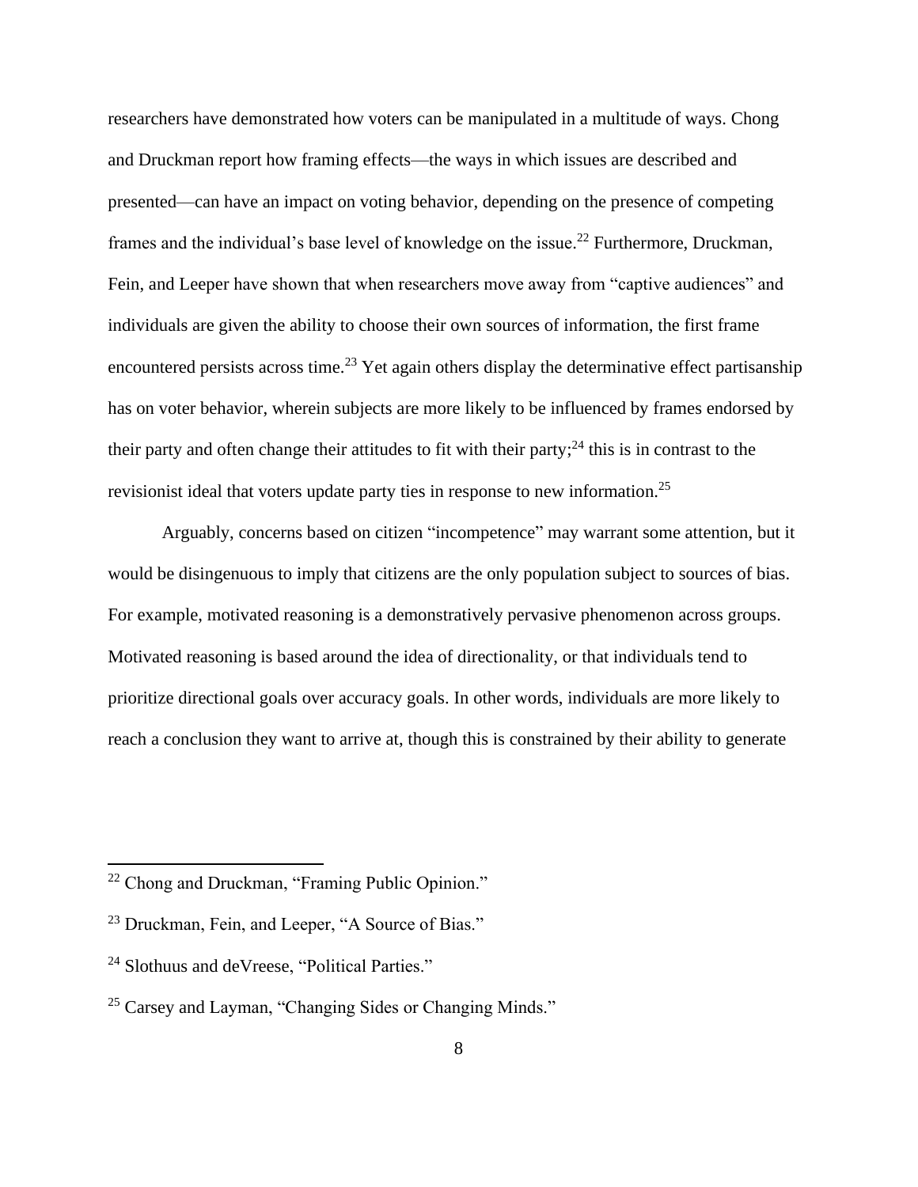researchers have demonstrated how voters can be manipulated in a multitude of ways. Chong and Druckman report how framing effects—the ways in which issues are described and presented—can have an impact on voting behavior, depending on the presence of competing frames and the individual's base level of knowledge on the issue.[22] Furthermore, Druckman, Fein, and Leeper have shown that when researchers move away from "captive audiences" and individuals are given the ability to choose their own sources of information, the first frame encountered persists across time.[23] Yet again others display the determinative effect partisanship has on voter behavior, wherein subjects are more likely to be influenced by frames endorsed by their party and often change their attitudes to fit with their party;[24] this is in contrast to the revisionist ideal that voters update party ties in response to new information.[25]

Arguably, concerns based on citizen "incompetence" may warrant some attention, but it would be disingenuous to imply that citizens are the only population subject to sources of bias. For example, motivated reasoning is a demonstratively pervasive phenomenon across groups. Motivated reasoning is based around the idea of directionality, or that individuals tend to prioritize directional goals over accuracy goals. In other words, individuals are more likely to reach a conclusion they want to arrive at, though this is constrained by their ability to generate

---

[22] Chong and Druckman, "Framing Public Opinion."

[23] Druckman, Fein, and Leeper, "A Source of Bias."

[24] Slothuus and deVreese, "Political Parties."

[25] Carsey and Layman, "Changing Sides or Changing Minds."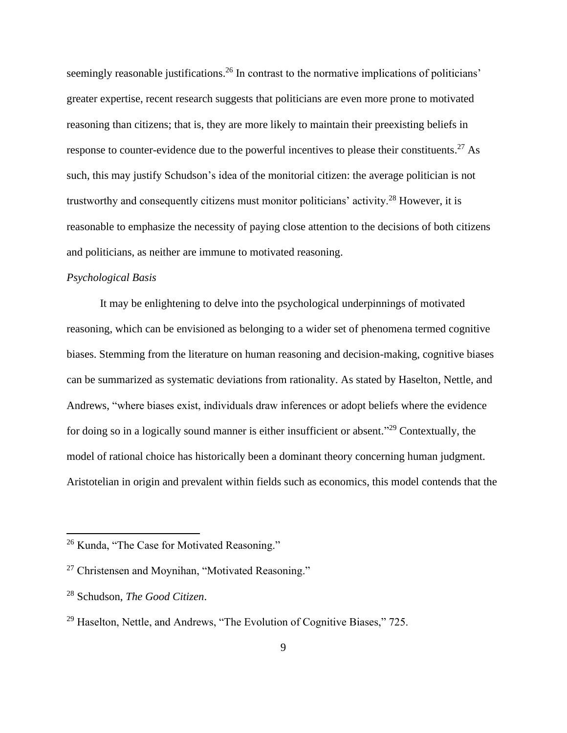seemingly reasonable justifications.[26] In contrast to the normative implications of politicians' greater expertise, recent research suggests that politicians are even more prone to motivated reasoning than citizens; that is, they are more likely to maintain their preexisting beliefs in response to counter-evidence due to the powerful incentives to please their constituents.[27] As such, this may justify Schudson's idea of the monitorial citizen: the average politician is not trustworthy and consequently citizens must monitor politicians' activity.[28] However, it is reasonable to emphasize the necessity of paying close attention to the decisions of both citizens and politicians, as neither are immune to motivated reasoning.

*Psychological Basis*

It may be enlightening to delve into the psychological underpinnings of motivated reasoning, which can be envisioned as belonging to a wider set of phenomena termed cognitive biases. Stemming from the literature on human reasoning and decision-making, cognitive biases can be summarized as systematic deviations from rationality. As stated by Haselton, Nettle, and Andrews, "where biases exist, individuals draw inferences or adopt beliefs where the evidence for doing so in a logically sound manner is either insufficient or absent."[29] Contextually, the model of rational choice has historically been a dominant theory concerning human judgment. Aristotelian in origin and prevalent within fields such as economics, this model contends that the

---

[26] Kunda, "The Case for Motivated Reasoning."

[27] Christensen and Moynihan, "Motivated Reasoning."

[28] Schudson, *The Good Citizen*.

[29] Haselton, Nettle, and Andrews, "The Evolution of Cognitive Biases," 725.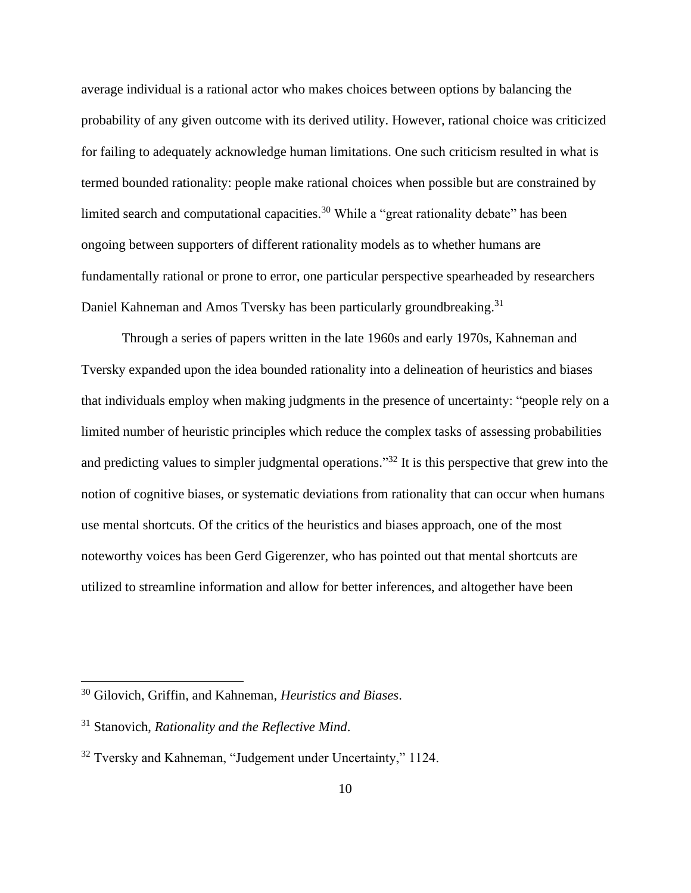average individual is a rational actor who makes choices between options by balancing the probability of any given outcome with its derived utility. However, rational choice was criticized for failing to adequately acknowledge human limitations. One such criticism resulted in what is termed bounded rationality: people make rational choices when possible but are constrained by limited search and computational capacities.[30] While a "great rationality debate" has been ongoing between supporters of different rationality models as to whether humans are fundamentally rational or prone to error, one particular perspective spearheaded by researchers Daniel Kahneman and Amos Tversky has been particularly groundbreaking.[31]

Through a series of papers written in the late 1960s and early 1970s, Kahneman and Tversky expanded upon the idea bounded rationality into a delineation of heuristics and biases that individuals employ when making judgments in the presence of uncertainty: "people rely on a limited number of heuristic principles which reduce the complex tasks of assessing probabilities and predicting values to simpler judgmental operations."[32] It is this perspective that grew into the notion of cognitive biases, or systematic deviations from rationality that can occur when humans use mental shortcuts. Of the critics of the heuristics and biases approach, one of the most noteworthy voices has been Gerd Gigerenzer, who has pointed out that mental shortcuts are utilized to streamline information and allow for better inferences, and altogether have been

---

[30] Gilovich, Griffin, and Kahneman, *Heuristics and Biases*.

[31] Stanovich, *Rationality and the Reflective Mind*.

[32] Tversky and Kahneman, "Judgement under Uncertainty," 1124.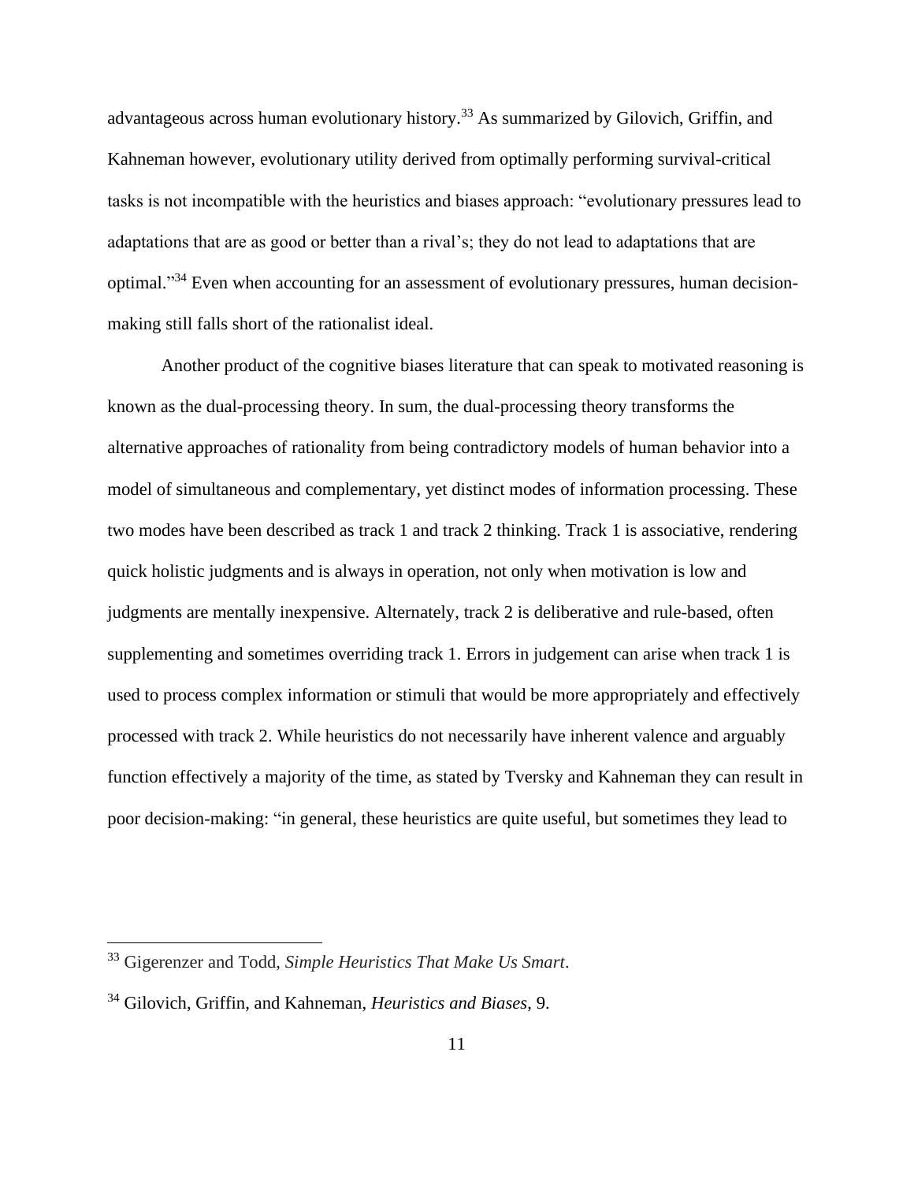advantageous across human evolutionary history.[33] As summarized by Gilovich, Griffin, and Kahneman however, evolutionary utility derived from optimally performing survival-critical tasks is not incompatible with the heuristics and biases approach: "evolutionary pressures lead to adaptations that are as good or better than a rival's; they do not lead to adaptations that are optimal."[34] Even when accounting for an assessment of evolutionary pressures, human decision-making still falls short of the rationalist ideal.

Another product of the cognitive biases literature that can speak to motivated reasoning is known as the dual-processing theory. In sum, the dual-processing theory transforms the alternative approaches of rationality from being contradictory models of human behavior into a model of simultaneous and complementary, yet distinct modes of information processing. These two modes have been described as track 1 and track 2 thinking. Track 1 is associative, rendering quick holistic judgments and is always in operation, not only when motivation is low and judgments are mentally inexpensive. Alternately, track 2 is deliberative and rule-based, often supplementing and sometimes overriding track 1. Errors in judgement can arise when track 1 is used to process complex information or stimuli that would be more appropriately and effectively processed with track 2. While heuristics do not necessarily have inherent valence and arguably function effectively a majority of the time, as stated by Tversky and Kahneman they can result in poor decision-making: "in general, these heuristics are quite useful, but sometimes they lead to

---

[33] Gigerenzer and Todd, *Simple Heuristics That Make Us Smart*.

[34] Gilovich, Griffin, and Kahneman, *Heuristics and Biases*, 9.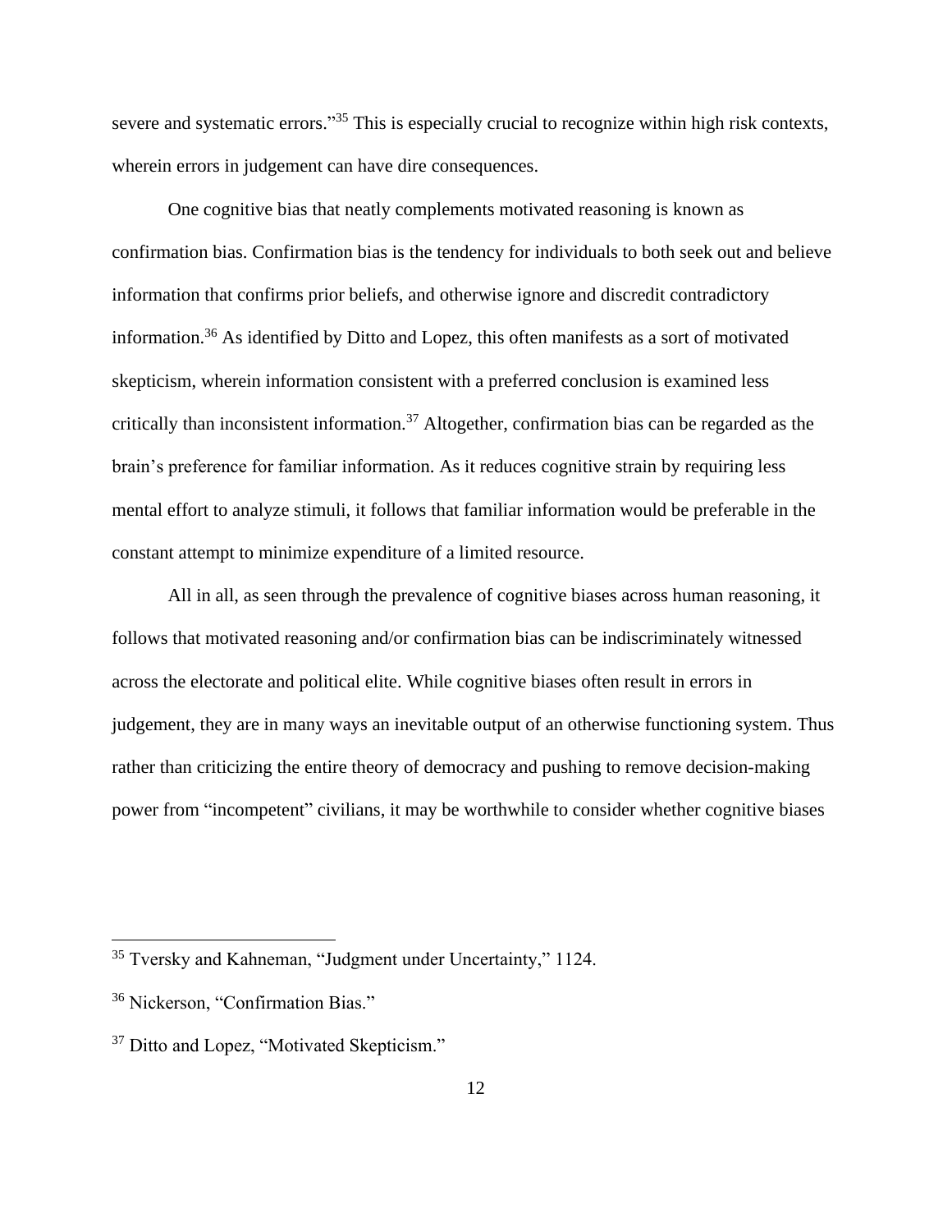severe and systematic errors."[35] This is especially crucial to recognize within high risk contexts, wherein errors in judgement can have dire consequences.

One cognitive bias that neatly complements motivated reasoning is known as confirmation bias. Confirmation bias is the tendency for individuals to both seek out and believe information that confirms prior beliefs, and otherwise ignore and discredit contradictory information.[36] As identified by Ditto and Lopez, this often manifests as a sort of motivated skepticism, wherein information consistent with a preferred conclusion is examined less critically than inconsistent information.[37] Altogether, confirmation bias can be regarded as the brain's preference for familiar information. As it reduces cognitive strain by requiring less mental effort to analyze stimuli, it follows that familiar information would be preferable in the constant attempt to minimize expenditure of a limited resource.

All in all, as seen through the prevalence of cognitive biases across human reasoning, it follows that motivated reasoning and/or confirmation bias can be indiscriminately witnessed across the electorate and political elite. While cognitive biases often result in errors in judgement, they are in many ways an inevitable output of an otherwise functioning system. Thus rather than criticizing the entire theory of democracy and pushing to remove decision-making power from "incompetent" civilians, it may be worthwhile to consider whether cognitive biases

---

[35] Tversky and Kahneman, "Judgment under Uncertainty," 1124.

[36] Nickerson, "Confirmation Bias."

[37] Ditto and Lopez, "Motivated Skepticism."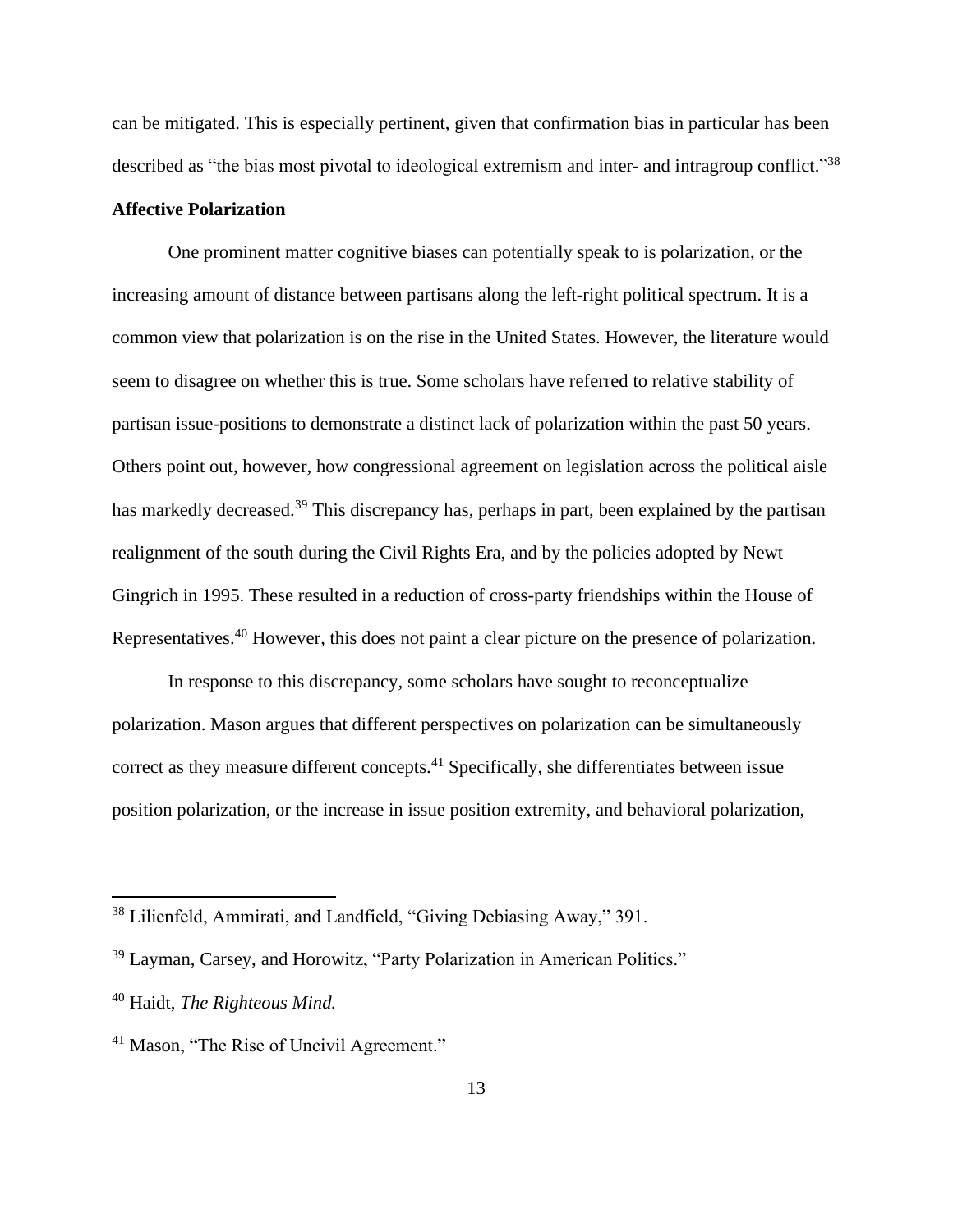can be mitigated. This is especially pertinent, given that confirmation bias in particular has been described as "the bias most pivotal to ideological extremism and inter- and intragroup conflict."[38]

**Affective Polarization**

One prominent matter cognitive biases can potentially speak to is polarization, or the increasing amount of distance between partisans along the left-right political spectrum. It is a common view that polarization is on the rise in the United States. However, the literature would seem to disagree on whether this is true. Some scholars have referred to relative stability of partisan issue-positions to demonstrate a distinct lack of polarization within the past 50 years. Others point out, however, how congressional agreement on legislation across the political aisle has markedly decreased.[39] This discrepancy has, perhaps in part, been explained by the partisan realignment of the south during the Civil Rights Era, and by the policies adopted by Newt Gingrich in 1995. These resulted in a reduction of cross-party friendships within the House of Representatives.[40] However, this does not paint a clear picture on the presence of polarization.

In response to this discrepancy, some scholars have sought to reconceptualize polarization. Mason argues that different perspectives on polarization can be simultaneously correct as they measure different concepts.[41] Specifically, she differentiates between issue position polarization, or the increase in issue position extremity, and behavioral polarization,

---

[38] Lilienfeld, Ammirati, and Landfield, "Giving Debiasing Away," 391.

[39] Layman, Carsey, and Horowitz, "Party Polarization in American Politics."

[40] Haidt, *The Righteous Mind.*

[41] Mason, "The Rise of Uncivil Agreement."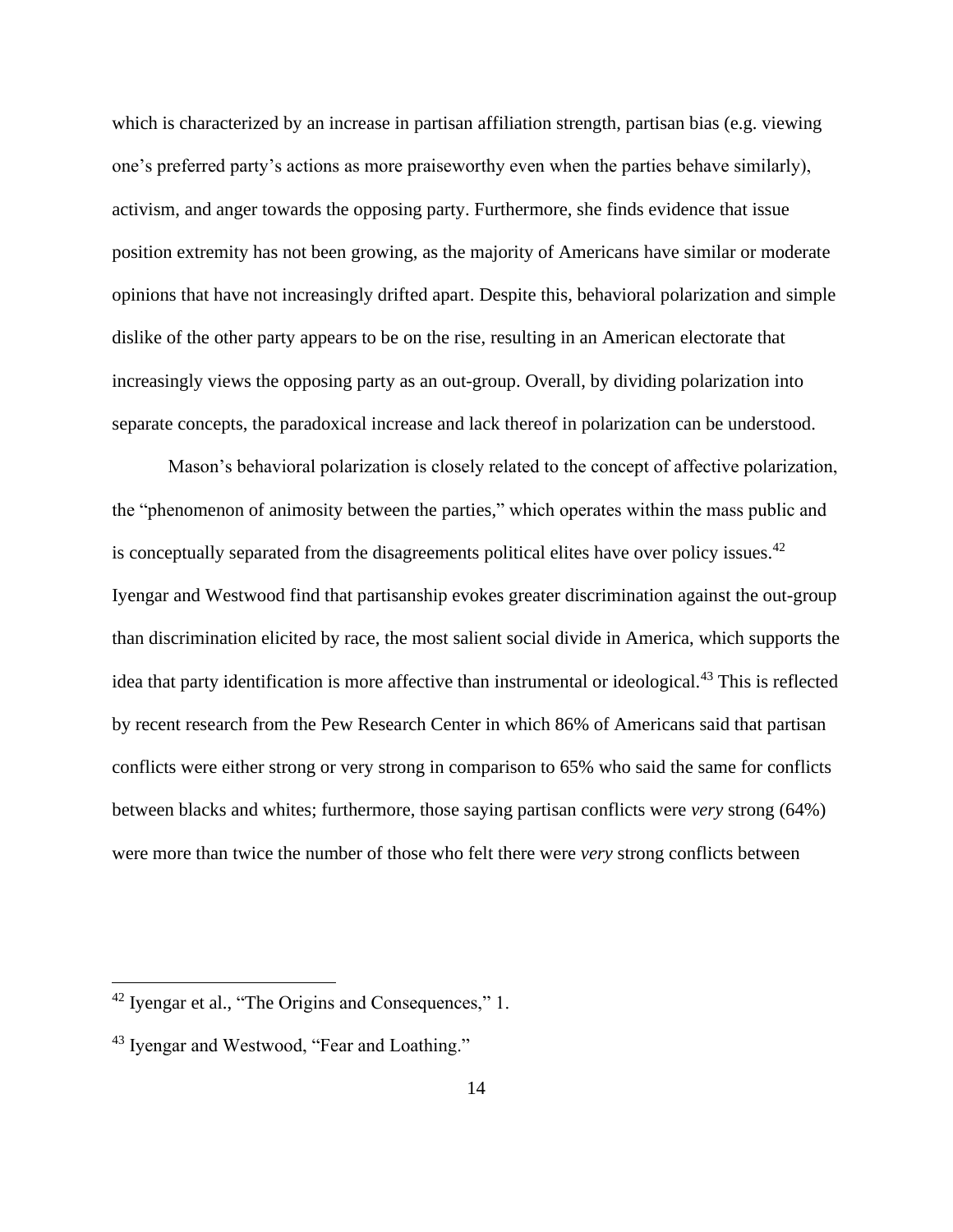which is characterized by an increase in partisan affiliation strength, partisan bias (e.g. viewing one's preferred party's actions as more praiseworthy even when the parties behave similarly), activism, and anger towards the opposing party. Furthermore, she finds evidence that issue position extremity has not been growing, as the majority of Americans have similar or moderate opinions that have not increasingly drifted apart. Despite this, behavioral polarization and simple dislike of the other party appears to be on the rise, resulting in an American electorate that increasingly views the opposing party as an out-group. Overall, by dividing polarization into separate concepts, the paradoxical increase and lack thereof in polarization can be understood.

Mason's behavioral polarization is closely related to the concept of affective polarization, the "phenomenon of animosity between the parties," which operates within the mass public and is conceptually separated from the disagreements political elites have over policy issues.[42] Iyengar and Westwood find that partisanship evokes greater discrimination against the out-group than discrimination elicited by race, the most salient social divide in America, which supports the idea that party identification is more affective than instrumental or ideological.[43] This is reflected by recent research from the Pew Research Center in which 86% of Americans said that partisan conflicts were either strong or very strong in comparison to 65% who said the same for conflicts between blacks and whites; furthermore, those saying partisan conflicts were *very* strong (64%) were more than twice the number of those who felt there were *very* strong conflicts between

---

[42] Iyengar et al., "The Origins and Consequences," 1.

[43] Iyengar and Westwood, "Fear and Loathing."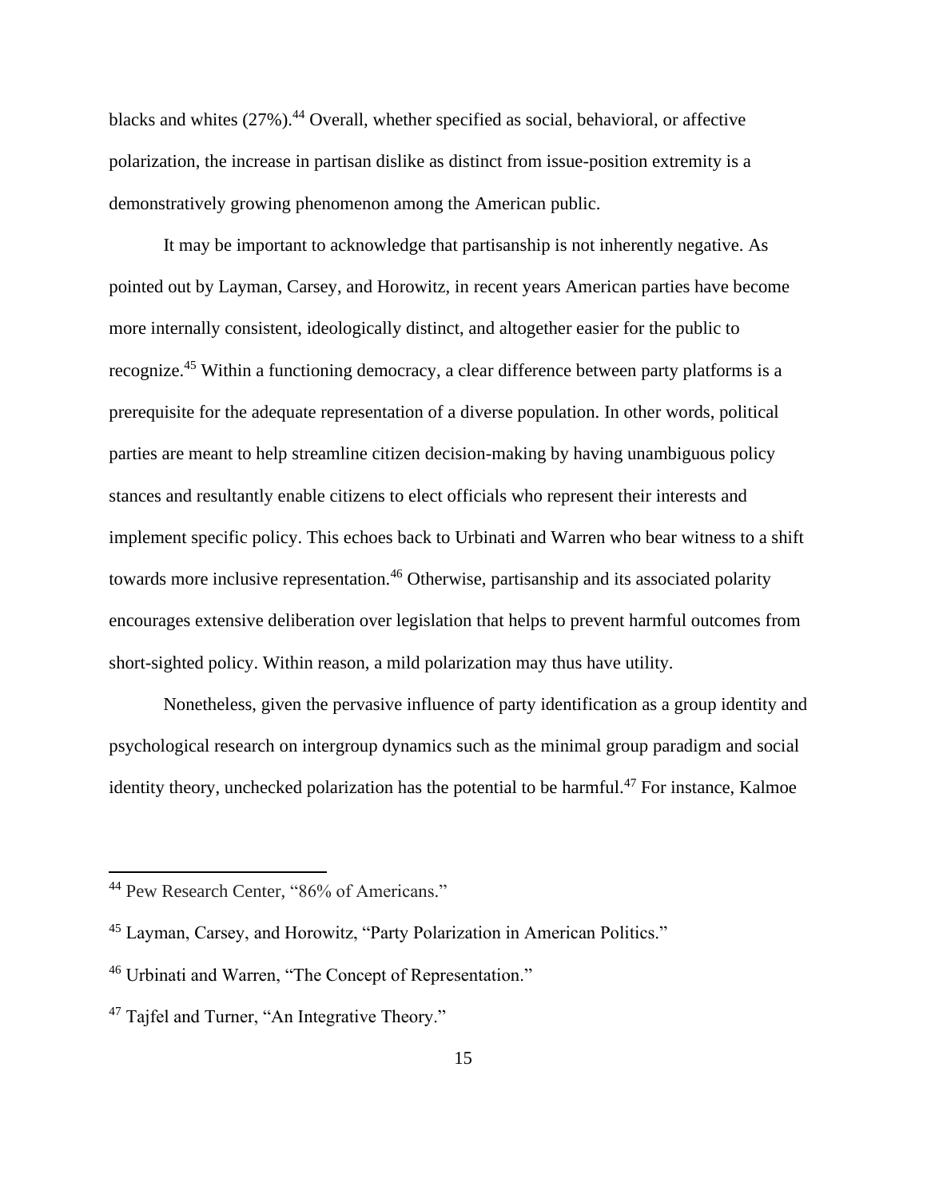blacks and whites (27%).[44] Overall, whether specified as social, behavioral, or affective polarization, the increase in partisan dislike as distinct from issue-position extremity is a demonstratively growing phenomenon among the American public.

It may be important to acknowledge that partisanship is not inherently negative. As pointed out by Layman, Carsey, and Horowitz, in recent years American parties have become more internally consistent, ideologically distinct, and altogether easier for the public to recognize.[45] Within a functioning democracy, a clear difference between party platforms is a prerequisite for the adequate representation of a diverse population. In other words, political parties are meant to help streamline citizen decision-making by having unambiguous policy stances and resultantly enable citizens to elect officials who represent their interests and implement specific policy. This echoes back to Urbinati and Warren who bear witness to a shift towards more inclusive representation.[46] Otherwise, partisanship and its associated polarity encourages extensive deliberation over legislation that helps to prevent harmful outcomes from short-sighted policy. Within reason, a mild polarization may thus have utility.

Nonetheless, given the pervasive influence of party identification as a group identity and psychological research on intergroup dynamics such as the minimal group paradigm and social identity theory, unchecked polarization has the potential to be harmful.[47] For instance, Kalmoe

---

[44] Pew Research Center, "86% of Americans."

[45] Layman, Carsey, and Horowitz, "Party Polarization in American Politics."

[46] Urbinati and Warren, "The Concept of Representation."

[47] Tajfel and Turner, "An Integrative Theory."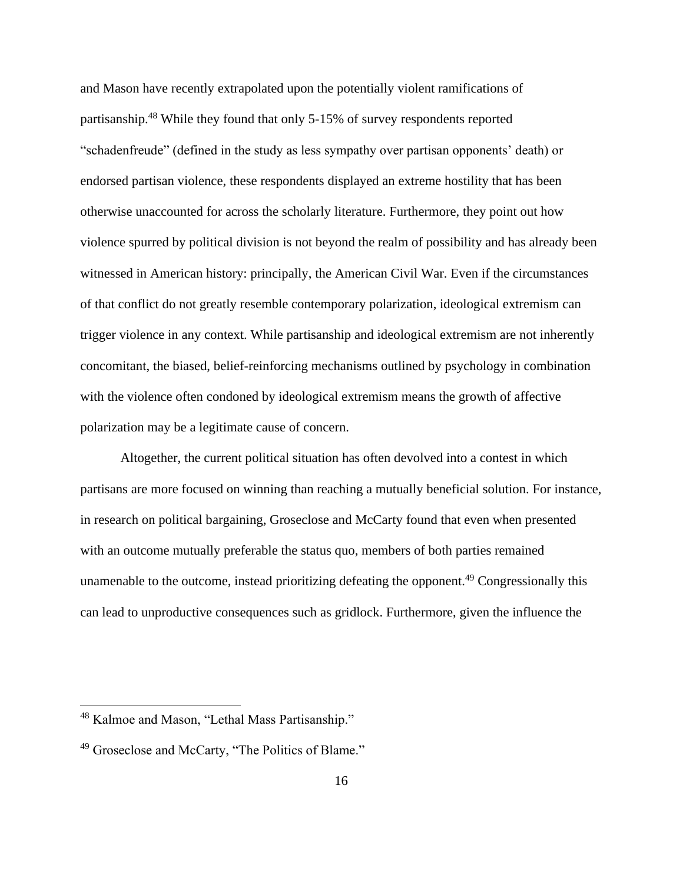and Mason have recently extrapolated upon the potentially violent ramifications of partisanship.[48] While they found that only 5-15% of survey respondents reported "schadenfreude" (defined in the study as less sympathy over partisan opponents' death) or endorsed partisan violence, these respondents displayed an extreme hostility that has been otherwise unaccounted for across the scholarly literature. Furthermore, they point out how violence spurred by political division is not beyond the realm of possibility and has already been witnessed in American history: principally, the American Civil War. Even if the circumstances of that conflict do not greatly resemble contemporary polarization, ideological extremism can trigger violence in any context. While partisanship and ideological extremism are not inherently concomitant, the biased, belief-reinforcing mechanisms outlined by psychology in combination with the violence often condoned by ideological extremism means the growth of affective polarization may be a legitimate cause of concern.

Altogether, the current political situation has often devolved into a contest in which partisans are more focused on winning than reaching a mutually beneficial solution. For instance, in research on political bargaining, Groseclose and McCarty found that even when presented with an outcome mutually preferable the status quo, members of both parties remained unamenable to the outcome, instead prioritizing defeating the opponent.[49] Congressionally this can lead to unproductive consequences such as gridlock. Furthermore, given the influence the

---

[48] Kalmoe and Mason, "Lethal Mass Partisanship."

[49] Groseclose and McCarty, "The Politics of Blame."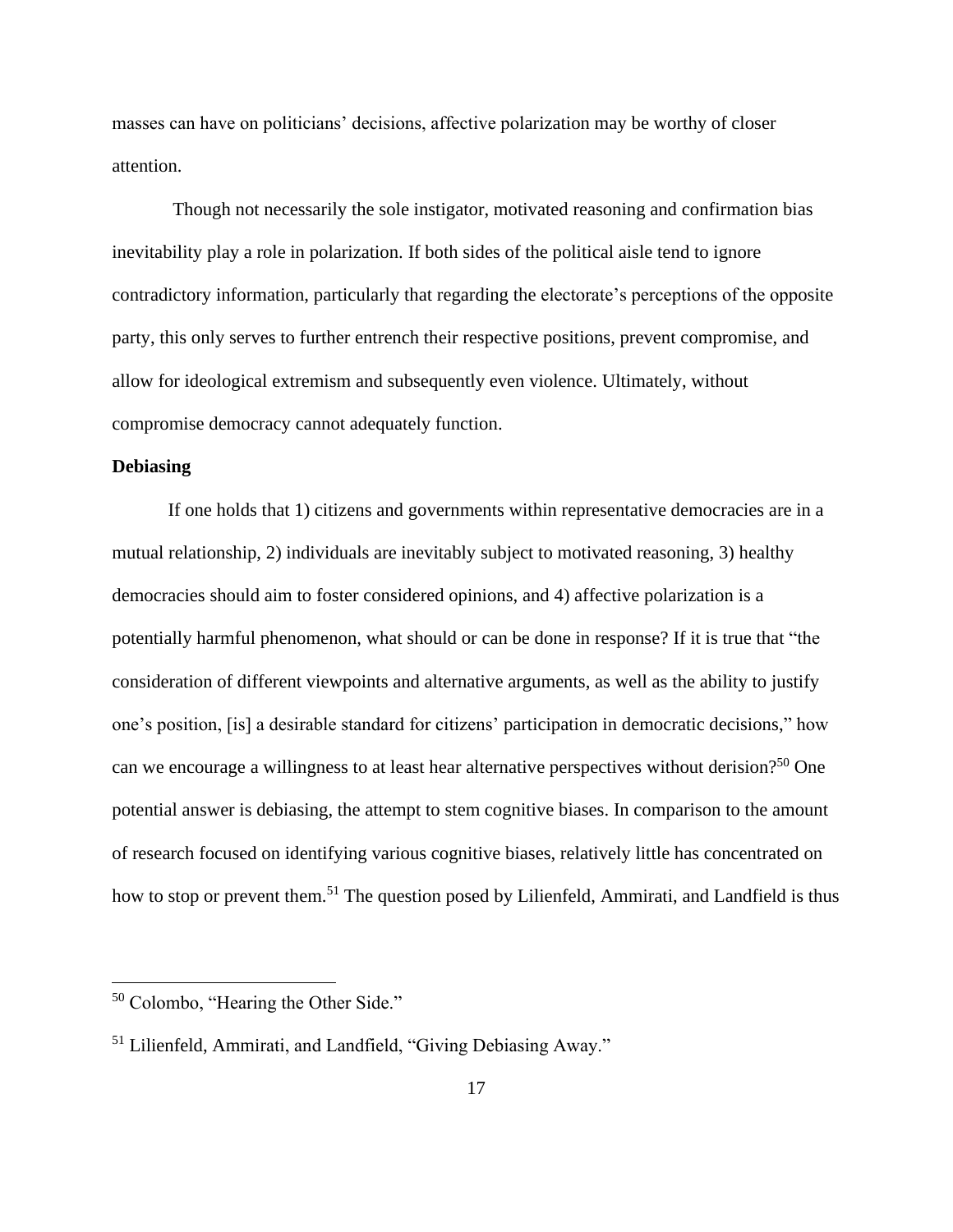masses can have on politicians' decisions, affective polarization may be worthy of closer attention.

Though not necessarily the sole instigator, motivated reasoning and confirmation bias inevitability play a role in polarization. If both sides of the political aisle tend to ignore contradictory information, particularly that regarding the electorate's perceptions of the opposite party, this only serves to further entrench their respective positions, prevent compromise, and allow for ideological extremism and subsequently even violence. Ultimately, without compromise democracy cannot adequately function.

**Debiasing**

If one holds that 1) citizens and governments within representative democracies are in a mutual relationship, 2) individuals are inevitably subject to motivated reasoning, 3) healthy democracies should aim to foster considered opinions, and 4) affective polarization is a potentially harmful phenomenon, what should or can be done in response? If it is true that "the consideration of different viewpoints and alternative arguments, as well as the ability to justify one's position, [is] a desirable standard for citizens' participation in democratic decisions," how can we encourage a willingness to at least hear alternative perspectives without derision?[50] One potential answer is debiasing, the attempt to stem cognitive biases. In comparison to the amount of research focused on identifying various cognitive biases, relatively little has concentrated on how to stop or prevent them.[51] The question posed by Lilienfeld, Ammirati, and Landfield is thus

[50] Colombo, "Hearing the Other Side."

[51] Lilienfeld, Ammirati, and Landfield, "Giving Debiasing Away."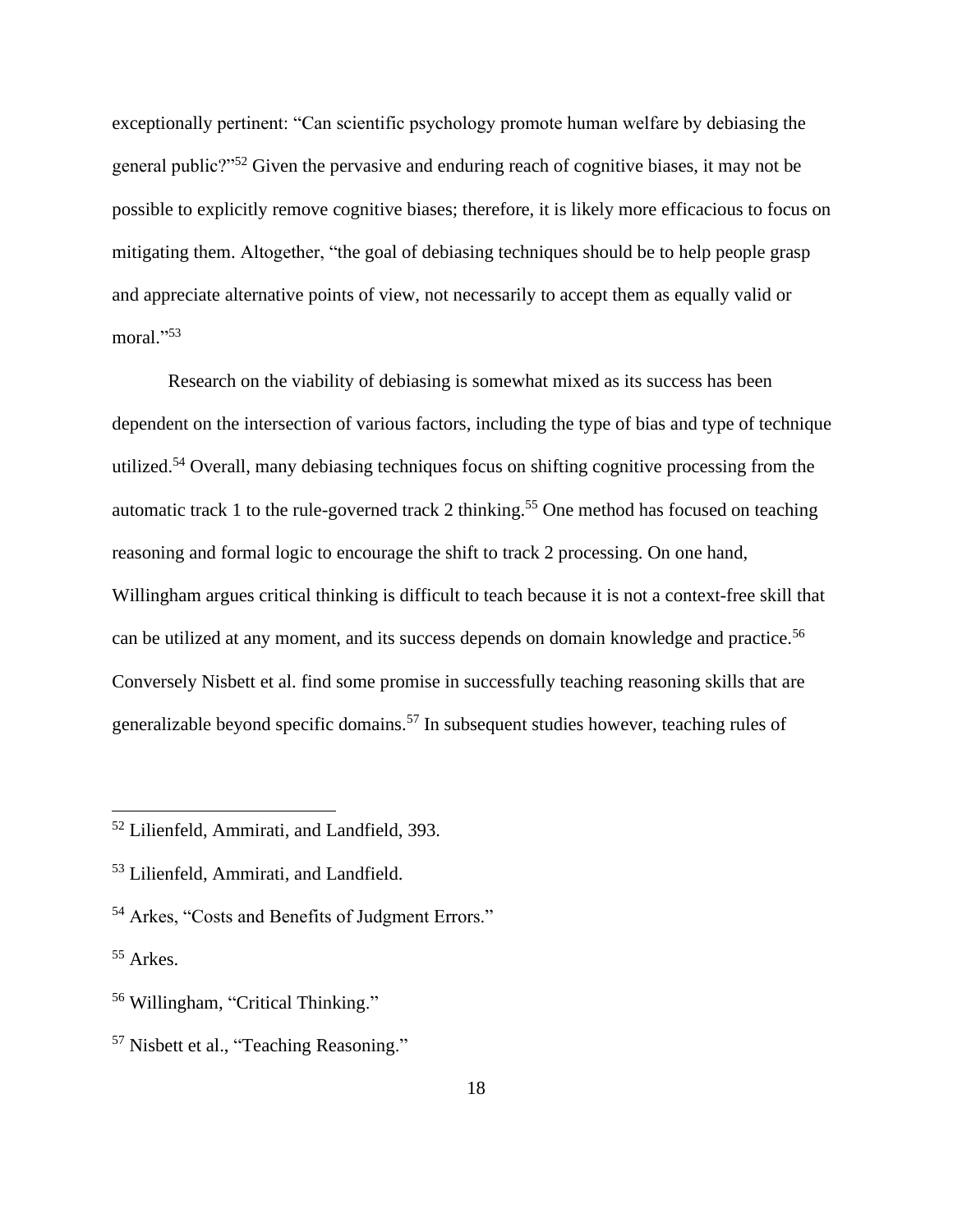exceptionally pertinent: "Can scientific psychology promote human welfare by debiasing the general public?"[52] Given the pervasive and enduring reach of cognitive biases, it may not be possible to explicitly remove cognitive biases; therefore, it is likely more efficacious to focus on mitigating them. Altogether, "the goal of debiasing techniques should be to help people grasp and appreciate alternative points of view, not necessarily to accept them as equally valid or moral."[53]

Research on the viability of debiasing is somewhat mixed as its success has been dependent on the intersection of various factors, including the type of bias and type of technique utilized.[54] Overall, many debiasing techniques focus on shifting cognitive processing from the automatic track 1 to the rule-governed track 2 thinking.[55] One method has focused on teaching reasoning and formal logic to encourage the shift to track 2 processing. On one hand, Willingham argues critical thinking is difficult to teach because it is not a context-free skill that can be utilized at any moment, and its success depends on domain knowledge and practice.[56] Conversely Nisbett et al. find some promise in successfully teaching reasoning skills that are generalizable beyond specific domains.[57] In subsequent studies however, teaching rules of

---

[52] Lilienfeld, Ammirati, and Landfield, 393.

[53] Lilienfeld, Ammirati, and Landfield.

[54] Arkes, "Costs and Benefits of Judgment Errors."

[55] Arkes.

[56] Willingham, "Critical Thinking."

[57] Nisbett et al., "Teaching Reasoning."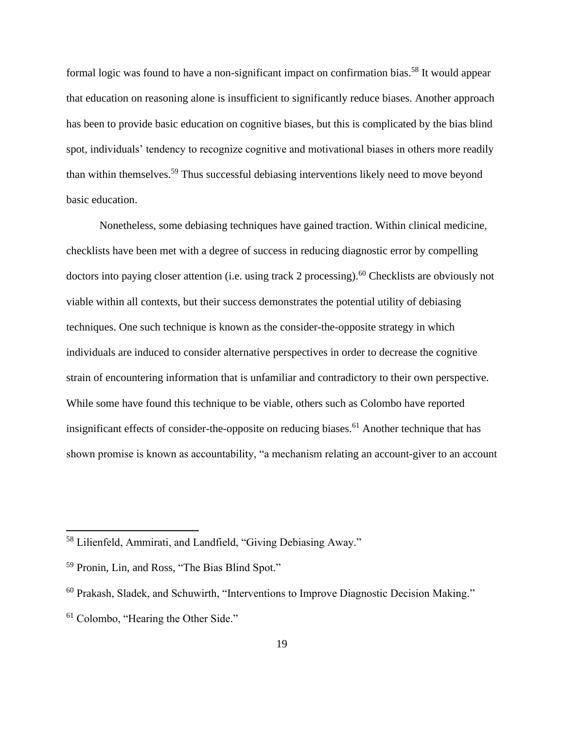formal logic was found to have a non-significant impact on confirmation bias.[58] It would appear that education on reasoning alone is insufficient to significantly reduce biases. Another approach has been to provide basic education on cognitive biases, but this is complicated by the bias blind spot, individuals' tendency to recognize cognitive and motivational biases in others more readily than within themselves.[59] Thus successful debiasing interventions likely need to move beyond basic education.

Nonetheless, some debiasing techniques have gained traction. Within clinical medicine, checklists have been met with a degree of success in reducing diagnostic error by compelling doctors into paying closer attention (i.e. using track 2 processing).[60] Checklists are obviously not viable within all contexts, but their success demonstrates the potential utility of debiasing techniques. One such technique is known as the consider-the-opposite strategy in which individuals are induced to consider alternative perspectives in order to decrease the cognitive strain of encountering information that is unfamiliar and contradictory to their own perspective. While some have found this technique to be viable, others such as Colombo have reported insignificant effects of consider-the-opposite on reducing biases.[61] Another technique that has shown promise is known as accountability, "a mechanism relating an account-giver to an account

---

[58] Lilienfeld, Ammirati, and Landfield, "Giving Debiasing Away."

[59] Pronin, Lin, and Ross, "The Bias Blind Spot."

[60] Prakash, Sladek, and Schuwirth, "Interventions to Improve Diagnostic Decision Making."

[61] Colombo, "Hearing the Other Side."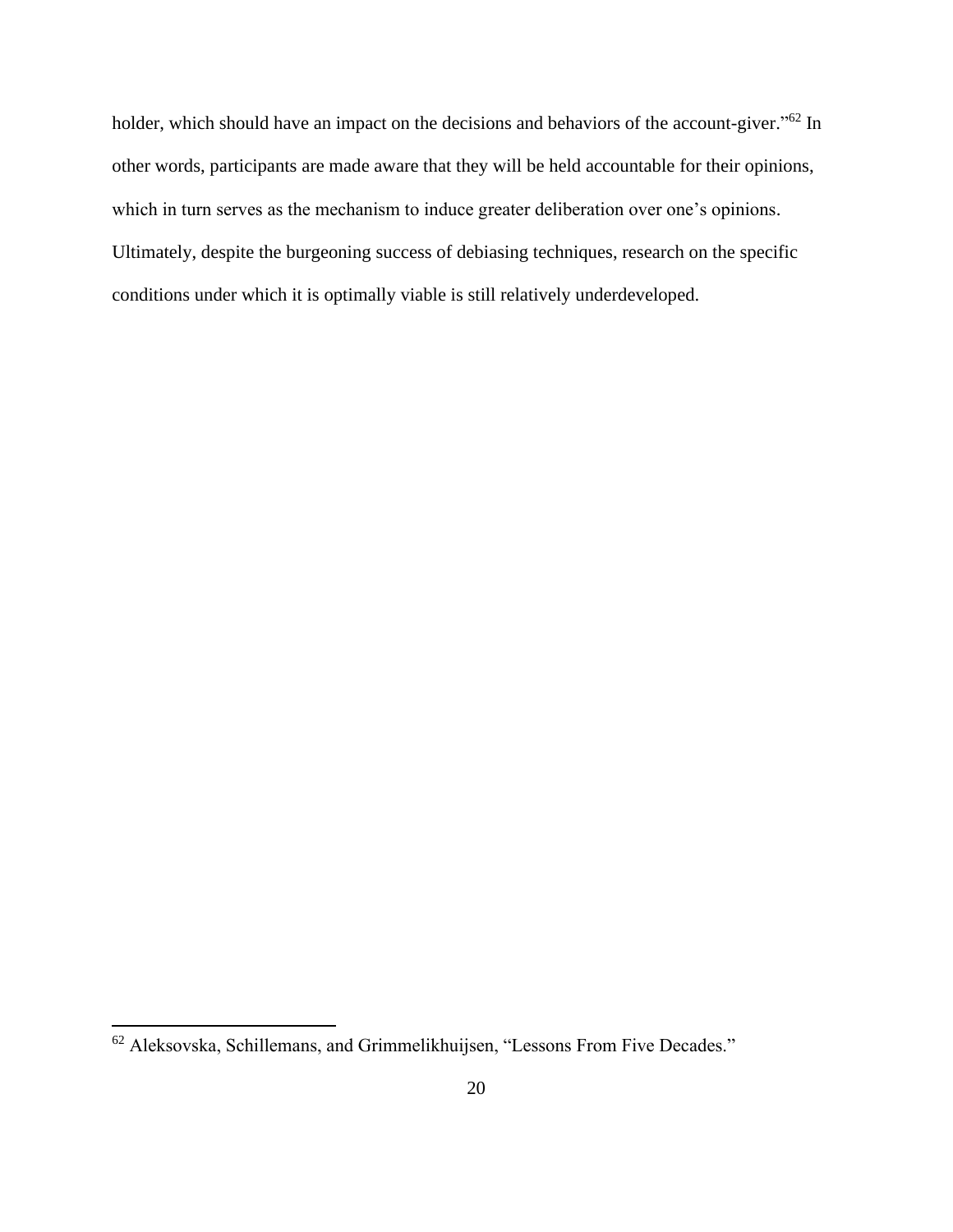holder, which should have an impact on the decisions and behaviors of the account-giver."[62] In other words, participants are made aware that they will be held accountable for their opinions, which in turn serves as the mechanism to induce greater deliberation over one's opinions. Ultimately, despite the burgeoning success of debiasing techniques, research on the specific conditions under which it is optimally viable is still relatively underdeveloped.

[62] Aleksovska, Schillemans, and Grimmelikhuijsen, "Lessons From Five Decades."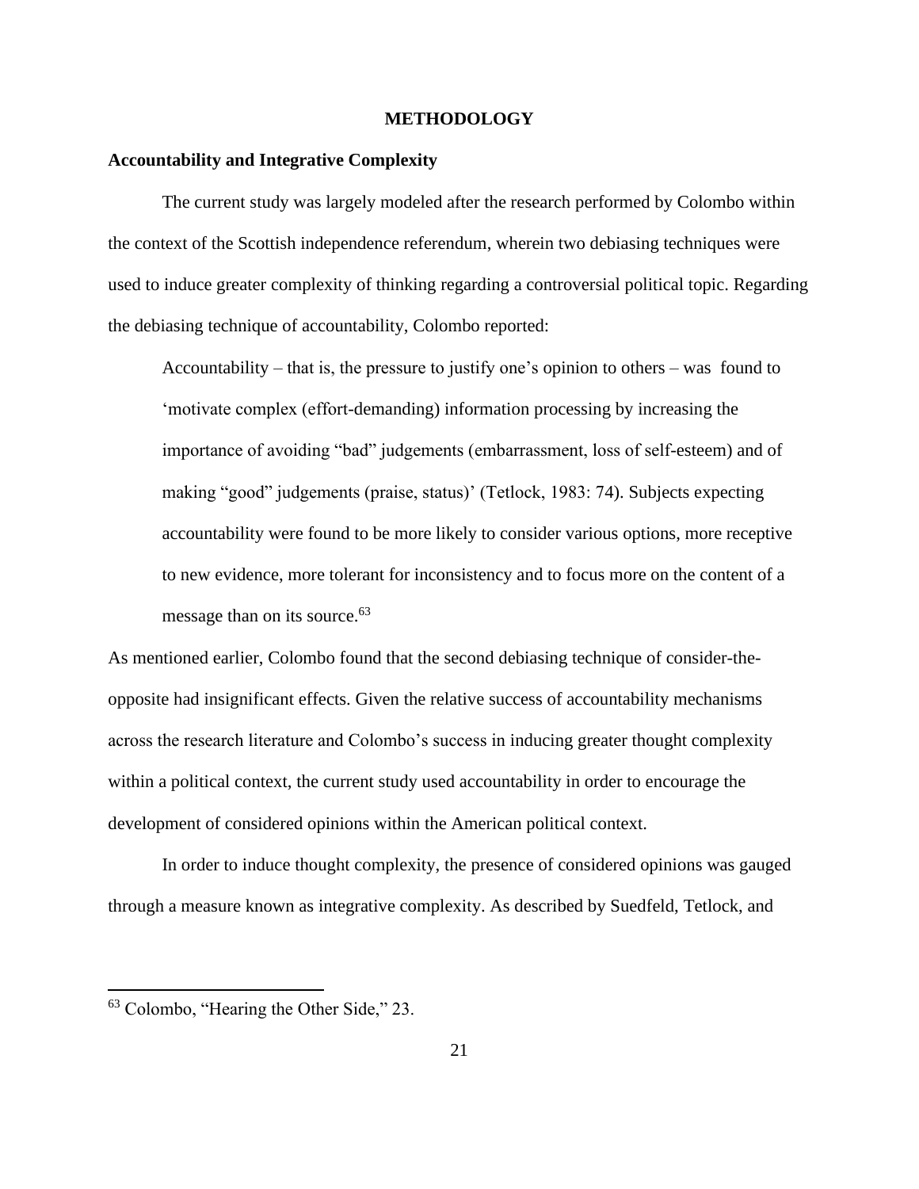# METHODOLOGY

## Accountability and Integrative Complexity

The current study was largely modeled after the research performed by Colombo within the context of the Scottish independence referendum, wherein two debiasing techniques were used to induce greater complexity of thinking regarding a controversial political topic. Regarding the debiasing technique of accountability, Colombo reported:

> Accountability – that is, the pressure to justify one's opinion to others – was found to 'motivate complex (effort-demanding) information processing by increasing the importance of avoiding "bad" judgements (embarrassment, loss of self-esteem) and of making "good" judgements (praise, status)' (Tetlock, 1983: 74). Subjects expecting accountability were found to be more likely to consider various options, more receptive to new evidence, more tolerant for inconsistency and to focus more on the content of a message than on its source.[63]

As mentioned earlier, Colombo found that the second debiasing technique of consider-the-opposite had insignificant effects. Given the relative success of accountability mechanisms across the research literature and Colombo's success in inducing greater thought complexity within a political context, the current study used accountability in order to encourage the development of considered opinions within the American political context.

In order to induce thought complexity, the presence of considered opinions was gauged through a measure known as integrative complexity. As described by Suedfeld, Tetlock, and

[63] Colombo, "Hearing the Other Side," 23.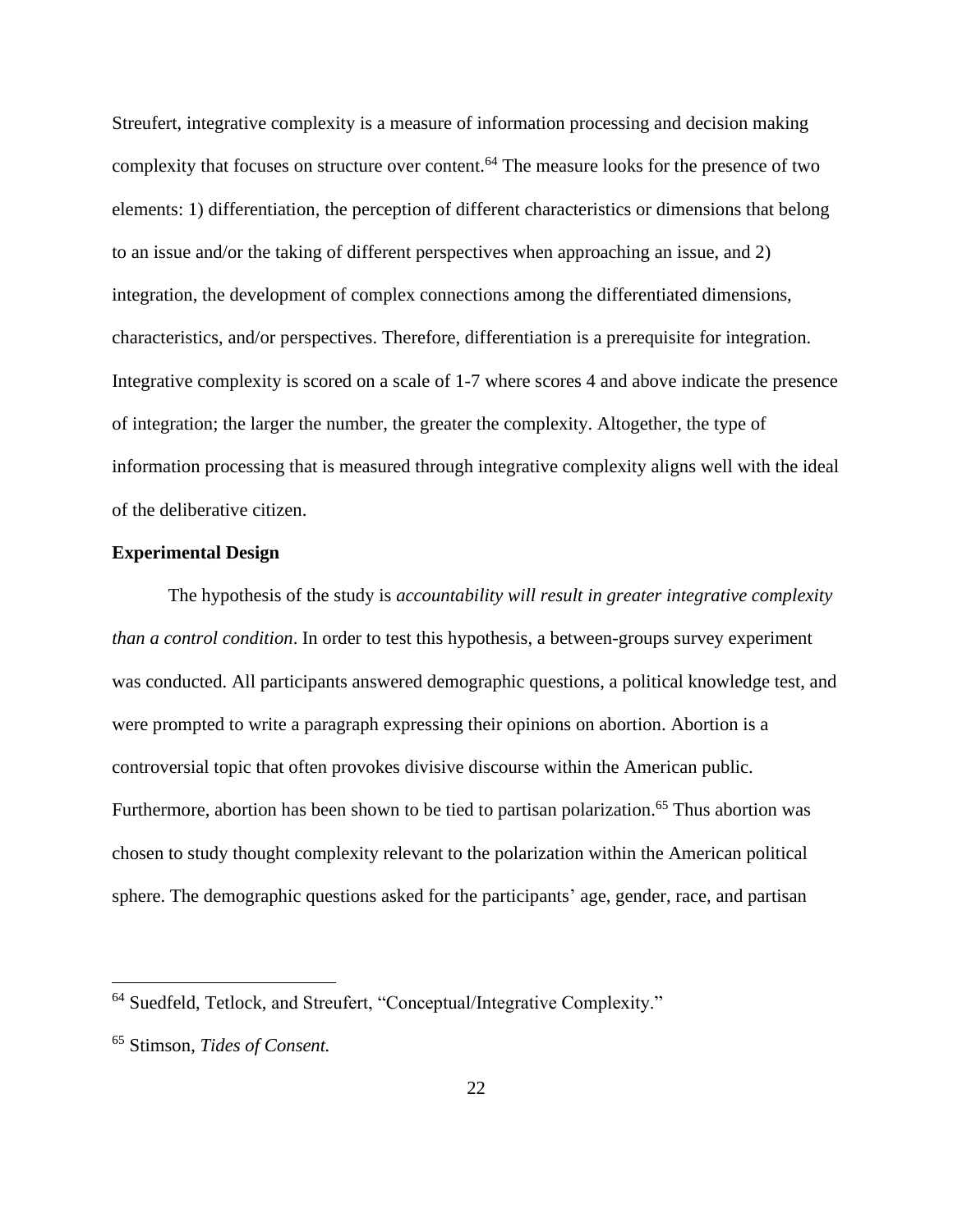Streufert, integrative complexity is a measure of information processing and decision making complexity that focuses on structure over content.[64] The measure looks for the presence of two elements: 1) differentiation, the perception of different characteristics or dimensions that belong to an issue and/or the taking of different perspectives when approaching an issue, and 2) integration, the development of complex connections among the differentiated dimensions, characteristics, and/or perspectives. Therefore, differentiation is a prerequisite for integration. Integrative complexity is scored on a scale of 1-7 where scores 4 and above indicate the presence of integration; the larger the number, the greater the complexity. Altogether, the type of information processing that is measured through integrative complexity aligns well with the ideal of the deliberative citizen.

**Experimental Design**

The hypothesis of the study is *accountability will result in greater integrative complexity than a control condition*. In order to test this hypothesis, a between-groups survey experiment was conducted. All participants answered demographic questions, a political knowledge test, and were prompted to write a paragraph expressing their opinions on abortion. Abortion is a controversial topic that often provokes divisive discourse within the American public. Furthermore, abortion has been shown to be tied to partisan polarization.[65] Thus abortion was chosen to study thought complexity relevant to the polarization within the American political sphere. The demographic questions asked for the participants' age, gender, race, and partisan

---

[64] Suedfeld, Tetlock, and Streufert, "Conceptual/Integrative Complexity."

[65] Stimson, *Tides of Consent.*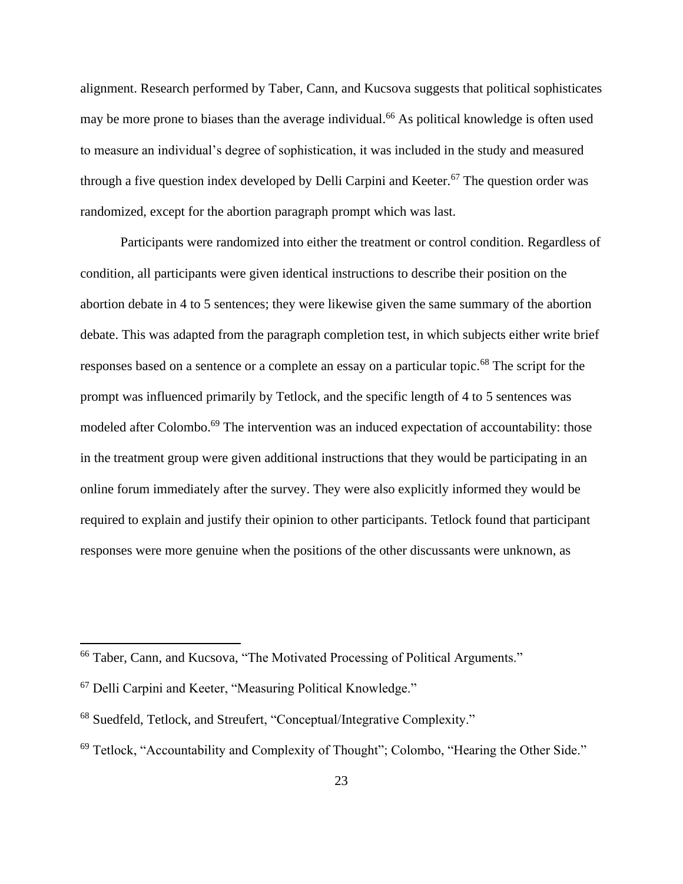alignment. Research performed by Taber, Cann, and Kucsova suggests that political sophisticates may be more prone to biases than the average individual.[66] As political knowledge is often used to measure an individual's degree of sophistication, it was included in the study and measured through a five question index developed by Delli Carpini and Keeter.[67] The question order was randomized, except for the abortion paragraph prompt which was last.

Participants were randomized into either the treatment or control condition. Regardless of condition, all participants were given identical instructions to describe their position on the abortion debate in 4 to 5 sentences; they were likewise given the same summary of the abortion debate. This was adapted from the paragraph completion test, in which subjects either write brief responses based on a sentence or a complete an essay on a particular topic.[68] The script for the prompt was influenced primarily by Tetlock, and the specific length of 4 to 5 sentences was modeled after Colombo.[69] The intervention was an induced expectation of accountability: those in the treatment group were given additional instructions that they would be participating in an online forum immediately after the survey. They were also explicitly informed they would be required to explain and justify their opinion to other participants. Tetlock found that participant responses were more genuine when the positions of the other discussants were unknown, as

---

[66] Taber, Cann, and Kucsova, "The Motivated Processing of Political Arguments."

[67] Delli Carpini and Keeter, "Measuring Political Knowledge."

[68] Suedfeld, Tetlock, and Streufert, "Conceptual/Integrative Complexity."

[69] Tetlock, "Accountability and Complexity of Thought"; Colombo, "Hearing the Other Side."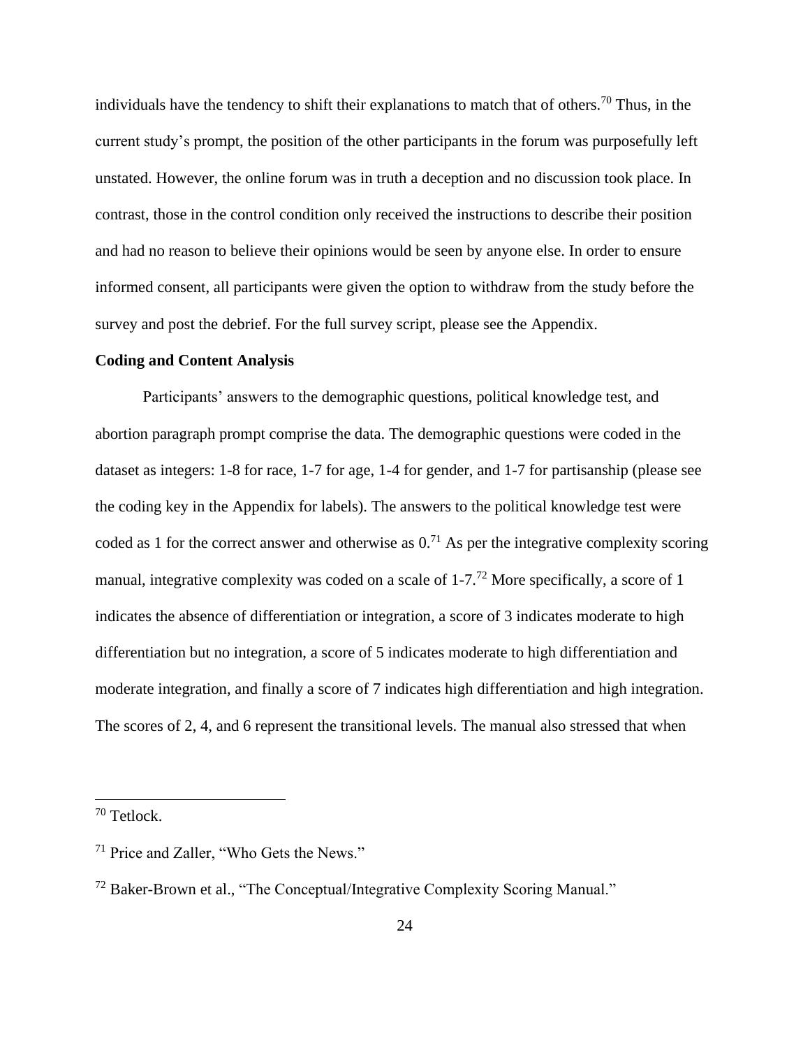individuals have the tendency to shift their explanations to match that of others.[70] Thus, in the current study's prompt, the position of the other participants in the forum was purposefully left unstated. However, the online forum was in truth a deception and no discussion took place. In contrast, those in the control condition only received the instructions to describe their position and had no reason to believe their opinions would be seen by anyone else. In order to ensure informed consent, all participants were given the option to withdraw from the study before the survey and post the debrief. For the full survey script, please see the Appendix.

**Coding and Content Analysis**

Participants' answers to the demographic questions, political knowledge test, and abortion paragraph prompt comprise the data. The demographic questions were coded in the dataset as integers: 1-8 for race, 1-7 for age, 1-4 for gender, and 1-7 for partisanship (please see the coding key in the Appendix for labels). The answers to the political knowledge test were coded as 1 for the correct answer and otherwise as 0.[71] As per the integrative complexity scoring manual, integrative complexity was coded on a scale of 1-7.[72] More specifically, a score of 1 indicates the absence of differentiation or integration, a score of 3 indicates moderate to high differentiation but no integration, a score of 5 indicates moderate to high differentiation and moderate integration, and finally a score of 7 indicates high differentiation and high integration. The scores of 2, 4, and 6 represent the transitional levels. The manual also stressed that when

---

[70] Tetlock.

[71] Price and Zaller, "Who Gets the News."

[72] Baker-Brown et al., "The Conceptual/Integrative Complexity Scoring Manual."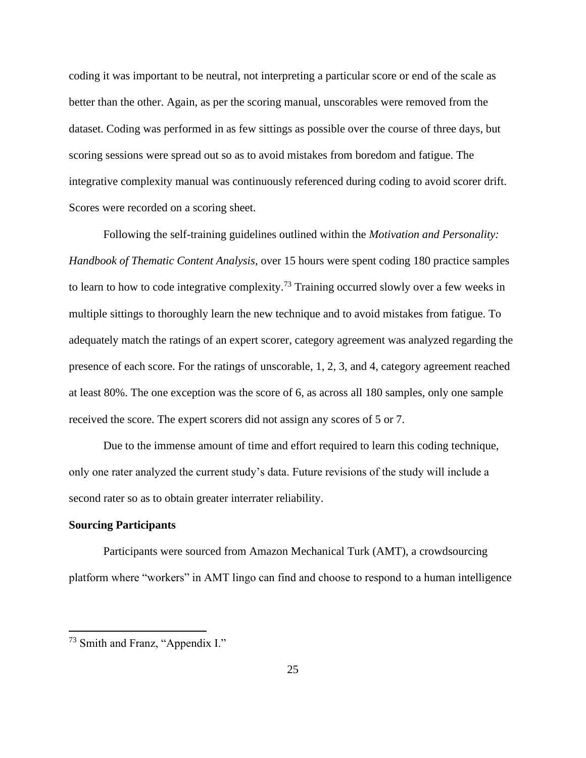coding it was important to be neutral, not interpreting a particular score or end of the scale as better than the other. Again, as per the scoring manual, unscorables were removed from the dataset. Coding was performed in as few sittings as possible over the course of three days, but scoring sessions were spread out so as to avoid mistakes from boredom and fatigue. The integrative complexity manual was continuously referenced during coding to avoid scorer drift. Scores were recorded on a scoring sheet.

Following the self-training guidelines outlined within the *Motivation and Personality: Handbook of Thematic Content Analysis*, over 15 hours were spent coding 180 practice samples to learn to how to code integrative complexity.[73] Training occurred slowly over a few weeks in multiple sittings to thoroughly learn the new technique and to avoid mistakes from fatigue. To adequately match the ratings of an expert scorer, category agreement was analyzed regarding the presence of each score. For the ratings of unscorable, 1, 2, 3, and 4, category agreement reached at least 80%. The one exception was the score of 6, as across all 180 samples, only one sample received the score. The expert scorers did not assign any scores of 5 or 7.

Due to the immense amount of time and effort required to learn this coding technique, only one rater analyzed the current study's data. Future revisions of the study will include a second rater so as to obtain greater interrater reliability.

**Sourcing Participants**

Participants were sourced from Amazon Mechanical Turk (AMT), a crowdsourcing platform where "workers" in AMT lingo can find and choose to respond to a human intelligence

---

[73] Smith and Franz, "Appendix I."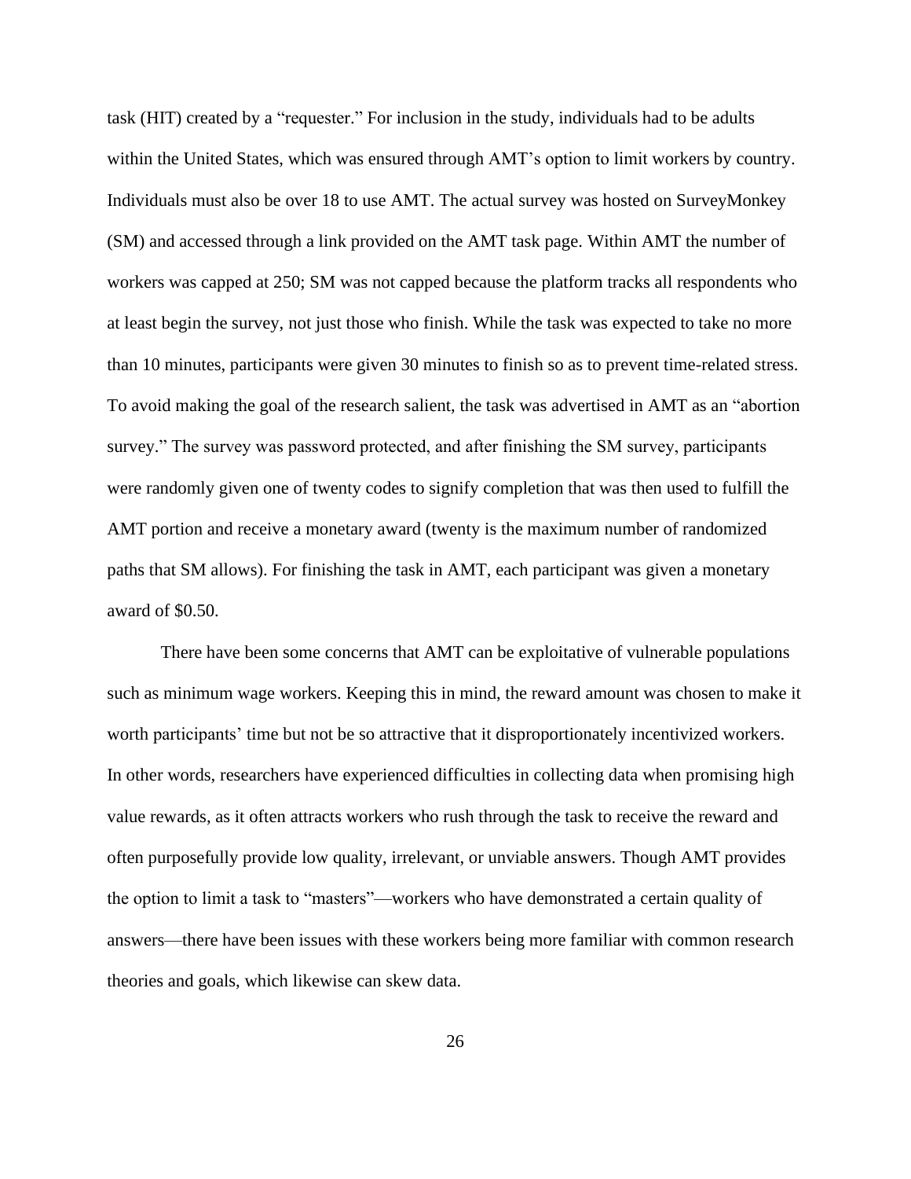task (HIT) created by a "requester." For inclusion in the study, individuals had to be adults within the United States, which was ensured through AMT's option to limit workers by country. Individuals must also be over 18 to use AMT. The actual survey was hosted on SurveyMonkey (SM) and accessed through a link provided on the AMT task page. Within AMT the number of workers was capped at 250; SM was not capped because the platform tracks all respondents who at least begin the survey, not just those who finish. While the task was expected to take no more than 10 minutes, participants were given 30 minutes to finish so as to prevent time-related stress. To avoid making the goal of the research salient, the task was advertised in AMT as an "abortion survey." The survey was password protected, and after finishing the SM survey, participants were randomly given one of twenty codes to signify completion that was then used to fulfill the AMT portion and receive a monetary award (twenty is the maximum number of randomized paths that SM allows). For finishing the task in AMT, each participant was given a monetary award of $0.50.

There have been some concerns that AMT can be exploitative of vulnerable populations such as minimum wage workers. Keeping this in mind, the reward amount was chosen to make it worth participants' time but not be so attractive that it disproportionately incentivized workers. In other words, researchers have experienced difficulties in collecting data when promising high value rewards, as it often attracts workers who rush through the task to receive the reward and often purposefully provide low quality, irrelevant, or unviable answers. Though AMT provides the option to limit a task to "masters"—workers who have demonstrated a certain quality of answers—there have been issues with these workers being more familiar with common research theories and goals, which likewise can skew data.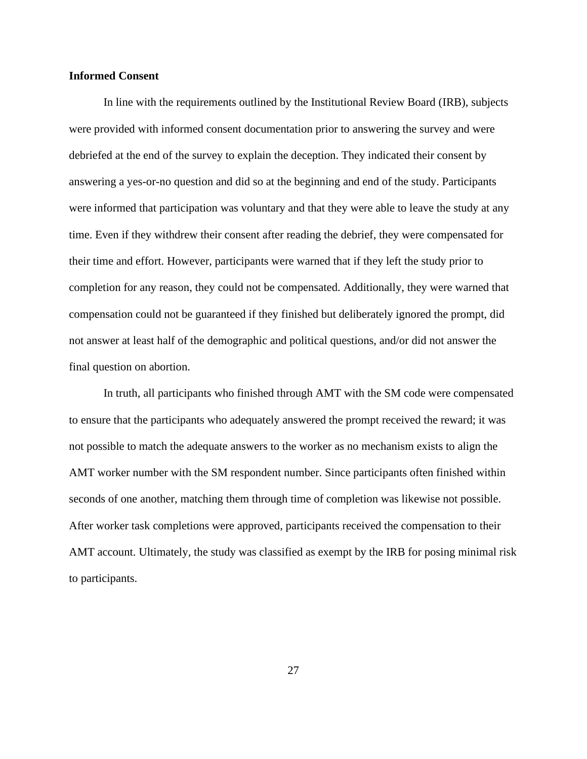**Informed Consent**

In line with the requirements outlined by the Institutional Review Board (IRB), subjects were provided with informed consent documentation prior to answering the survey and were debriefed at the end of the survey to explain the deception. They indicated their consent by answering a yes-or-no question and did so at the beginning and end of the study. Participants were informed that participation was voluntary and that they were able to leave the study at any time. Even if they withdrew their consent after reading the debrief, they were compensated for their time and effort. However, participants were warned that if they left the study prior to completion for any reason, they could not be compensated. Additionally, they were warned that compensation could not be guaranteed if they finished but deliberately ignored the prompt, did not answer at least half of the demographic and political questions, and/or did not answer the final question on abortion.

In truth, all participants who finished through AMT with the SM code were compensated to ensure that the participants who adequately answered the prompt received the reward; it was not possible to match the adequate answers to the worker as no mechanism exists to align the AMT worker number with the SM respondent number. Since participants often finished within seconds of one another, matching them through time of completion was likewise not possible. After worker task completions were approved, participants received the compensation to their AMT account. Ultimately, the study was classified as exempt by the IRB for posing minimal risk to participants.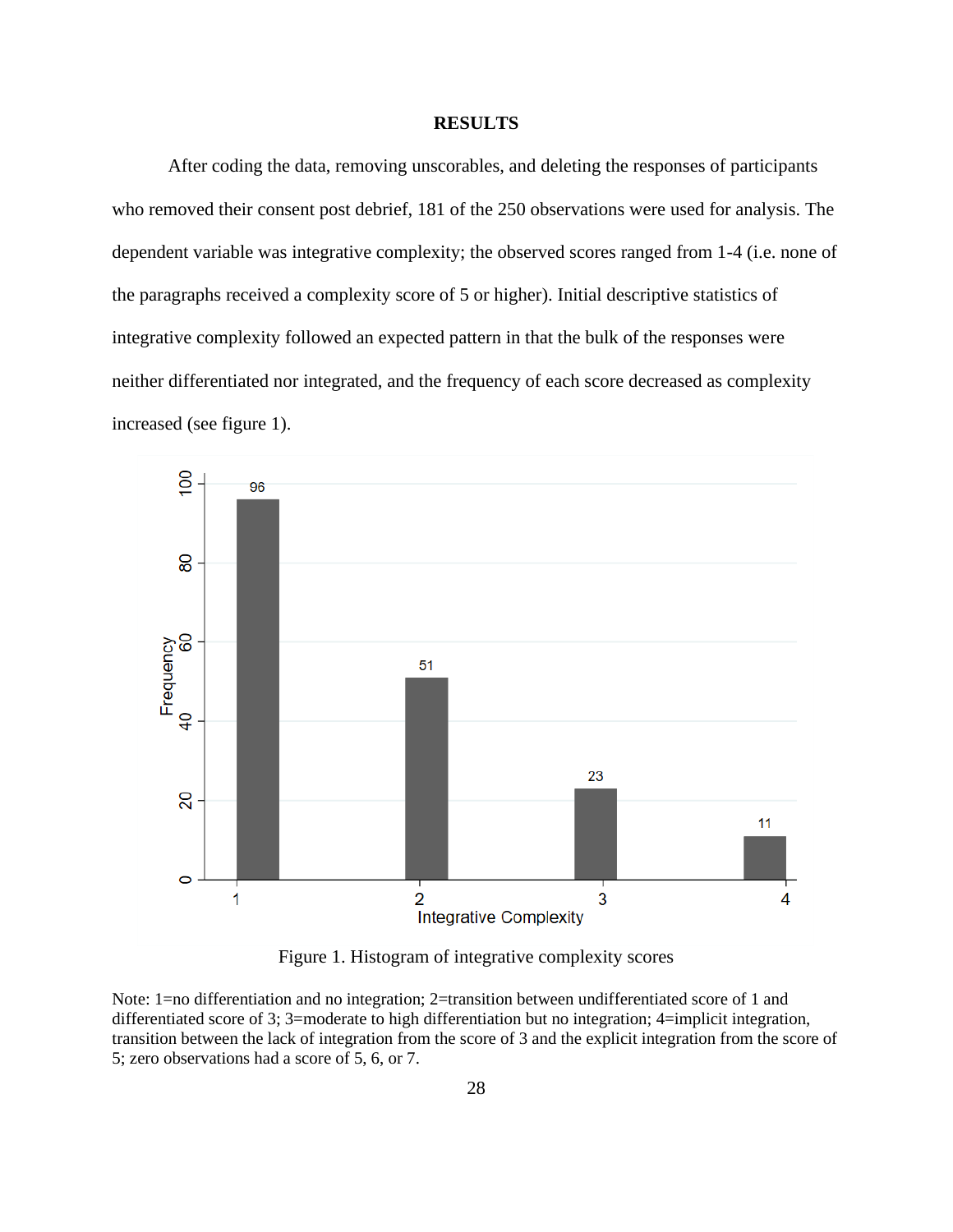# RESULTS

After coding the data, removing unscorables, and deleting the responses of participants who removed their consent post debrief, 181 of the 250 observations were used for analysis. The dependent variable was integrative complexity; the observed scores ranged from 1-4 (i.e. none of the paragraphs received a complexity score of 5 or higher). Initial descriptive statistics of integrative complexity followed an expected pattern in that the bulk of the responses were neither differentiated nor integrated, and the frequency of each score decreased as complexity increased (see figure 1).

Figure 1. Histogram of integrative complexity scores

Note: 1=no differentiation and no integration; 2=transition between undifferentiated score of 1 and differentiated score of 3; 3=moderate to high differentiation but no integration; 4=implicit integration, transition between the lack of integration from the score of 3 and the explicit integration from the score of 5; zero observations had a score of 5, 6, or 7.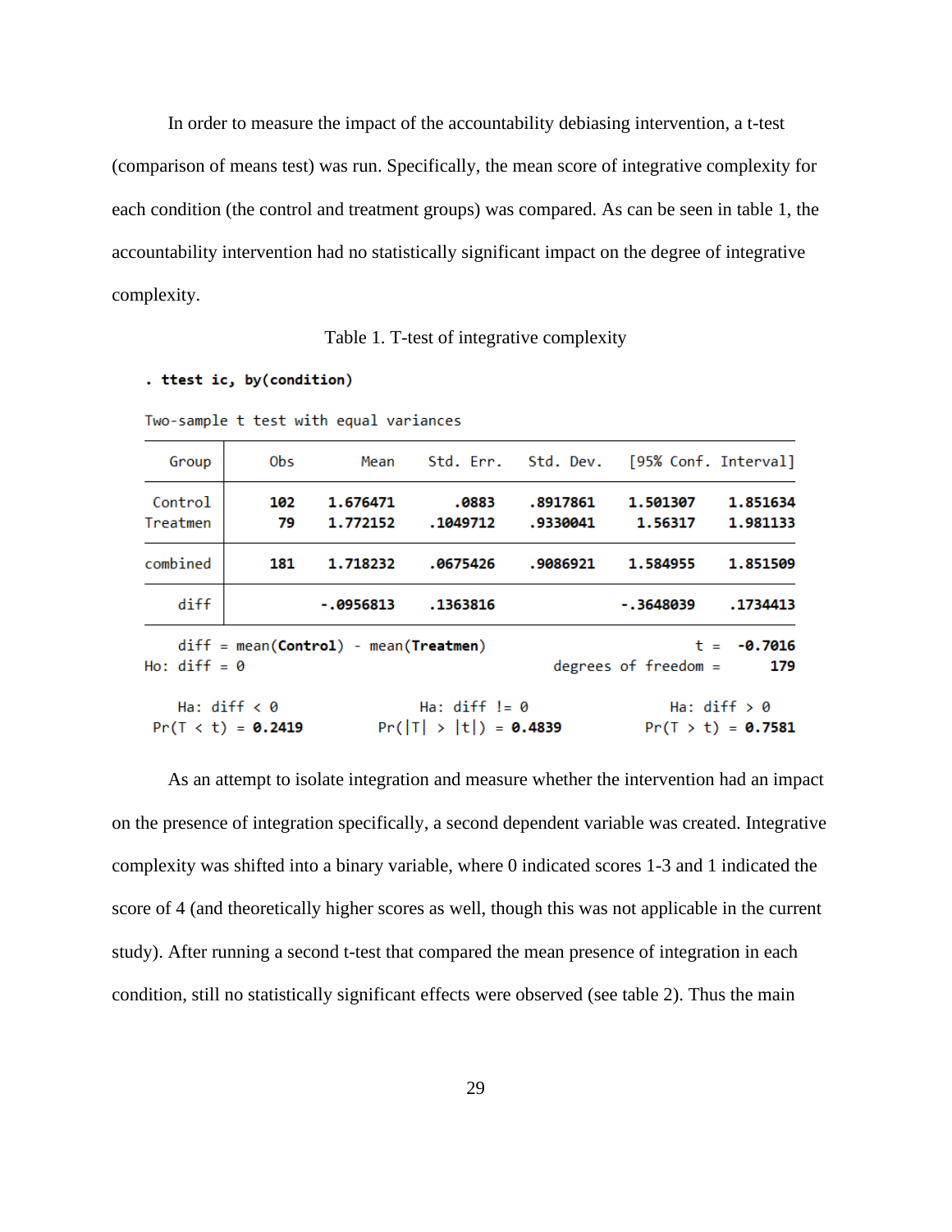In order to measure the impact of the accountability debiasing intervention, a t-test (comparison of means test) was run. Specifically, the mean score of integrative complexity for each condition (the control and treatment groups) was compared. As can be seen in table 1, the accountability intervention had no statistically significant impact on the degree of integrative complexity.

Table 1. T-test of integrative complexity

```
. ttest ic, by(condition)

Two-sample t test with equal variances
```

| Group | Obs | Mean | Std. Err. | Std. Dev. | [95% Conf. | Interval] |
|---|---|---|---|---|---|---|
| Control | 102 | 1.676471 | .0883 | .8917861 | 1.501307 | 1.851634 |
| Treatmen | 79 | 1.772152 | .1049712 | .9330041 | 1.56317 | 1.981133 |
| combined | 181 | 1.718232 | .0675426 | .9086921 | 1.584955 | 1.851509 |
| diff | | -.0956813 | .1363816 | | -.3648039 | .1734413 |

```
    diff = mean(Control) - mean(Treatmen)                       t =  -0.7016
Ho: diff = 0                                   degrees of freedom =      179

    Ha: diff < 0               Ha: diff != 0                 Ha: diff > 0
 Pr(T < t) = 0.2419         Pr(|T| > |t|) = 0.4839          Pr(T > t) = 0.7581
```

As an attempt to isolate integration and measure whether the intervention had an impact on the presence of integration specifically, a second dependent variable was created. Integrative complexity was shifted into a binary variable, where 0 indicated scores 1-3 and 1 indicated the score of 4 (and theoretically higher scores as well, though this was not applicable in the current study). After running a second t-test that compared the mean presence of integration in each condition, still no statistically significant effects were observed (see table 2). Thus the main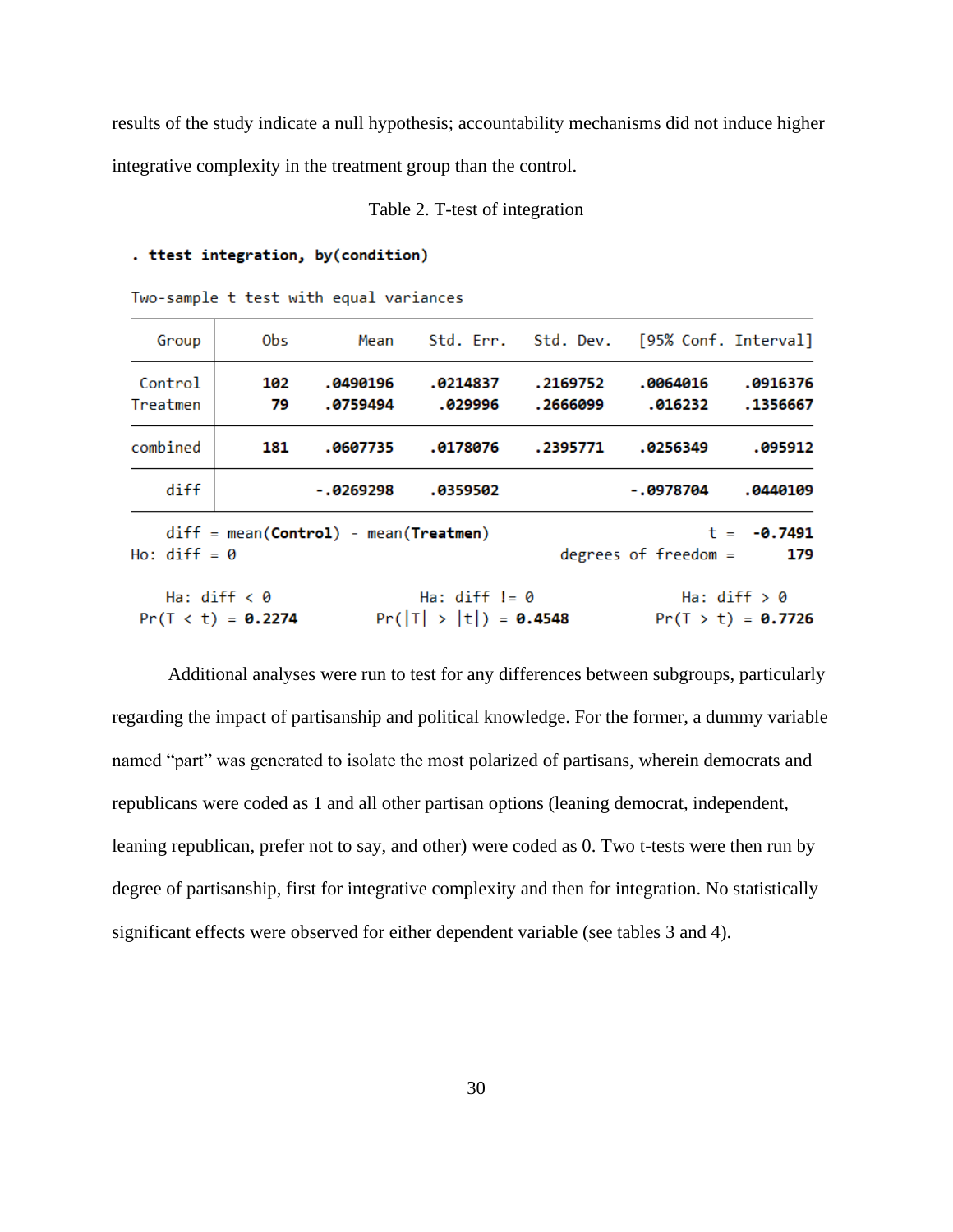results of the study indicate a null hypothesis; accountability mechanisms did not induce higher integrative complexity in the treatment group than the control.

Table 2. T-test of integration

```
. ttest integration, by(condition)

Two-sample t test with equal variances
------------------------------------------------------------------------------
   Group |     Obs        Mean    Std. Err.   Std. Dev.   [95% Conf. Interval]
---------+--------------------------------------------------------------------
 Control |     102    .0490196    .0214837    .2169752    .0064016    .0916376
 Treatmen |      79    .0759494     .029996    .2666099     .016232    .1356667
---------+--------------------------------------------------------------------
combined |     181    .0607735    .0178076    .2395771    .0256349     .095912
---------+--------------------------------------------------------------------
    diff |           -.0269298    .0359502               -.0978704    .0440109
------------------------------------------------------------------------------
    diff = mean(Control) - mean(Treatmen)                         t =  -0.7491
Ho: diff = 0                                     degrees of freedom =      179

    Ha: diff < 0                 Ha: diff != 0                 Ha: diff > 0
 Pr(T < t) = 0.2274         Pr(|T| > |t|) = 0.4548          Pr(T > t) = 0.7726
```

Additional analyses were run to test for any differences between subgroups, particularly regarding the impact of partisanship and political knowledge. For the former, a dummy variable named "part" was generated to isolate the most polarized of partisans, wherein democrats and republicans were coded as 1 and all other partisan options (leaning democrat, independent, leaning republican, prefer not to say, and other) were coded as 0. Two t-tests were then run by degree of partisanship, first for integrative complexity and then for integration. No statistically significant effects were observed for either dependent variable (see tables 3 and 4).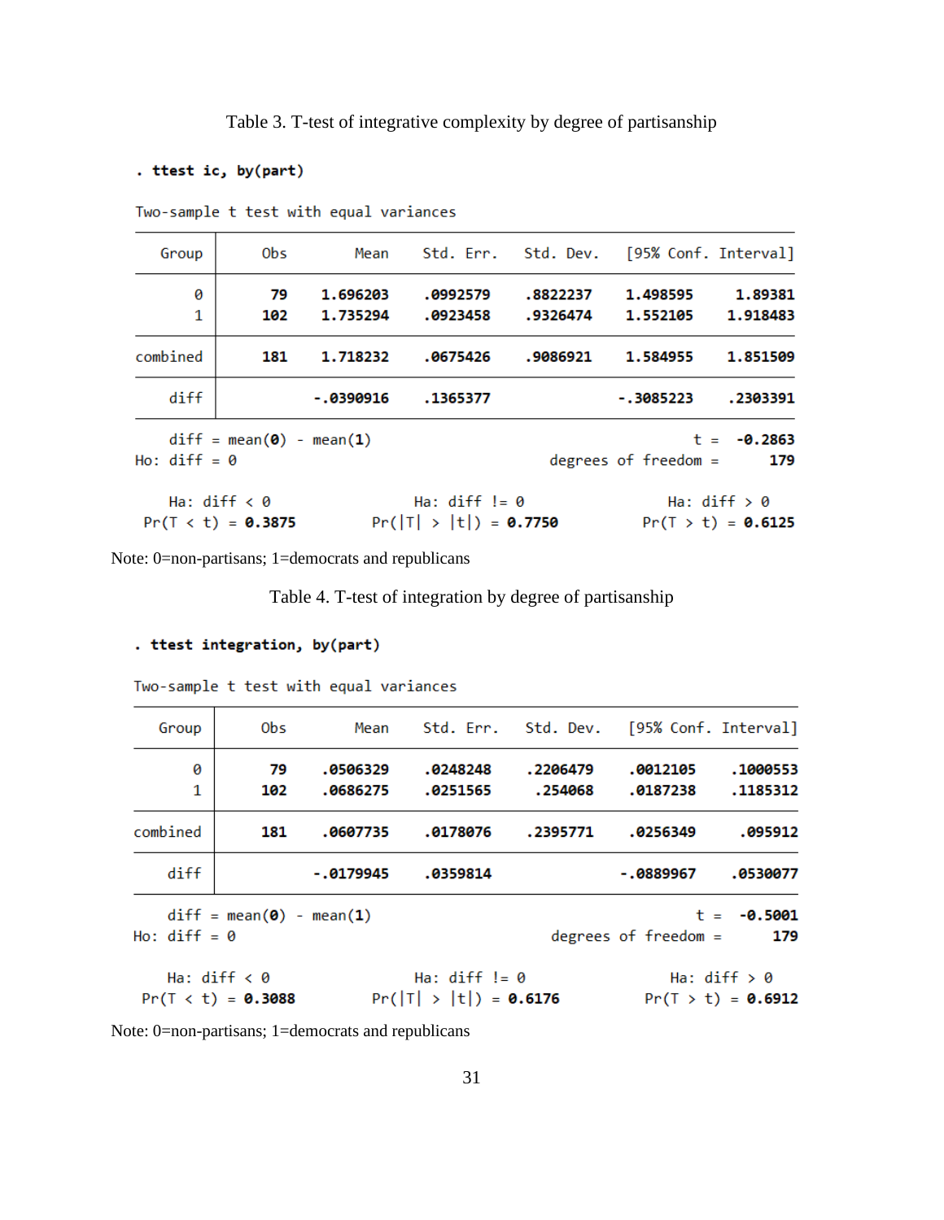Table 3. T-test of integrative complexity by degree of partisanship

```
. ttest ic, by(part)

Two-sample t test with equal variances
```

| Group | Obs | Mean | Std. Err. | Std. Dev. | [95% Conf. | Interval] |
|---|---|---|---|---|---|---|
| 0 | 79 | 1.696203 | .0992579 | .8822237 | 1.498595 | 1.89381 |
| 1 | 102 | 1.735294 | .0923458 | .9326474 | 1.552105 | 1.918483 |
| combined | 181 | 1.718232 | .0675426 | .9086921 | 1.584955 | 1.851509 |
| diff | | -.0390916 | .1365377 | | -.3085223 | .2303391 |

```
    diff = mean(0) - mean(1)                                      t =  -0.2863
Ho: diff = 0                                     degrees of freedom =      179

    Ha: diff < 0                 Ha: diff != 0                 Ha: diff > 0
 Pr(T < t) = 0.3875         Pr(|T| > |t|) = 0.7750          Pr(T > t) = 0.6125
```

Note: 0=non-partisans; 1=democrats and republicans

Table 4. T-test of integration by degree of partisanship

```
. ttest integration, by(part)

Two-sample t test with equal variances
```

| Group | Obs | Mean | Std. Err. | Std. Dev. | [95% Conf. | Interval] |
|---|---|---|---|---|---|---|
| 0 | 79 | .0506329 | .0248248 | .2206479 | .0012105 | .1000553 |
| 1 | 102 | .0686275 | .0251565 | .254068 | .0187238 | .1185312 |
| combined | 181 | .0607735 | .0178076 | .2395771 | .0256349 | .095912 |
| diff | | -.0179945 | .0359814 | | -.0889967 | .0530077 |

```
    diff = mean(0) - mean(1)                                      t =  -0.5001
Ho: diff = 0                                     degrees of freedom =      179

    Ha: diff < 0                 Ha: diff != 0                 Ha: diff > 0
 Pr(T < t) = 0.3088         Pr(|T| > |t|) = 0.6176          Pr(T > t) = 0.6912
```

Note: 0=non-partisans; 1=democrats and republicans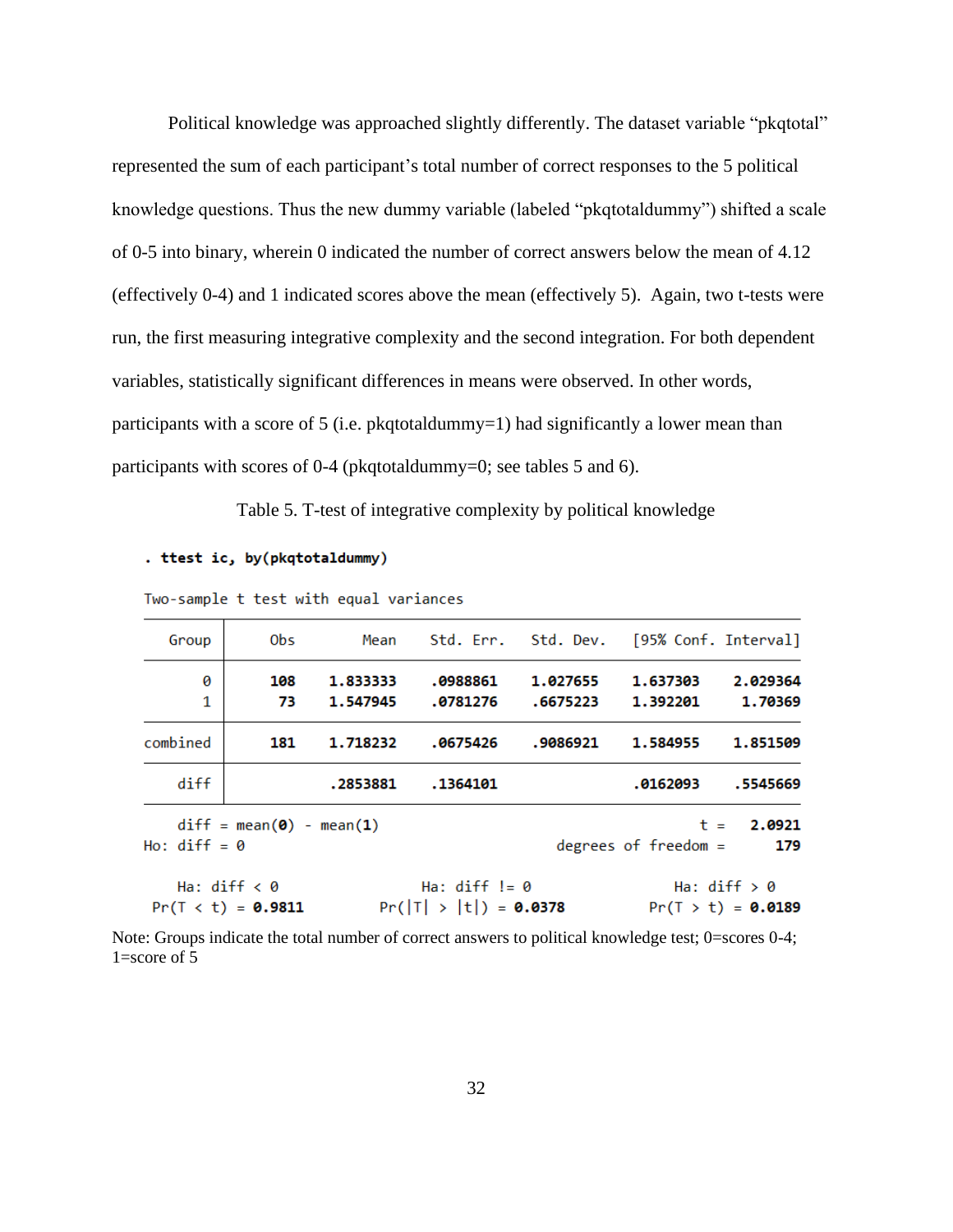Political knowledge was approached slightly differently. The dataset variable “pkqtotal” represented the sum of each participant’s total number of correct responses to the 5 political knowledge questions. Thus the new dummy variable (labeled “pkqtotaldummy”) shifted a scale of 0-5 into binary, wherein 0 indicated the number of correct answers below the mean of 4.12 (effectively 0-4) and 1 indicated scores above the mean (effectively 5). Again, two t-tests were run, the first measuring integrative complexity and the second integration. For both dependent variables, statistically significant differences in means were observed. In other words, participants with a score of 5 (i.e. pkqtotaldummy=1) had significantly a lower mean than participants with scores of 0-4 (pkqtotaldummy=0; see tables 5 and 6).

Table 5. T-test of integrative complexity by political knowledge

```
. ttest ic, by(pkqtotaldummy)

Two-sample t test with equal variances
```

| Group | Obs | Mean | Std. Err. | Std. Dev. | [95% Conf. | Interval] |
|---|---|---|---|---|---|---|
| 0 | 108 | 1.833333 | .0988861 | 1.027655 | 1.637303 | 2.029364 |
| 1 | 73 | 1.547945 | .0781276 | .6675223 | 1.392201 | 1.70369 |
| combined | 181 | 1.718232 | .0675426 | .9086921 | 1.584955 | 1.851509 |
| diff | | .2853881 | .1364101 | | .0162093 | .5545669 |

```
    diff = mean(0) - mean(1)                                      t =   2.0921
Ho: diff = 0                                     degrees of freedom =      179

    Ha: diff < 0                 Ha: diff != 0                 Ha: diff > 0
 Pr(T < t) = 0.9811         Pr(|T| > |t|) = 0.0378          Pr(T > t) = 0.0189
```

Note: Groups indicate the total number of correct answers to political knowledge test; 0=scores 0-4; 1=score of 5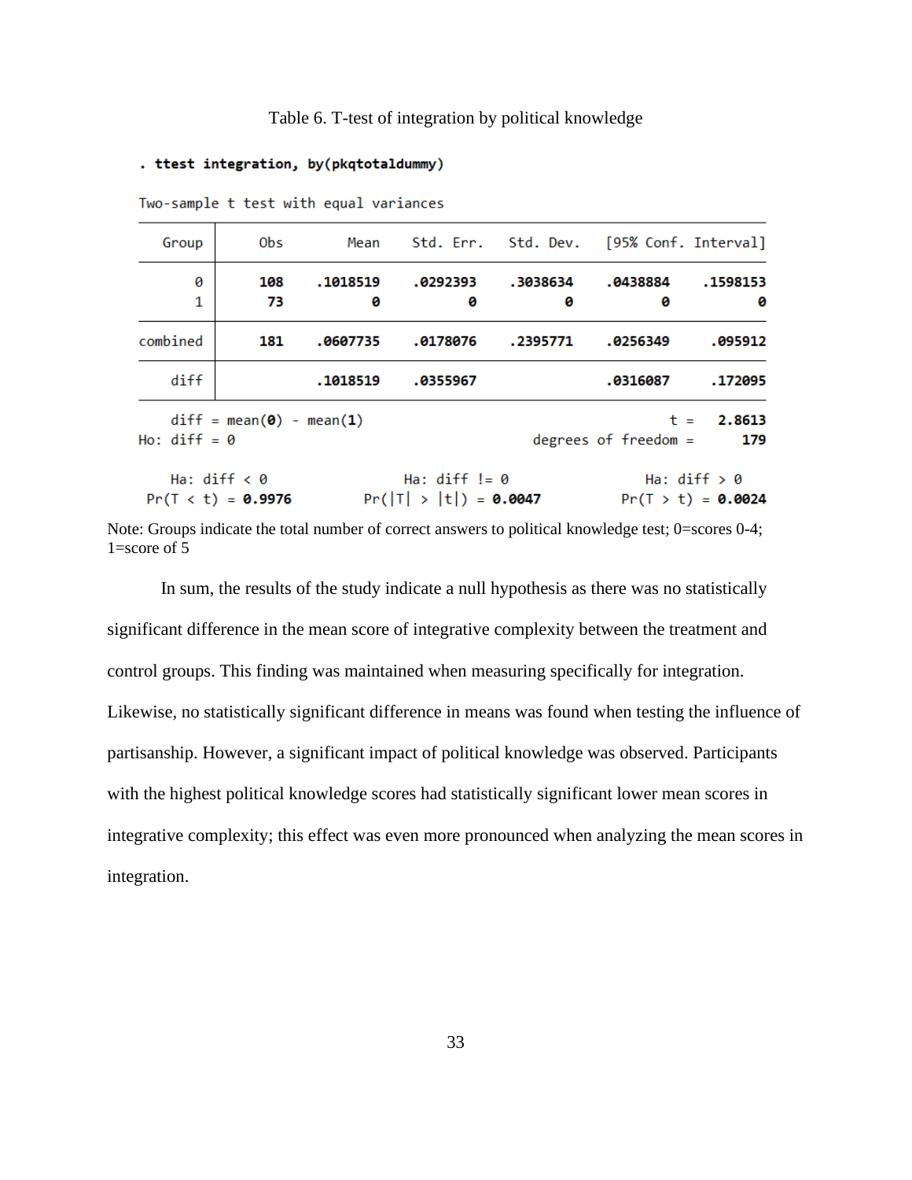Table 6. T-test of integration by political knowledge

```
. ttest integration, by(pkqtotaldummy)

Two-sample t test with equal variances
```

| Group | Obs | Mean | Std. Err. | Std. Dev. | [95% Conf. | Interval] |
|---|---|---|---|---|---|---|
| 0 | 108 | .1018519 | .0292393 | .3038634 | .0438884 | .1598153 |
| 1 | 73 | 0 | 0 | 0 | 0 | 0 |
| combined | 181 | .0607735 | .0178076 | .2395771 | .0256349 | .095912 |
| diff | | .1018519 | .0355967 | | .0316087 | .172095 |

```
    diff = mean(0) - mean(1)                                t =   2.8613
Ho: diff = 0                                degrees of freedom =      179

    Ha: diff < 0                 Ha: diff != 0                 Ha: diff > 0
 Pr(T < t) = 0.9976         Pr(|T| > |t|) = 0.0047          Pr(T > t) = 0.0024
```

Note: Groups indicate the total number of correct answers to political knowledge test; 0=scores 0-4; 1=score of 5

In sum, the results of the study indicate a null hypothesis as there was no statistically significant difference in the mean score of integrative complexity between the treatment and control groups. This finding was maintained when measuring specifically for integration. Likewise, no statistically significant difference in means was found when testing the influence of partisanship. However, a significant impact of political knowledge was observed. Participants with the highest political knowledge scores had statistically significant lower mean scores in integrative complexity; this effect was even more pronounced when analyzing the mean scores in integration.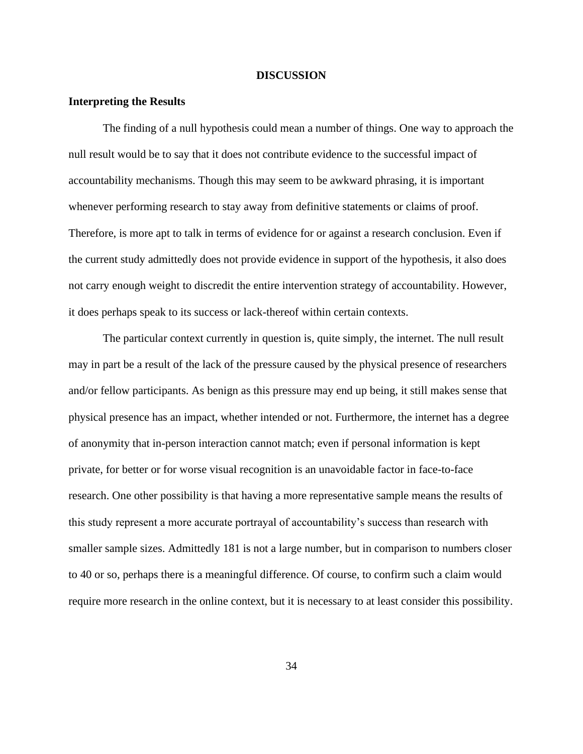# DISCUSSION

## Interpreting the Results

The finding of a null hypothesis could mean a number of things. One way to approach the null result would be to say that it does not contribute evidence to the successful impact of accountability mechanisms. Though this may seem to be awkward phrasing, it is important whenever performing research to stay away from definitive statements or claims of proof. Therefore, is more apt to talk in terms of evidence for or against a research conclusion. Even if the current study admittedly does not provide evidence in support of the hypothesis, it also does not carry enough weight to discredit the entire intervention strategy of accountability. However, it does perhaps speak to its success or lack-thereof within certain contexts.

The particular context currently in question is, quite simply, the internet. The null result may in part be a result of the lack of the pressure caused by the physical presence of researchers and/or fellow participants. As benign as this pressure may end up being, it still makes sense that physical presence has an impact, whether intended or not. Furthermore, the internet has a degree of anonymity that in-person interaction cannot match; even if personal information is kept private, for better or for worse visual recognition is an unavoidable factor in face-to-face research. One other possibility is that having a more representative sample means the results of this study represent a more accurate portrayal of accountability's success than research with smaller sample sizes. Admittedly 181 is not a large number, but in comparison to numbers closer to 40 or so, perhaps there is a meaningful difference. Of course, to confirm such a claim would require more research in the online context, but it is necessary to at least consider this possibility.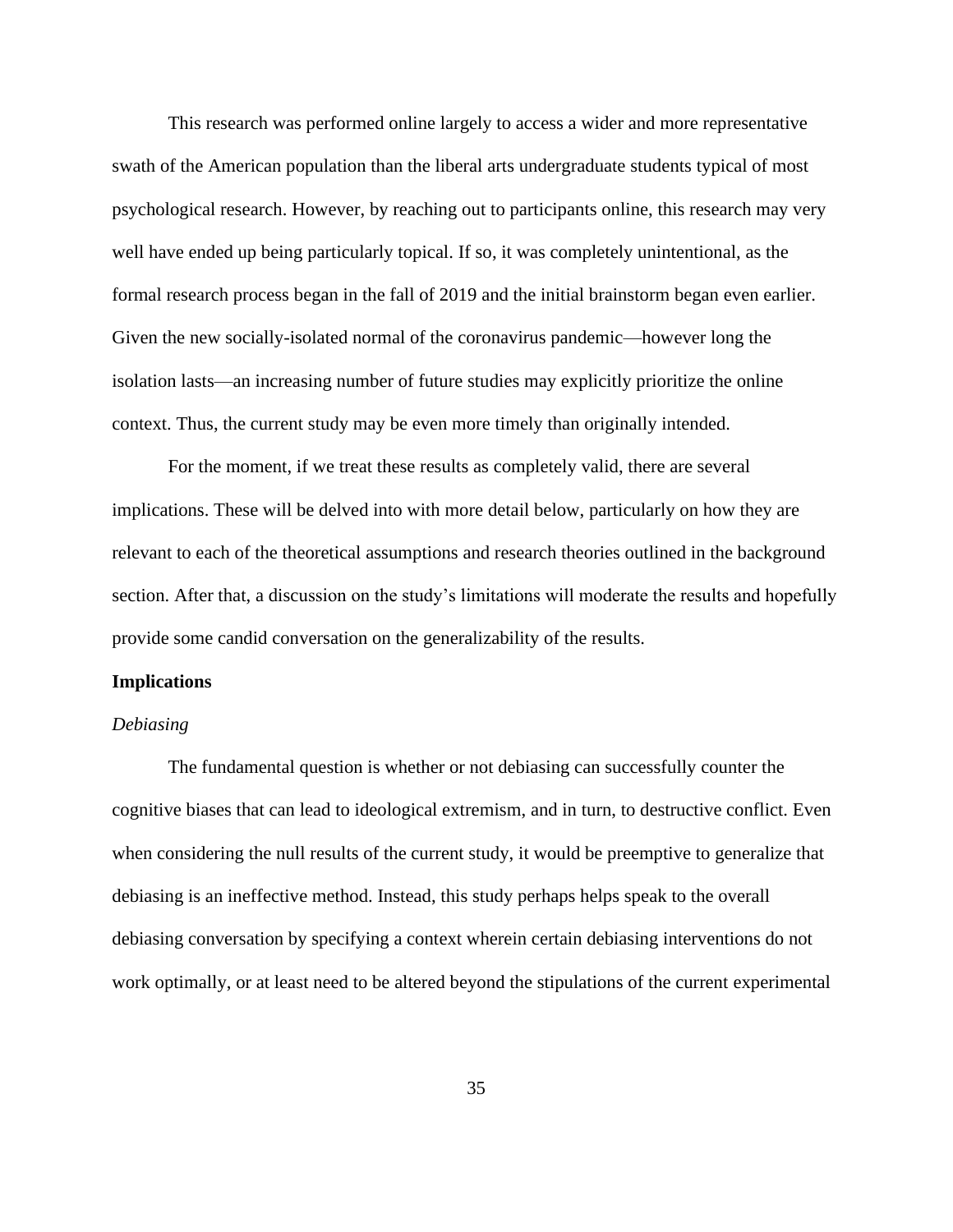This research was performed online largely to access a wider and more representative swath of the American population than the liberal arts undergraduate students typical of most psychological research. However, by reaching out to participants online, this research may very well have ended up being particularly topical. If so, it was completely unintentional, as the formal research process began in the fall of 2019 and the initial brainstorm began even earlier. Given the new socially-isolated normal of the coronavirus pandemic—however long the isolation lasts—an increasing number of future studies may explicitly prioritize the online context. Thus, the current study may be even more timely than originally intended.

For the moment, if we treat these results as completely valid, there are several implications. These will be delved into with more detail below, particularly on how they are relevant to each of the theoretical assumptions and research theories outlined in the background section. After that, a discussion on the study's limitations will moderate the results and hopefully provide some candid conversation on the generalizability of the results.

## Implications

### *Debiasing*

The fundamental question is whether or not debiasing can successfully counter the cognitive biases that can lead to ideological extremism, and in turn, to destructive conflict. Even when considering the null results of the current study, it would be preemptive to generalize that debiasing is an ineffective method. Instead, this study perhaps helps speak to the overall debiasing conversation by specifying a context wherein certain debiasing interventions do not work optimally, or at least need to be altered beyond the stipulations of the current experimental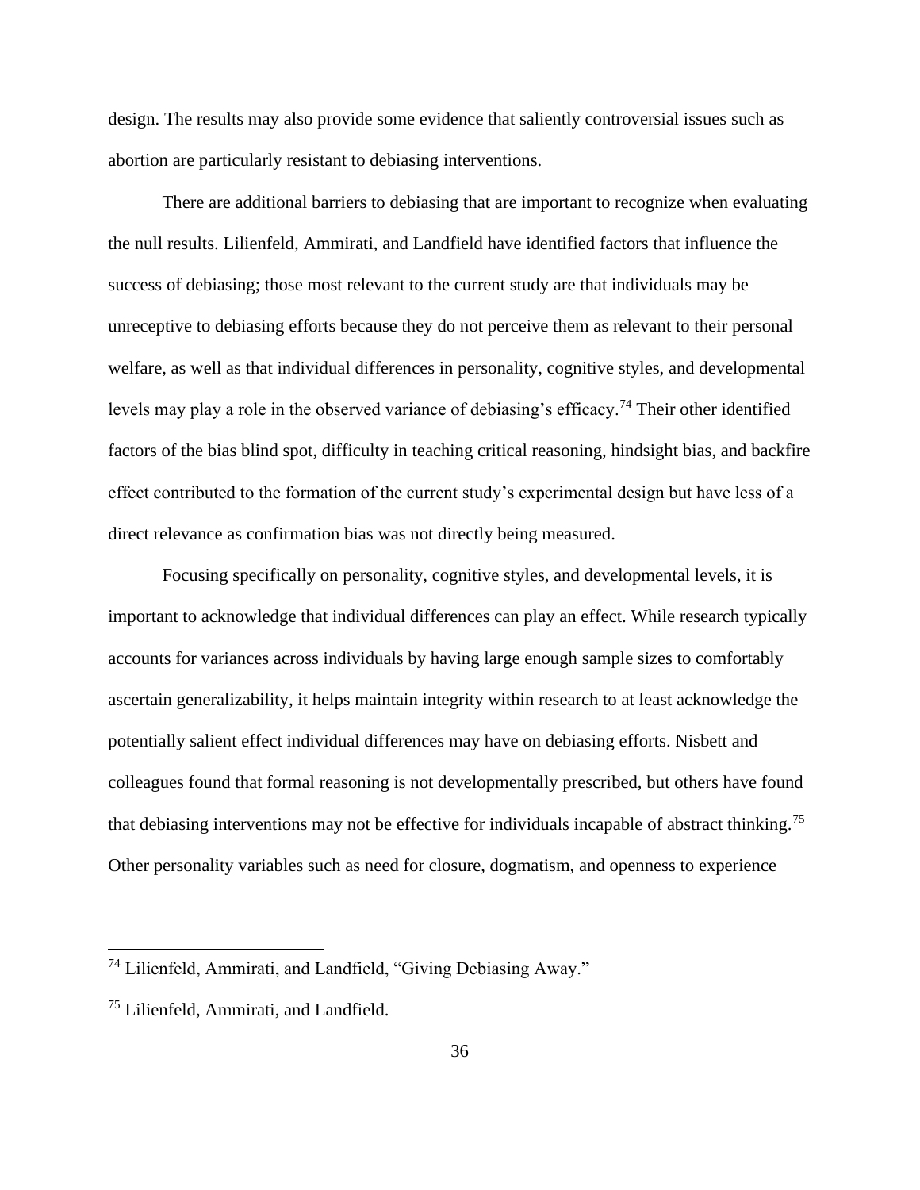design. The results may also provide some evidence that saliently controversial issues such as abortion are particularly resistant to debiasing interventions.

There are additional barriers to debiasing that are important to recognize when evaluating the null results. Lilienfeld, Ammirati, and Landfield have identified factors that influence the success of debiasing; those most relevant to the current study are that individuals may be unreceptive to debiasing efforts because they do not perceive them as relevant to their personal welfare, as well as that individual differences in personality, cognitive styles, and developmental levels may play a role in the observed variance of debiasing's efficacy.[74] Their other identified factors of the bias blind spot, difficulty in teaching critical reasoning, hindsight bias, and backfire effect contributed to the formation of the current study's experimental design but have less of a direct relevance as confirmation bias was not directly being measured.

Focusing specifically on personality, cognitive styles, and developmental levels, it is important to acknowledge that individual differences can play an effect. While research typically accounts for variances across individuals by having large enough sample sizes to comfortably ascertain generalizability, it helps maintain integrity within research to at least acknowledge the potentially salient effect individual differences may have on debiasing efforts. Nisbett and colleagues found that formal reasoning is not developmentally prescribed, but others have found that debiasing interventions may not be effective for individuals incapable of abstract thinking.[75] Other personality variables such as need for closure, dogmatism, and openness to experience

---

[74] Lilienfeld, Ammirati, and Landfield, "Giving Debiasing Away."

[75] Lilienfeld, Ammirati, and Landfield.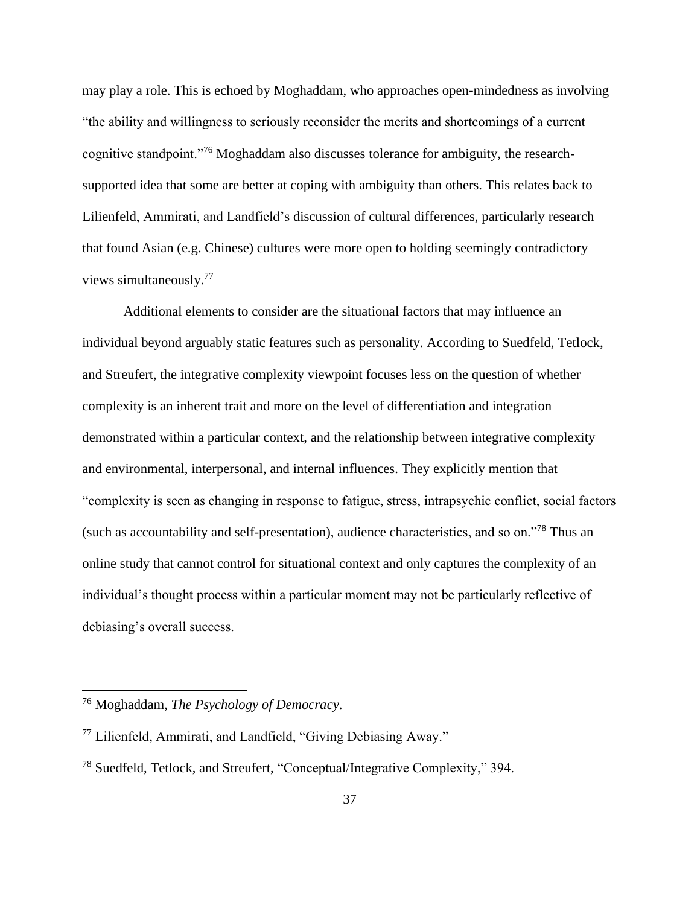may play a role. This is echoed by Moghaddam, who approaches open-mindedness as involving "the ability and willingness to seriously reconsider the merits and shortcomings of a current cognitive standpoint."[76] Moghaddam also discusses tolerance for ambiguity, the research-supported idea that some are better at coping with ambiguity than others. This relates back to Lilienfeld, Ammirati, and Landfield's discussion of cultural differences, particularly research that found Asian (e.g. Chinese) cultures were more open to holding seemingly contradictory views simultaneously.[77]

Additional elements to consider are the situational factors that may influence an individual beyond arguably static features such as personality. According to Suedfeld, Tetlock, and Streufert, the integrative complexity viewpoint focuses less on the question of whether complexity is an inherent trait and more on the level of differentiation and integration demonstrated within a particular context, and the relationship between integrative complexity and environmental, interpersonal, and internal influences. They explicitly mention that "complexity is seen as changing in response to fatigue, stress, intrapsychic conflict, social factors (such as accountability and self-presentation), audience characteristics, and so on."[78] Thus an online study that cannot control for situational context and only captures the complexity of an individual's thought process within a particular moment may not be particularly reflective of debiasing's overall success.

---

[76] Moghaddam, *The Psychology of Democracy*.

[77] Lilienfeld, Ammirati, and Landfield, "Giving Debiasing Away."

[78] Suedfeld, Tetlock, and Streufert, "Conceptual/Integrative Complexity," 394.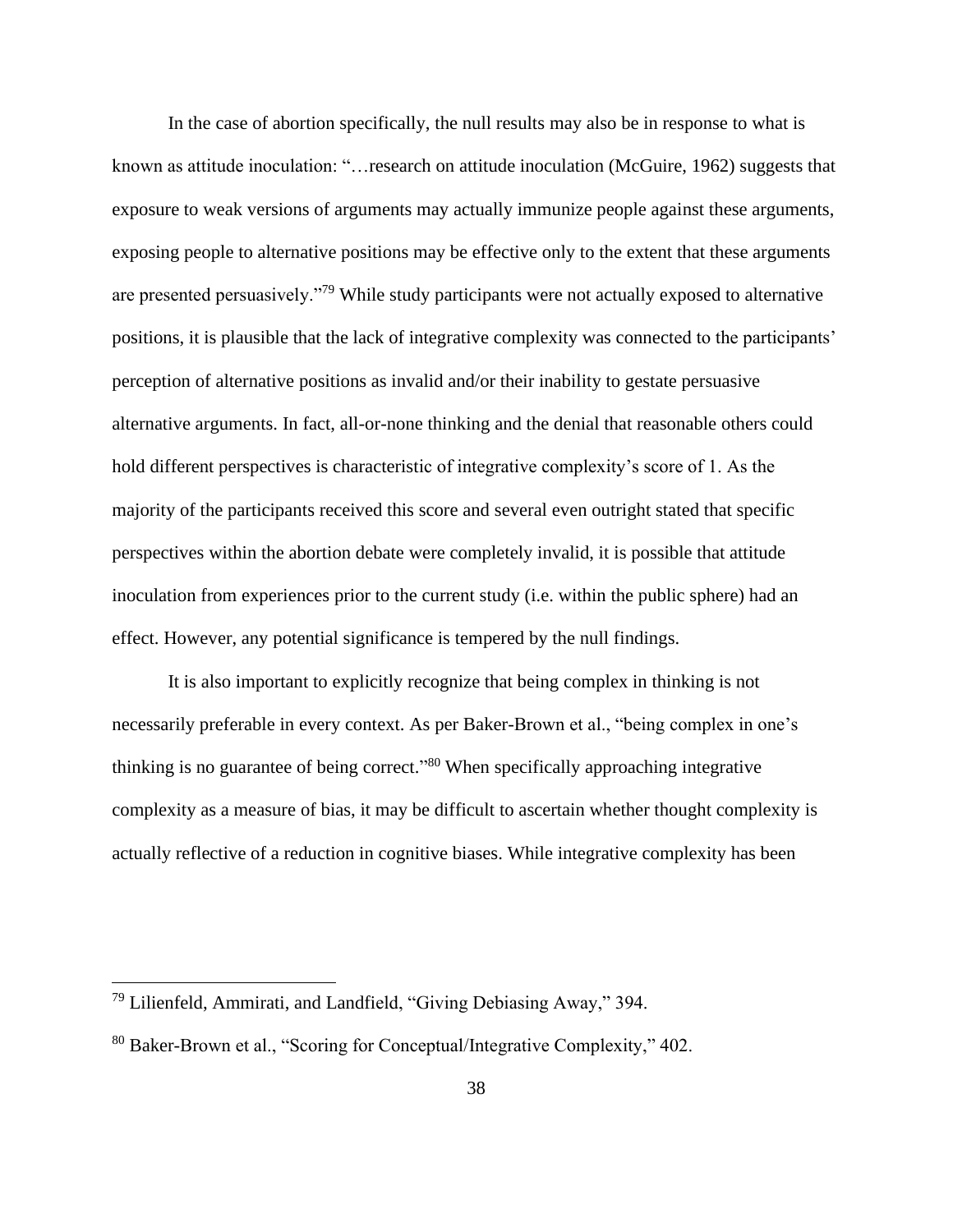In the case of abortion specifically, the null results may also be in response to what is known as attitude inoculation: "…research on attitude inoculation (McGuire, 1962) suggests that exposure to weak versions of arguments may actually immunize people against these arguments, exposing people to alternative positions may be effective only to the extent that these arguments are presented persuasively."[79] While study participants were not actually exposed to alternative positions, it is plausible that the lack of integrative complexity was connected to the participants' perception of alternative positions as invalid and/or their inability to gestate persuasive alternative arguments. In fact, all-or-none thinking and the denial that reasonable others could hold different perspectives is characteristic of integrative complexity's score of 1. As the majority of the participants received this score and several even outright stated that specific perspectives within the abortion debate were completely invalid, it is possible that attitude inoculation from experiences prior to the current study (i.e. within the public sphere) had an effect. However, any potential significance is tempered by the null findings.

It is also important to explicitly recognize that being complex in thinking is not necessarily preferable in every context. As per Baker-Brown et al., "being complex in one's thinking is no guarantee of being correct."[80] When specifically approaching integrative complexity as a measure of bias, it may be difficult to ascertain whether thought complexity is actually reflective of a reduction in cognitive biases. While integrative complexity has been

---

[79] Lilienfeld, Ammirati, and Landfield, "Giving Debiasing Away," 394.

[80] Baker-Brown et al., "Scoring for Conceptual/Integrative Complexity," 402.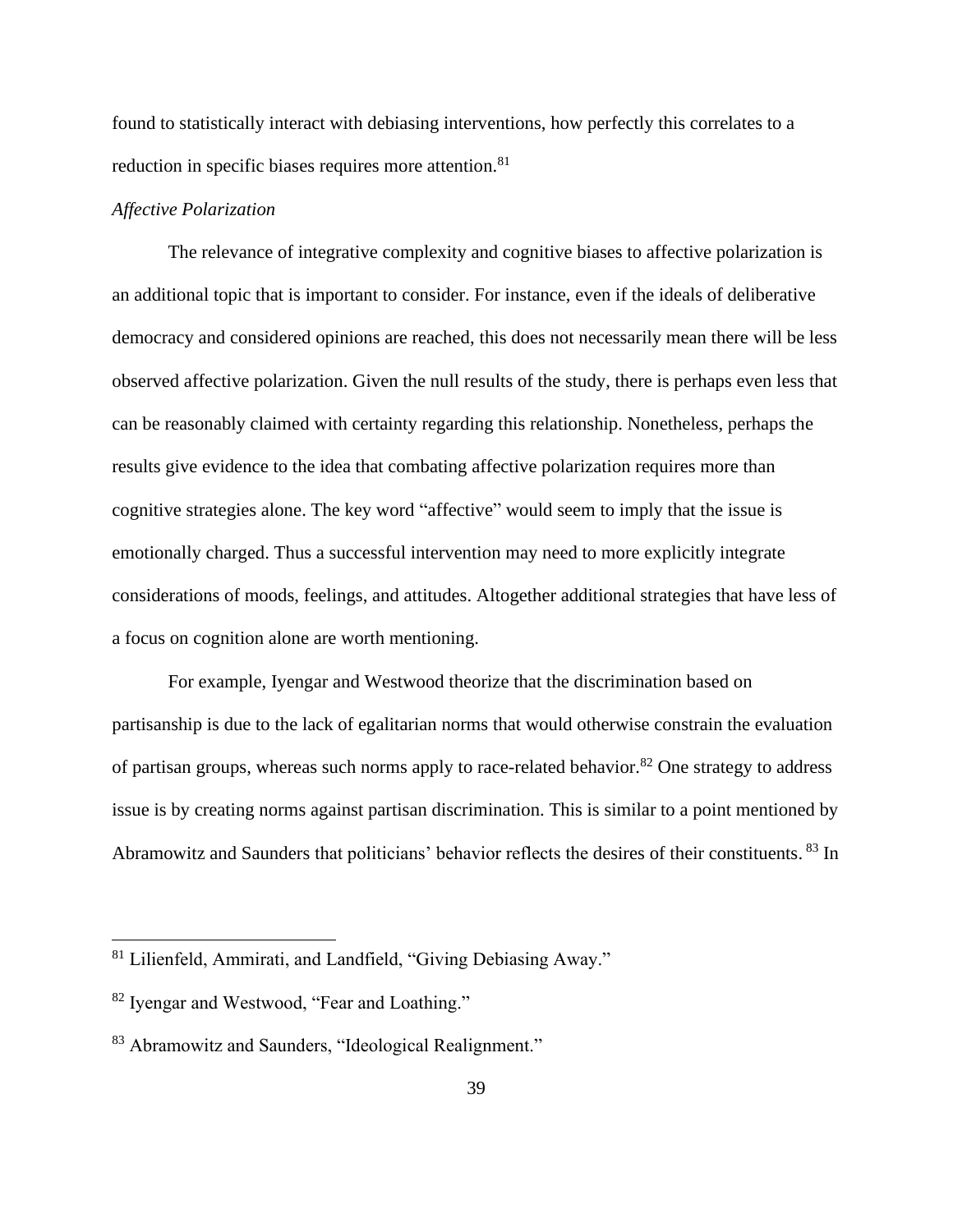found to statistically interact with debiasing interventions, how perfectly this correlates to a reduction in specific biases requires more attention.[81]

*Affective Polarization*

The relevance of integrative complexity and cognitive biases to affective polarization is an additional topic that is important to consider. For instance, even if the ideals of deliberative democracy and considered opinions are reached, this does not necessarily mean there will be less observed affective polarization. Given the null results of the study, there is perhaps even less that can be reasonably claimed with certainty regarding this relationship. Nonetheless, perhaps the results give evidence to the idea that combating affective polarization requires more than cognitive strategies alone. The key word "affective" would seem to imply that the issue is emotionally charged. Thus a successful intervention may need to more explicitly integrate considerations of moods, feelings, and attitudes. Altogether additional strategies that have less of a focus on cognition alone are worth mentioning.

For example, Iyengar and Westwood theorize that the discrimination based on partisanship is due to the lack of egalitarian norms that would otherwise constrain the evaluation of partisan groups, whereas such norms apply to race-related behavior.[82] One strategy to address issue is by creating norms against partisan discrimination. This is similar to a point mentioned by Abramowitz and Saunders that politicians' behavior reflects the desires of their constituents.[83] In

---

[81] Lilienfeld, Ammirati, and Landfield, "Giving Debiasing Away."

[82] Iyengar and Westwood, "Fear and Loathing."

[83] Abramowitz and Saunders, "Ideological Realignment."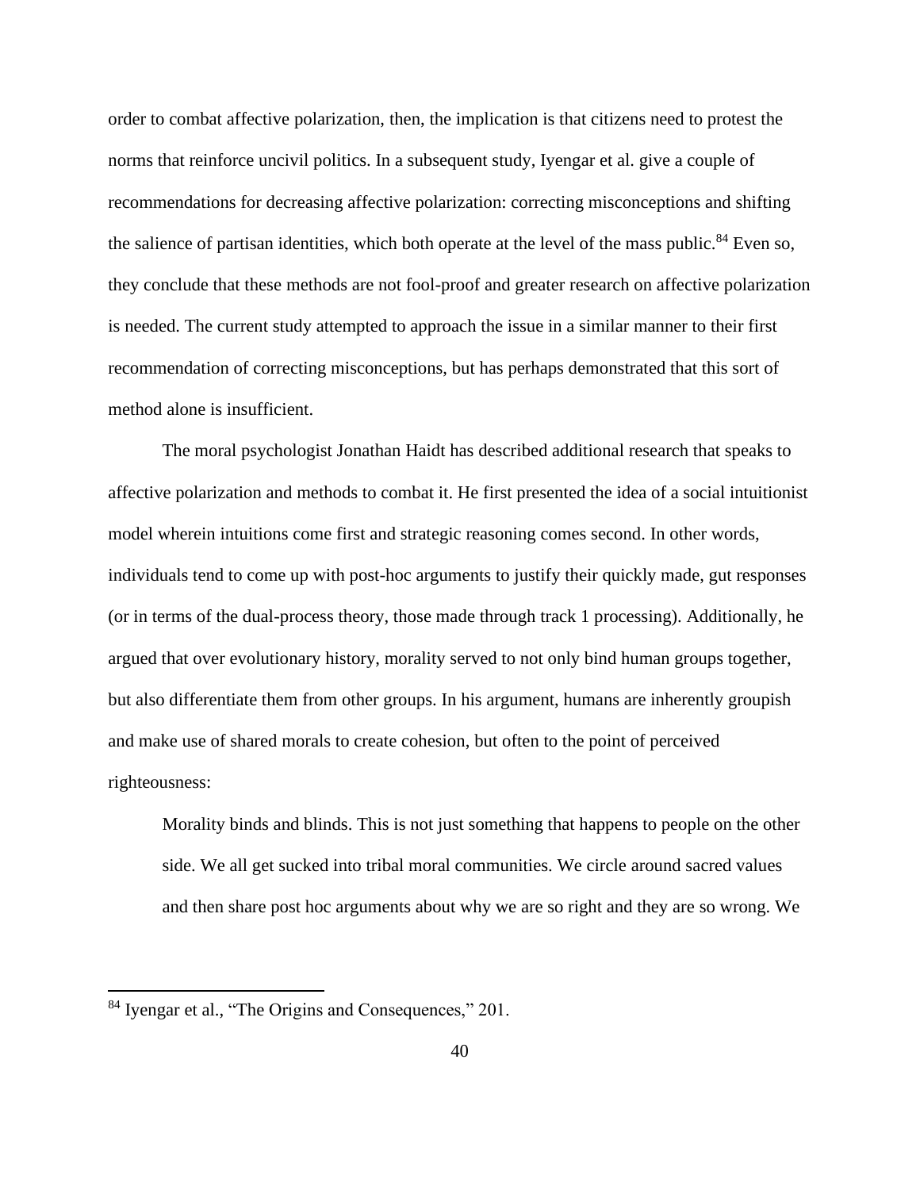order to combat affective polarization, then, the implication is that citizens need to protest the norms that reinforce uncivil politics. In a subsequent study, Iyengar et al. give a couple of recommendations for decreasing affective polarization: correcting misconceptions and shifting the salience of partisan identities, which both operate at the level of the mass public.[84] Even so, they conclude that these methods are not fool-proof and greater research on affective polarization is needed. The current study attempted to approach the issue in a similar manner to their first recommendation of correcting misconceptions, but has perhaps demonstrated that this sort of method alone is insufficient.

The moral psychologist Jonathan Haidt has described additional research that speaks to affective polarization and methods to combat it. He first presented the idea of a social intuitionist model wherein intuitions come first and strategic reasoning comes second. In other words, individuals tend to come up with post-hoc arguments to justify their quickly made, gut responses (or in terms of the dual-process theory, those made through track 1 processing). Additionally, he argued that over evolutionary history, morality served to not only bind human groups together, but also differentiate them from other groups. In his argument, humans are inherently groupish and make use of shared morals to create cohesion, but often to the point of perceived righteousness:

> Morality binds and blinds. This is not just something that happens to people on the other side. We all get sucked into tribal moral communities. We circle around sacred values and then share post hoc arguments about why we are so right and they are so wrong. We

---

[84] Iyengar et al., "The Origins and Consequences," 201.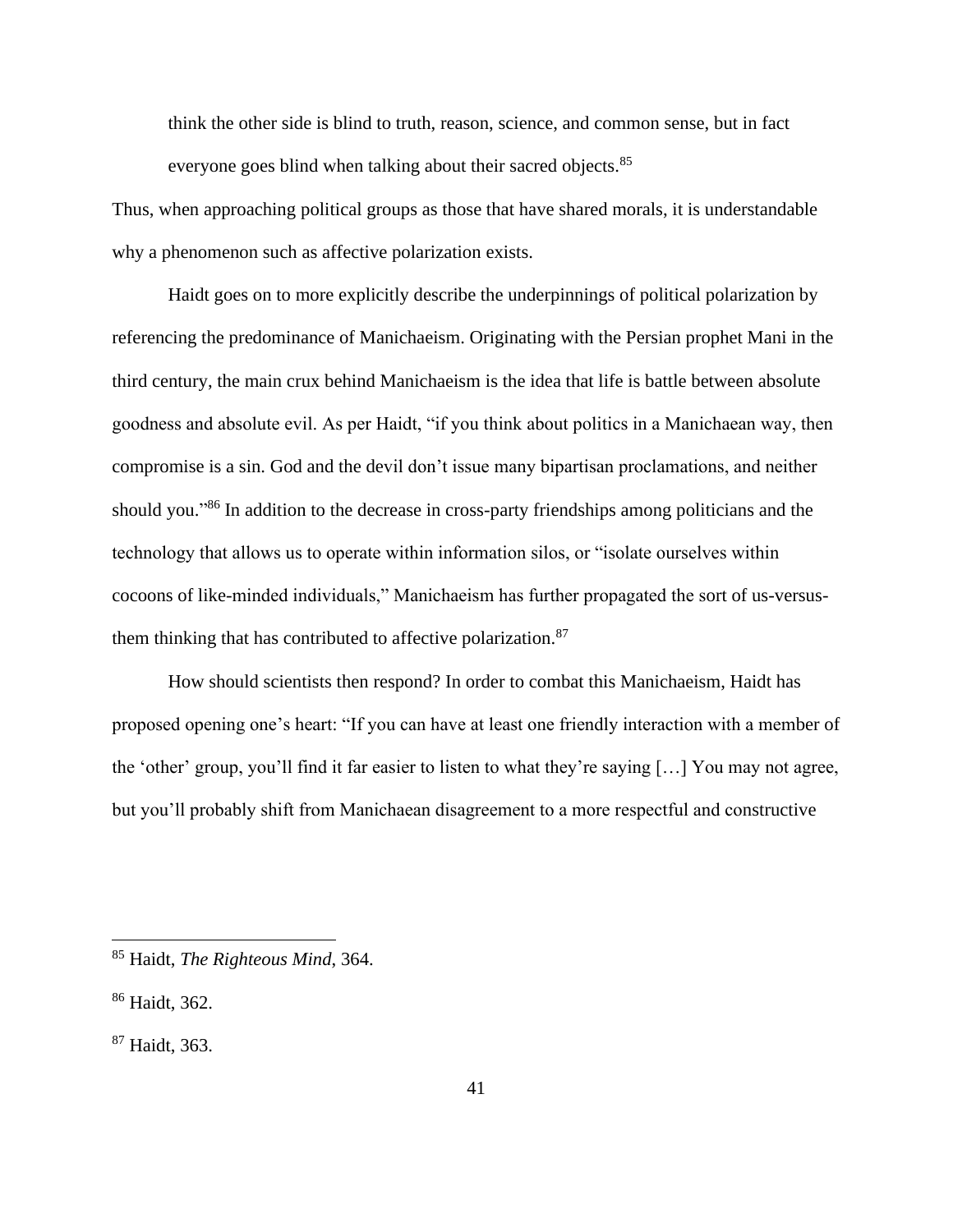think the other side is blind to truth, reason, science, and common sense, but in fact everyone goes blind when talking about their sacred objects.[85]

Thus, when approaching political groups as those that have shared morals, it is understandable why a phenomenon such as affective polarization exists.

Haidt goes on to more explicitly describe the underpinnings of political polarization by referencing the predominance of Manichaeism. Originating with the Persian prophet Mani in the third century, the main crux behind Manichaeism is the idea that life is battle between absolute goodness and absolute evil. As per Haidt, "if you think about politics in a Manichaean way, then compromise is a sin. God and the devil don't issue many bipartisan proclamations, and neither should you."[86] In addition to the decrease in cross-party friendships among politicians and the technology that allows us to operate within information silos, or "isolate ourselves within cocoons of like-minded individuals," Manichaeism has further propagated the sort of us-versus-them thinking that has contributed to affective polarization.[87]

How should scientists then respond? In order to combat this Manichaeism, Haidt has proposed opening one's heart: "If you can have at least one friendly interaction with a member of the 'other' group, you'll find it far easier to listen to what they're saying […] You may not agree, but you'll probably shift from Manichaean disagreement to a more respectful and constructive

---

[85] Haidt, *The Righteous Mind*, 364.

[86] Haidt, 362.

[87] Haidt, 363.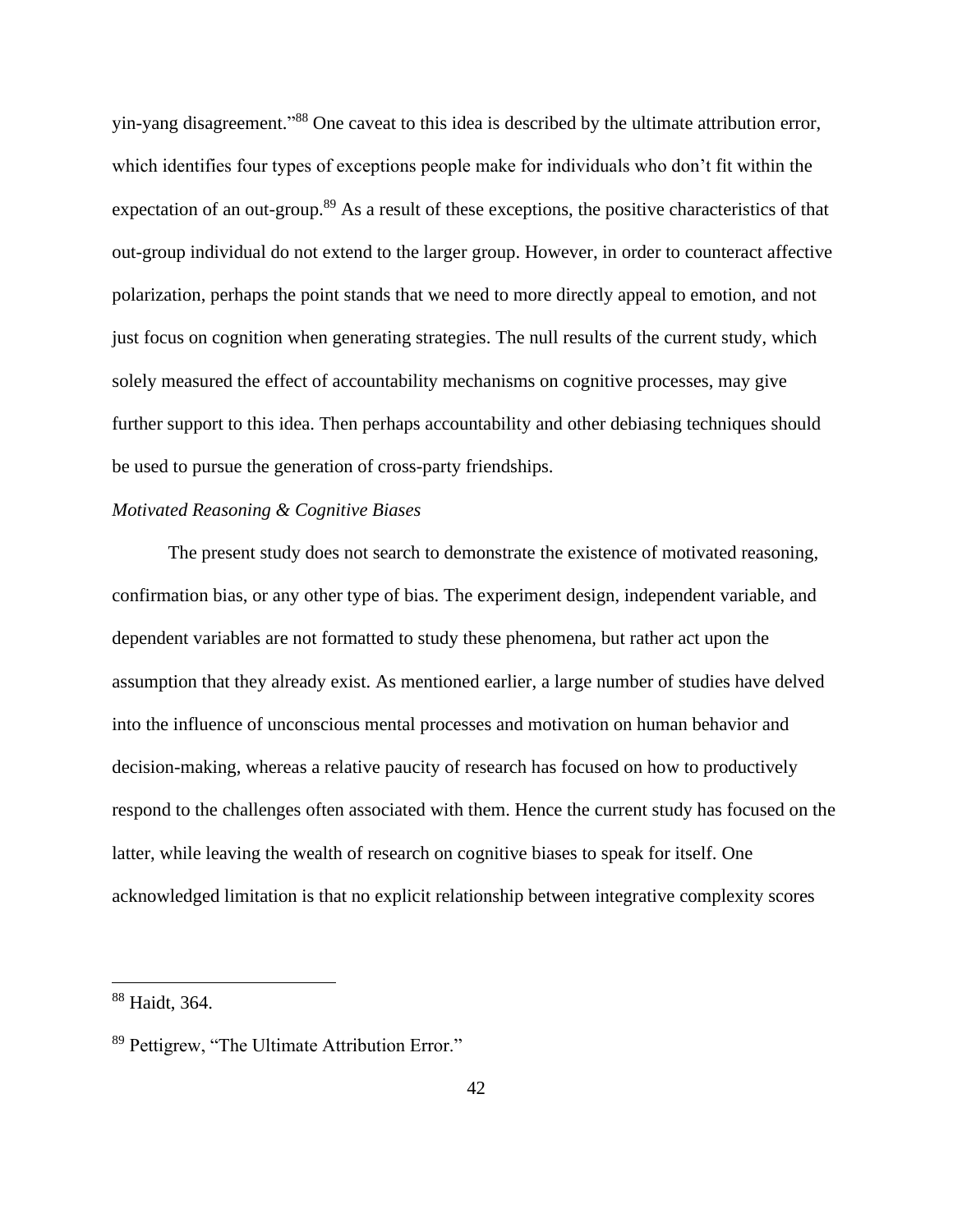yin-yang disagreement."[88] One caveat to this idea is described by the ultimate attribution error, which identifies four types of exceptions people make for individuals who don't fit within the expectation of an out-group.[89] As a result of these exceptions, the positive characteristics of that out-group individual do not extend to the larger group. However, in order to counteract affective polarization, perhaps the point stands that we need to more directly appeal to emotion, and not just focus on cognition when generating strategies. The null results of the current study, which solely measured the effect of accountability mechanisms on cognitive processes, may give further support to this idea. Then perhaps accountability and other debiasing techniques should be used to pursue the generation of cross-party friendships.

*Motivated Reasoning & Cognitive Biases*

The present study does not search to demonstrate the existence of motivated reasoning, confirmation bias, or any other type of bias. The experiment design, independent variable, and dependent variables are not formatted to study these phenomena, but rather act upon the assumption that they already exist. As mentioned earlier, a large number of studies have delved into the influence of unconscious mental processes and motivation on human behavior and decision-making, whereas a relative paucity of research has focused on how to productively respond to the challenges often associated with them. Hence the current study has focused on the latter, while leaving the wealth of research on cognitive biases to speak for itself. One acknowledged limitation is that no explicit relationship between integrative complexity scores

---

[88] Haidt, 364.

[89] Pettigrew, "The Ultimate Attribution Error."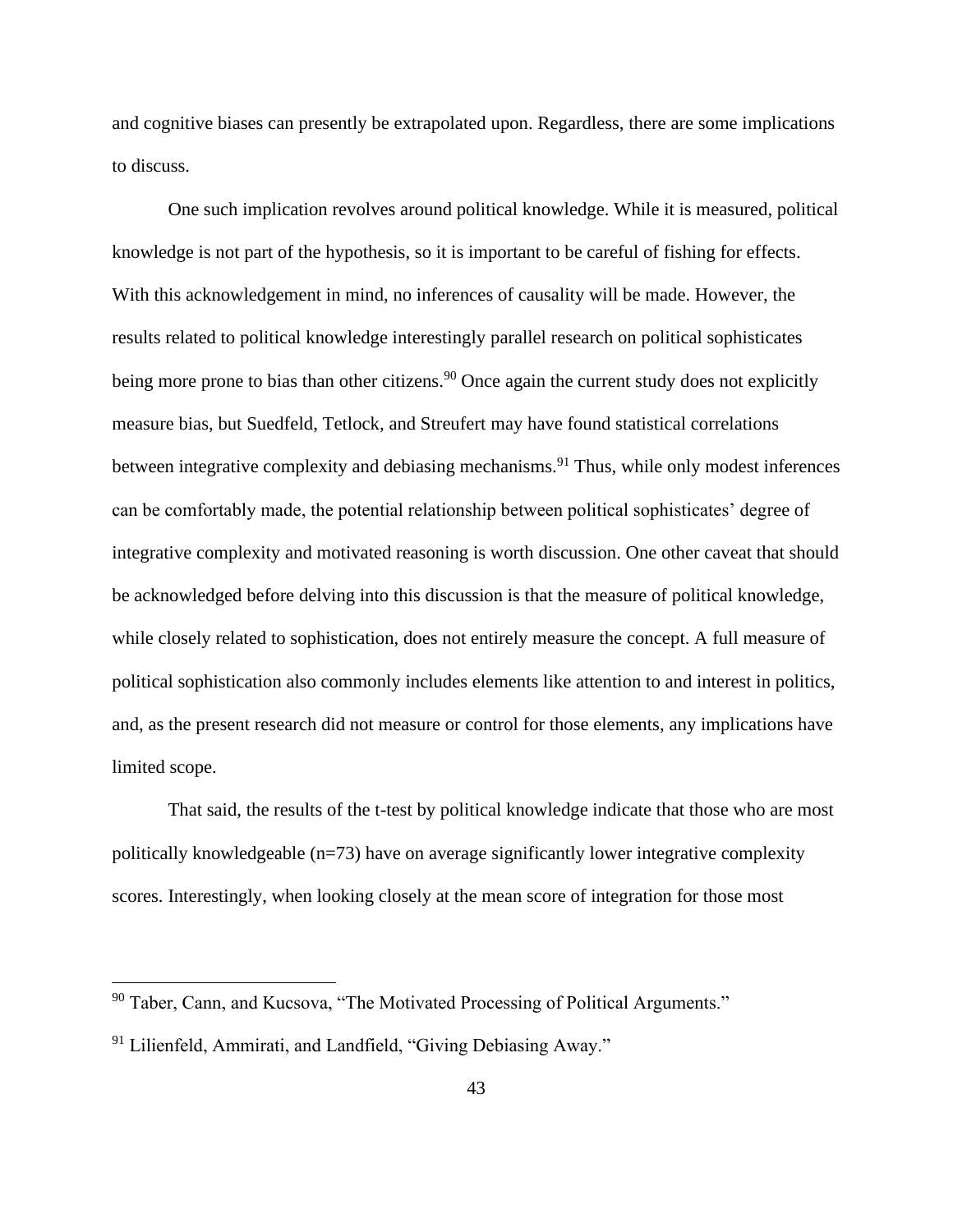and cognitive biases can presently be extrapolated upon. Regardless, there are some implications to discuss.

One such implication revolves around political knowledge. While it is measured, political knowledge is not part of the hypothesis, so it is important to be careful of fishing for effects. With this acknowledgement in mind, no inferences of causality will be made. However, the results related to political knowledge interestingly parallel research on political sophisticates being more prone to bias than other citizens.[90] Once again the current study does not explicitly measure bias, but Suedfeld, Tetlock, and Streufert may have found statistical correlations between integrative complexity and debiasing mechanisms.[91] Thus, while only modest inferences can be comfortably made, the potential relationship between political sophisticates' degree of integrative complexity and motivated reasoning is worth discussion. One other caveat that should be acknowledged before delving into this discussion is that the measure of political knowledge, while closely related to sophistication, does not entirely measure the concept. A full measure of political sophistication also commonly includes elements like attention to and interest in politics, and, as the present research did not measure or control for those elements, any implications have limited scope.

That said, the results of the t-test by political knowledge indicate that those who are most politically knowledgeable (n=73) have on average significantly lower integrative complexity scores. Interestingly, when looking closely at the mean score of integration for those most

---

[90] Taber, Cann, and Kucsova, "The Motivated Processing of Political Arguments."

[91] Lilienfeld, Ammirati, and Landfield, "Giving Debiasing Away."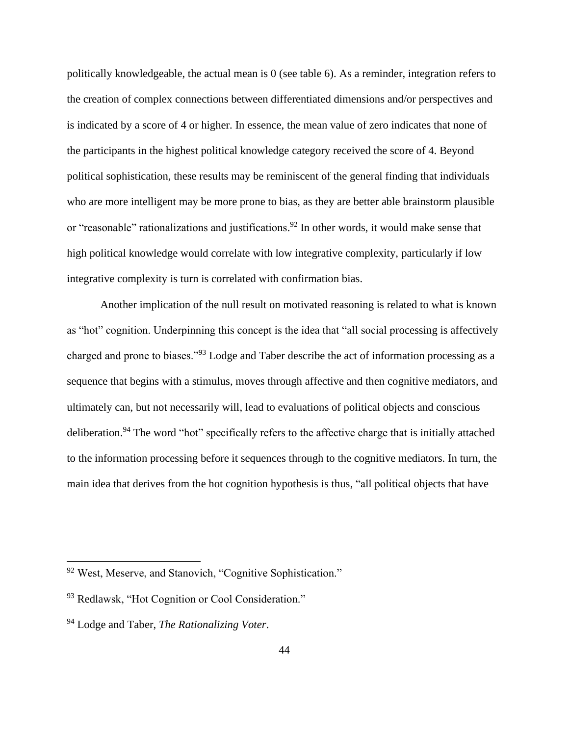politically knowledgeable, the actual mean is 0 (see table 6). As a reminder, integration refers to the creation of complex connections between differentiated dimensions and/or perspectives and is indicated by a score of 4 or higher. In essence, the mean value of zero indicates that none of the participants in the highest political knowledge category received the score of 4. Beyond political sophistication, these results may be reminiscent of the general finding that individuals who are more intelligent may be more prone to bias, as they are better able brainstorm plausible or "reasonable" rationalizations and justifications.[92] In other words, it would make sense that high political knowledge would correlate with low integrative complexity, particularly if low integrative complexity is turn is correlated with confirmation bias.

Another implication of the null result on motivated reasoning is related to what is known as "hot" cognition. Underpinning this concept is the idea that "all social processing is affectively charged and prone to biases."[93] Lodge and Taber describe the act of information processing as a sequence that begins with a stimulus, moves through affective and then cognitive mediators, and ultimately can, but not necessarily will, lead to evaluations of political objects and conscious deliberation.[94] The word "hot" specifically refers to the affective charge that is initially attached to the information processing before it sequences through to the cognitive mediators. In turn, the main idea that derives from the hot cognition hypothesis is thus, "all political objects that have

---

[92] West, Meserve, and Stanovich, "Cognitive Sophistication."

[93] Redlawsk, "Hot Cognition or Cool Consideration."

[94] Lodge and Taber, *The Rationalizing Voter*.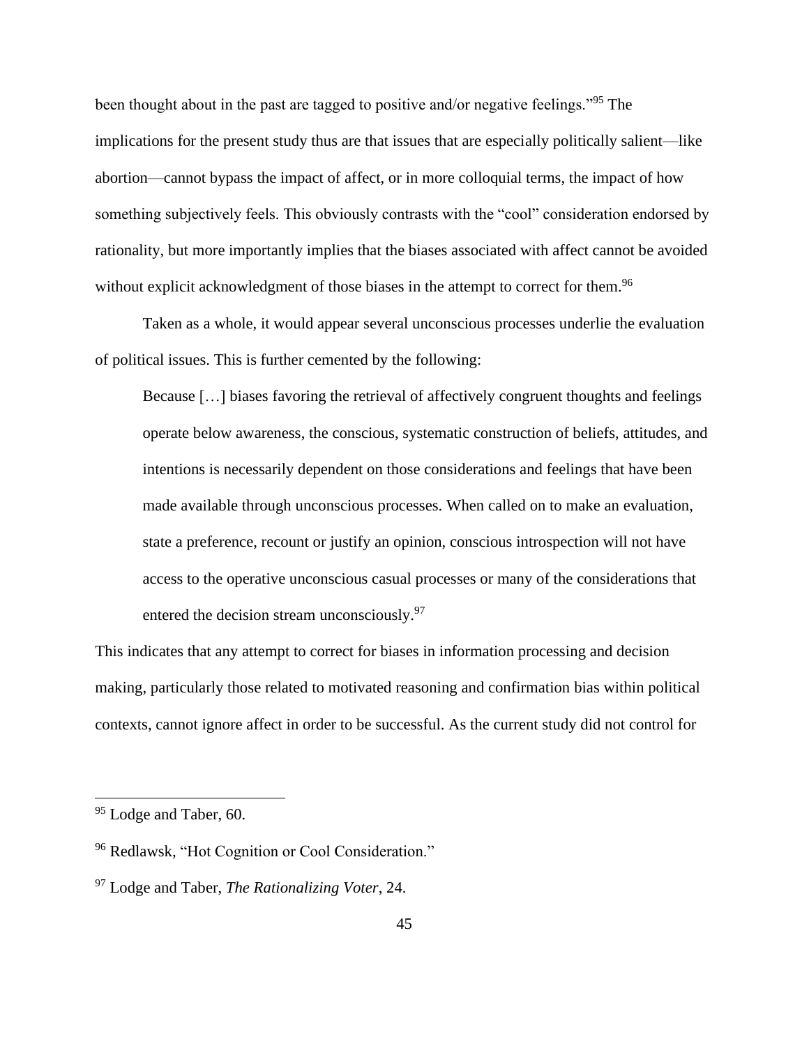been thought about in the past are tagged to positive and/or negative feelings."[95] The implications for the present study thus are that issues that are especially politically salient—like abortion—cannot bypass the impact of affect, or in more colloquial terms, the impact of how something subjectively feels. This obviously contrasts with the "cool" consideration endorsed by rationality, but more importantly implies that the biases associated with affect cannot be avoided without explicit acknowledgment of those biases in the attempt to correct for them.[96]

Taken as a whole, it would appear several unconscious processes underlie the evaluation of political issues. This is further cemented by the following:

> Because […] biases favoring the retrieval of affectively congruent thoughts and feelings operate below awareness, the conscious, systematic construction of beliefs, attitudes, and intentions is necessarily dependent on those considerations and feelings that have been made available through unconscious processes. When called on to make an evaluation, state a preference, recount or justify an opinion, conscious introspection will not have access to the operative unconscious casual processes or many of the considerations that entered the decision stream unconsciously.[97]

This indicates that any attempt to correct for biases in information processing and decision making, particularly those related to motivated reasoning and confirmation bias within political contexts, cannot ignore affect in order to be successful. As the current study did not control for

---

[95] Lodge and Taber, 60.

[96] Redlawsk, "Hot Cognition or Cool Consideration."

[97] Lodge and Taber, *The Rationalizing Voter*, 24.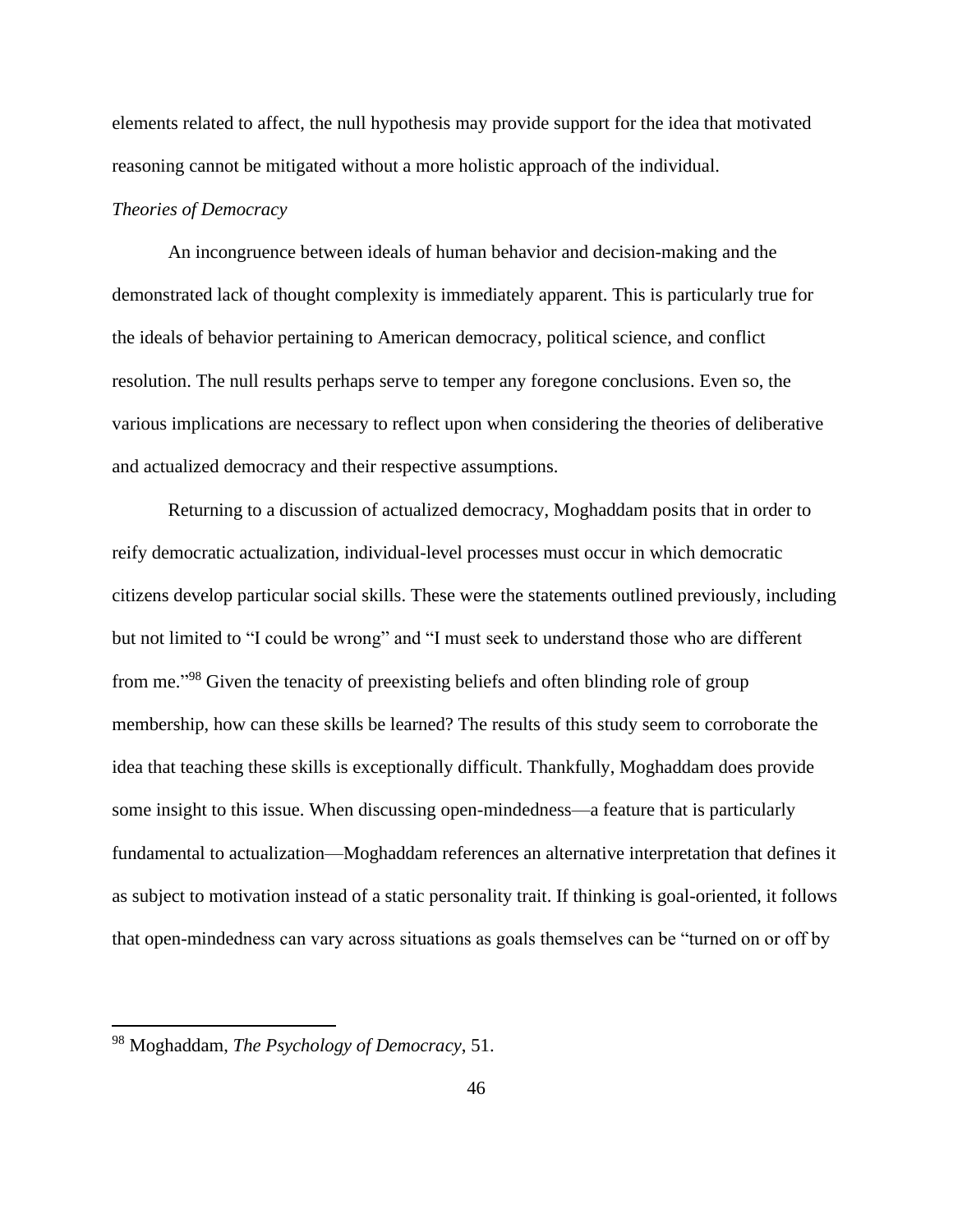elements related to affect, the null hypothesis may provide support for the idea that motivated reasoning cannot be mitigated without a more holistic approach of the individual.

*Theories of Democracy*

An incongruence between ideals of human behavior and decision-making and the demonstrated lack of thought complexity is immediately apparent. This is particularly true for the ideals of behavior pertaining to American democracy, political science, and conflict resolution. The null results perhaps serve to temper any foregone conclusions. Even so, the various implications are necessary to reflect upon when considering the theories of deliberative and actualized democracy and their respective assumptions.

Returning to a discussion of actualized democracy, Moghaddam posits that in order to reify democratic actualization, individual-level processes must occur in which democratic citizens develop particular social skills. These were the statements outlined previously, including but not limited to "I could be wrong" and "I must seek to understand those who are different from me."[98] Given the tenacity of preexisting beliefs and often blinding role of group membership, how can these skills be learned? The results of this study seem to corroborate the idea that teaching these skills is exceptionally difficult. Thankfully, Moghaddam does provide some insight to this issue. When discussing open-mindedness—a feature that is particularly fundamental to actualization—Moghaddam references an alternative interpretation that defines it as subject to motivation instead of a static personality trait. If thinking is goal-oriented, it follows that open-mindedness can vary across situations as goals themselves can be "turned on or off by

[98] Moghaddam, *The Psychology of Democracy*, 51.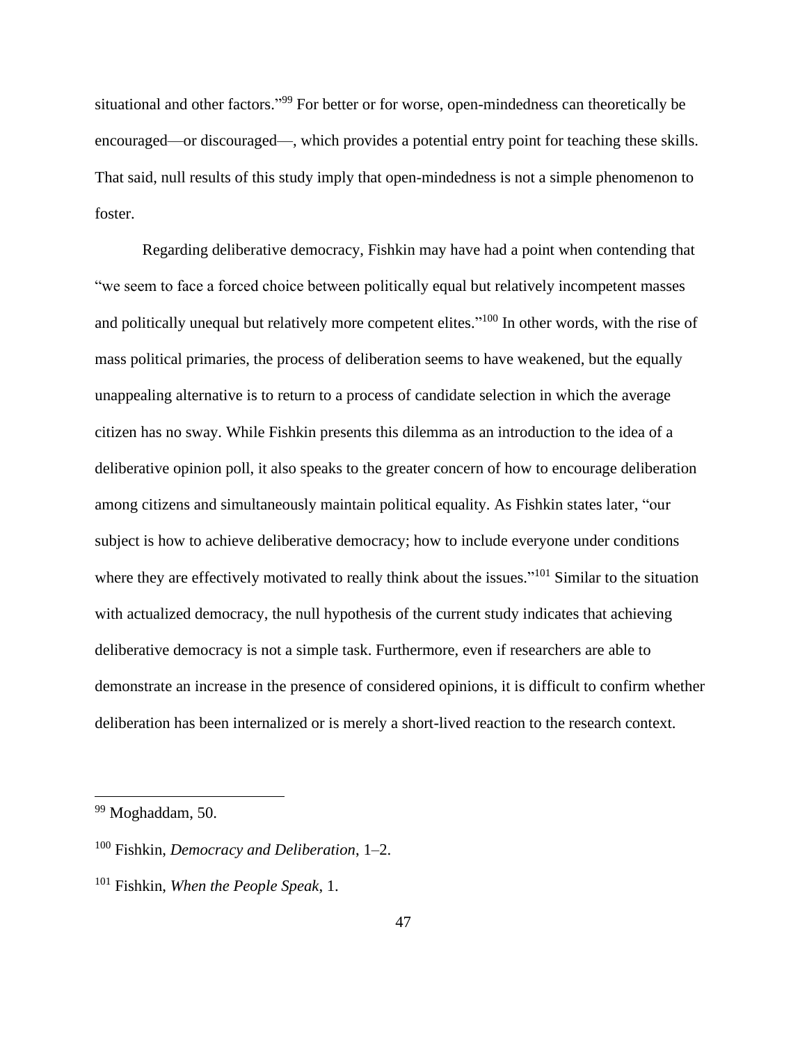situational and other factors."[99] For better or for worse, open-mindedness can theoretically be encouraged—or discouraged—, which provides a potential entry point for teaching these skills. That said, null results of this study imply that open-mindedness is not a simple phenomenon to foster.

Regarding deliberative democracy, Fishkin may have had a point when contending that "we seem to face a forced choice between politically equal but relatively incompetent masses and politically unequal but relatively more competent elites."[100] In other words, with the rise of mass political primaries, the process of deliberation seems to have weakened, but the equally unappealing alternative is to return to a process of candidate selection in which the average citizen has no sway. While Fishkin presents this dilemma as an introduction to the idea of a deliberative opinion poll, it also speaks to the greater concern of how to encourage deliberation among citizens and simultaneously maintain political equality. As Fishkin states later, "our subject is how to achieve deliberative democracy; how to include everyone under conditions where they are effectively motivated to really think about the issues."[101] Similar to the situation with actualized democracy, the null hypothesis of the current study indicates that achieving deliberative democracy is not a simple task. Furthermore, even if researchers are able to demonstrate an increase in the presence of considered opinions, it is difficult to confirm whether deliberation has been internalized or is merely a short-lived reaction to the research context.

---

[99] Moghaddam, 50.

[100] Fishkin, *Democracy and Deliberation*, 1–2.

[101] Fishkin, *When the People Speak*, 1.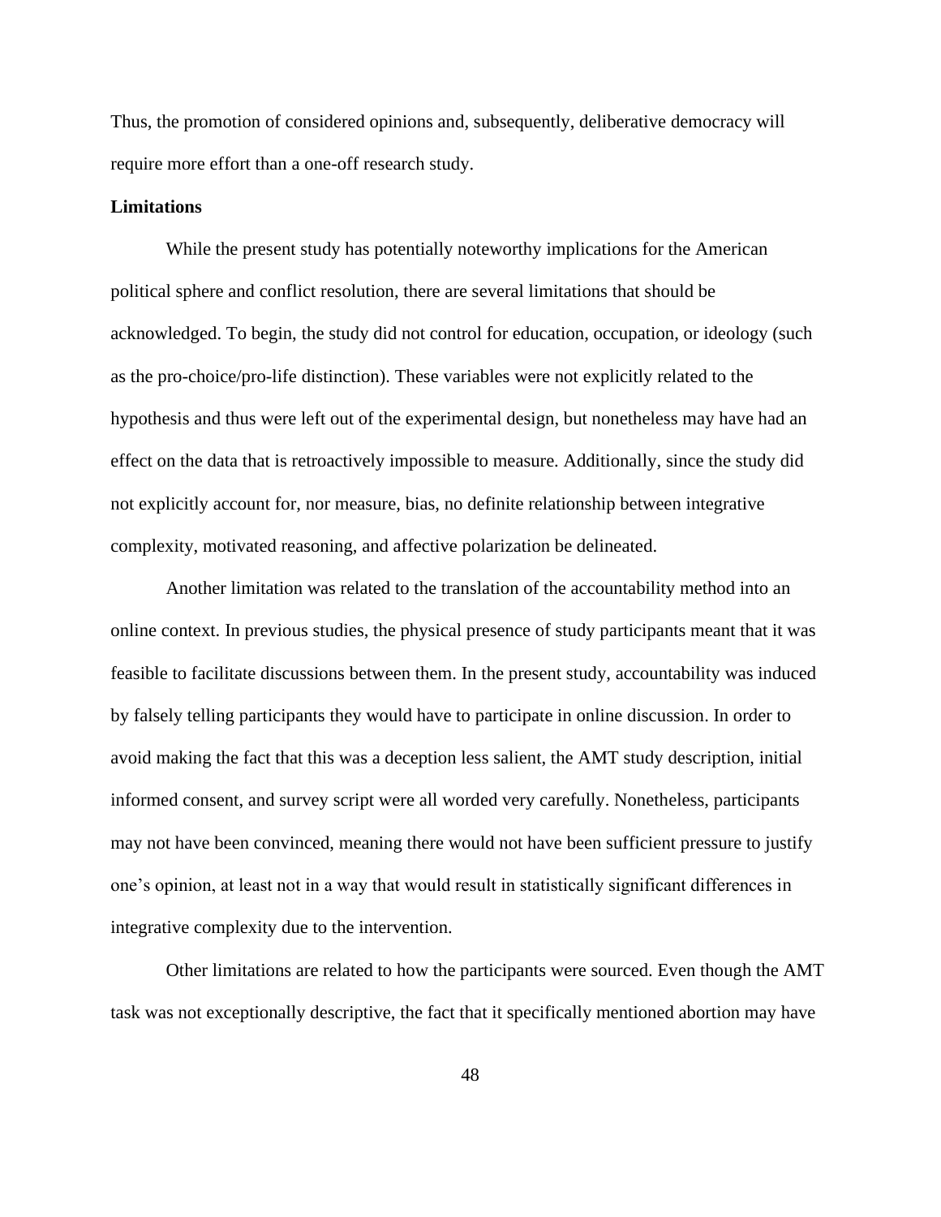Thus, the promotion of considered opinions and, subsequently, deliberative democracy will require more effort than a one-off research study.

## Limitations

While the present study has potentially noteworthy implications for the American political sphere and conflict resolution, there are several limitations that should be acknowledged. To begin, the study did not control for education, occupation, or ideology (such as the pro-choice/pro-life distinction). These variables were not explicitly related to the hypothesis and thus were left out of the experimental design, but nonetheless may have had an effect on the data that is retroactively impossible to measure. Additionally, since the study did not explicitly account for, nor measure, bias, no definite relationship between integrative complexity, motivated reasoning, and affective polarization be delineated.

Another limitation was related to the translation of the accountability method into an online context. In previous studies, the physical presence of study participants meant that it was feasible to facilitate discussions between them. In the present study, accountability was induced by falsely telling participants they would have to participate in online discussion. In order to avoid making the fact that this was a deception less salient, the AMT study description, initial informed consent, and survey script were all worded very carefully. Nonetheless, participants may not have been convinced, meaning there would not have been sufficient pressure to justify one's opinion, at least not in a way that would result in statistically significant differences in integrative complexity due to the intervention.

Other limitations are related to how the participants were sourced. Even though the AMT task was not exceptionally descriptive, the fact that it specifically mentioned abortion may have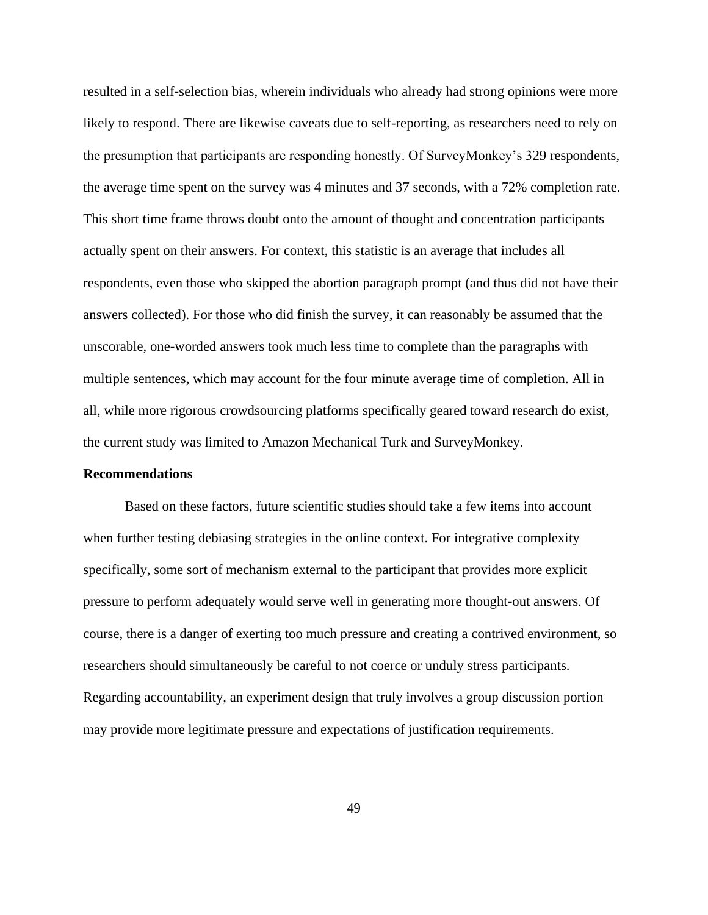resulted in a self-selection bias, wherein individuals who already had strong opinions were more likely to respond. There are likewise caveats due to self-reporting, as researchers need to rely on the presumption that participants are responding honestly. Of SurveyMonkey's 329 respondents, the average time spent on the survey was 4 minutes and 37 seconds, with a 72% completion rate. This short time frame throws doubt onto the amount of thought and concentration participants actually spent on their answers. For context, this statistic is an average that includes all respondents, even those who skipped the abortion paragraph prompt (and thus did not have their answers collected). For those who did finish the survey, it can reasonably be assumed that the unscorable, one-worded answers took much less time to complete than the paragraphs with multiple sentences, which may account for the four minute average time of completion. All in all, while more rigorous crowdsourcing platforms specifically geared toward research do exist, the current study was limited to Amazon Mechanical Turk and SurveyMonkey.

**Recommendations**

Based on these factors, future scientific studies should take a few items into account when further testing debiasing strategies in the online context. For integrative complexity specifically, some sort of mechanism external to the participant that provides more explicit pressure to perform adequately would serve well in generating more thought-out answers. Of course, there is a danger of exerting too much pressure and creating a contrived environment, so researchers should simultaneously be careful to not coerce or unduly stress participants. Regarding accountability, an experiment design that truly involves a group discussion portion may provide more legitimate pressure and expectations of justification requirements.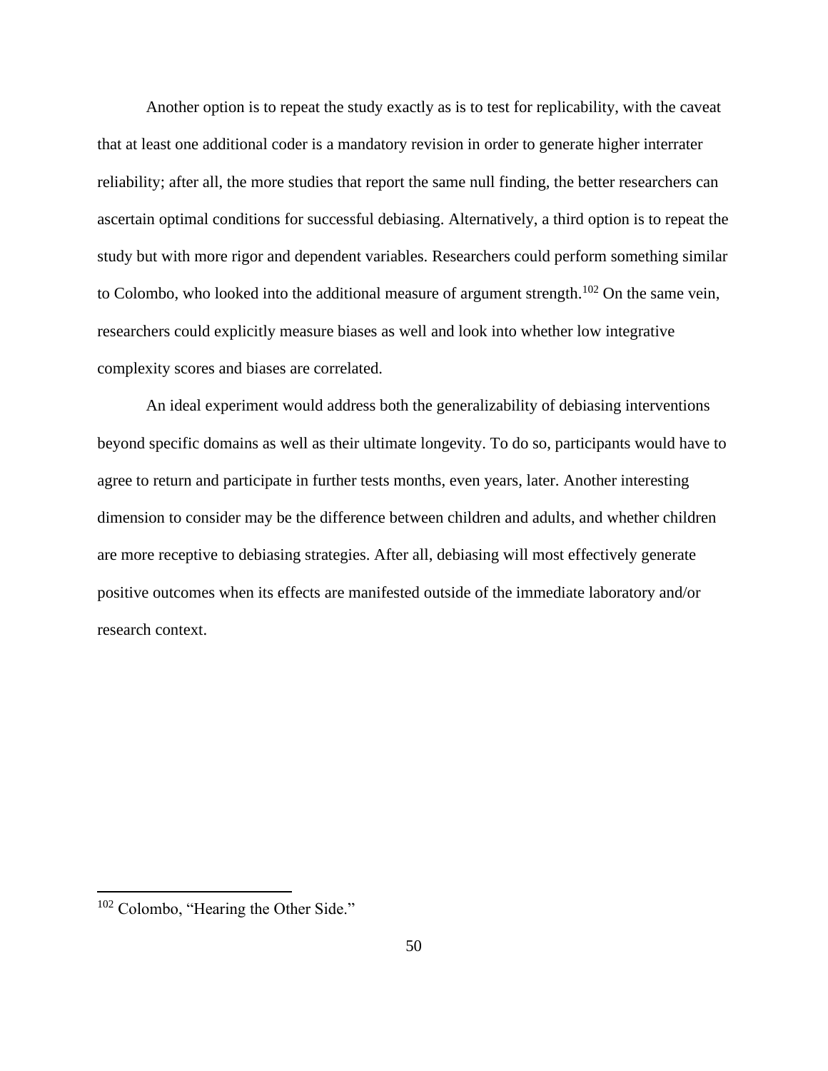Another option is to repeat the study exactly as is to test for replicability, with the caveat that at least one additional coder is a mandatory revision in order to generate higher interrater reliability; after all, the more studies that report the same null finding, the better researchers can ascertain optimal conditions for successful debiasing. Alternatively, a third option is to repeat the study but with more rigor and dependent variables. Researchers could perform something similar to Colombo, who looked into the additional measure of argument strength.[102] On the same vein, researchers could explicitly measure biases as well and look into whether low integrative complexity scores and biases are correlated.

An ideal experiment would address both the generalizability of debiasing interventions beyond specific domains as well as their ultimate longevity. To do so, participants would have to agree to return and participate in further tests months, even years, later. Another interesting dimension to consider may be the difference between children and adults, and whether children are more receptive to debiasing strategies. After all, debiasing will most effectively generate positive outcomes when its effects are manifested outside of the immediate laboratory and/or research context.

---

[102] Colombo, "Hearing the Other Side."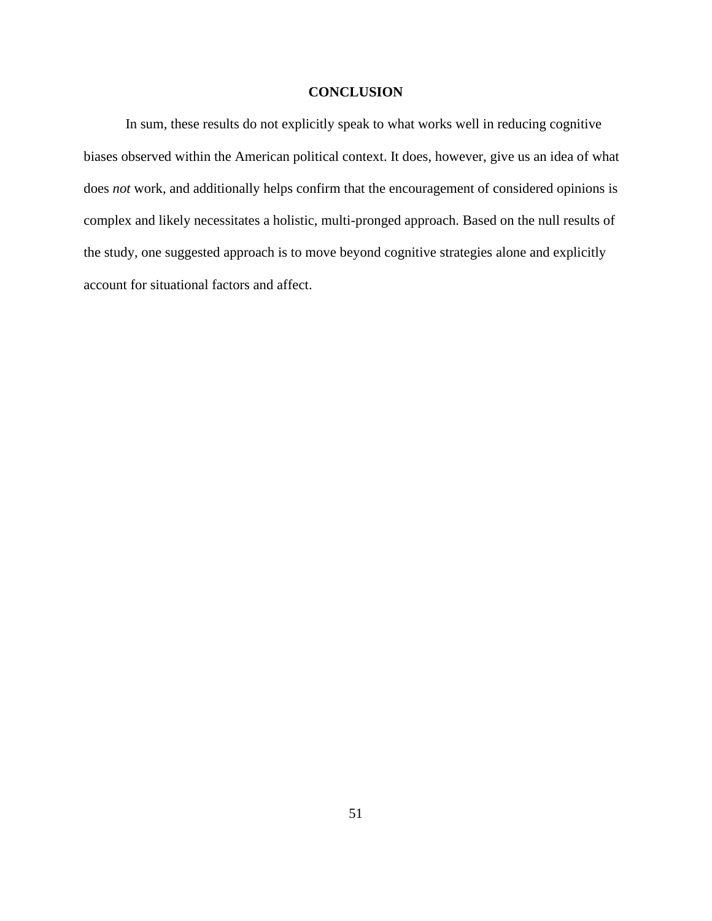# CONCLUSION

In sum, these results do not explicitly speak to what works well in reducing cognitive biases observed within the American political context. It does, however, give us an idea of what does *not* work, and additionally helps confirm that the encouragement of considered opinions is complex and likely necessitates a holistic, multi-pronged approach. Based on the null results of the study, one suggested approach is to move beyond cognitive strategies alone and explicitly account for situational factors and affect.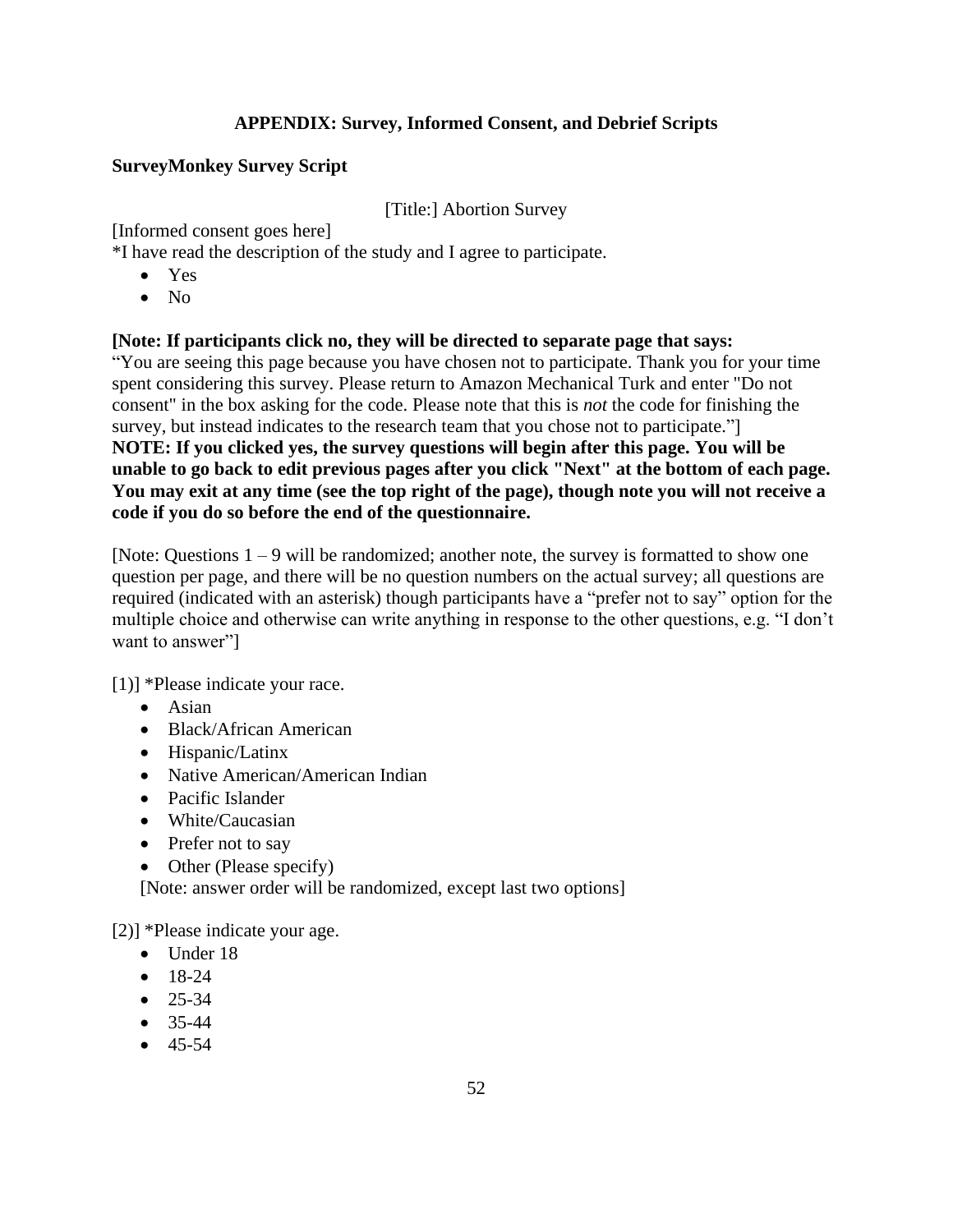**APPENDIX: Survey, Informed Consent, and Debrief Scripts**

**SurveyMonkey Survey Script**

[Title:] Abortion Survey

[Informed consent goes here]
*I have read the description of the study and I agree to participate.

- Yes
- No

**[Note: If participants click no, they will be directed to separate page that says:**
"You are seeing this page because you have chosen not to participate. Thank you for your time spent considering this survey. Please return to Amazon Mechanical Turk and enter "Do not consent" in the box asking for the code. Please note that this is *not* the code for finishing the survey, but instead indicates to the research team that you chose not to participate."]
**NOTE: If you clicked yes, the survey questions will begin after this page. You will be unable to go back to edit previous pages after you click "Next" at the bottom of each page. You may exit at any time (see the top right of the page), though note you will not receive a code if you do so before the end of the questionnaire.**

[Note: Questions 1 – 9 will be randomized; another note, the survey is formatted to show one question per page, and there will be no question numbers on the actual survey; all questions are required (indicated with an asterisk) though participants have a "prefer not to say" option for the multiple choice and otherwise can write anything in response to the other questions, e.g. "I don't want to answer"]

[1)] *Please indicate your race.

- Asian
- Black/African American
- Hispanic/Latinx
- Native American/American Indian
- Pacific Islander
- White/Caucasian
- Prefer not to say
- Other (Please specify)

[Note: answer order will be randomized, except last two options]

[2)] *Please indicate your age.

- Under 18
- 18-24
- 25-34
- 35-44
- 45-54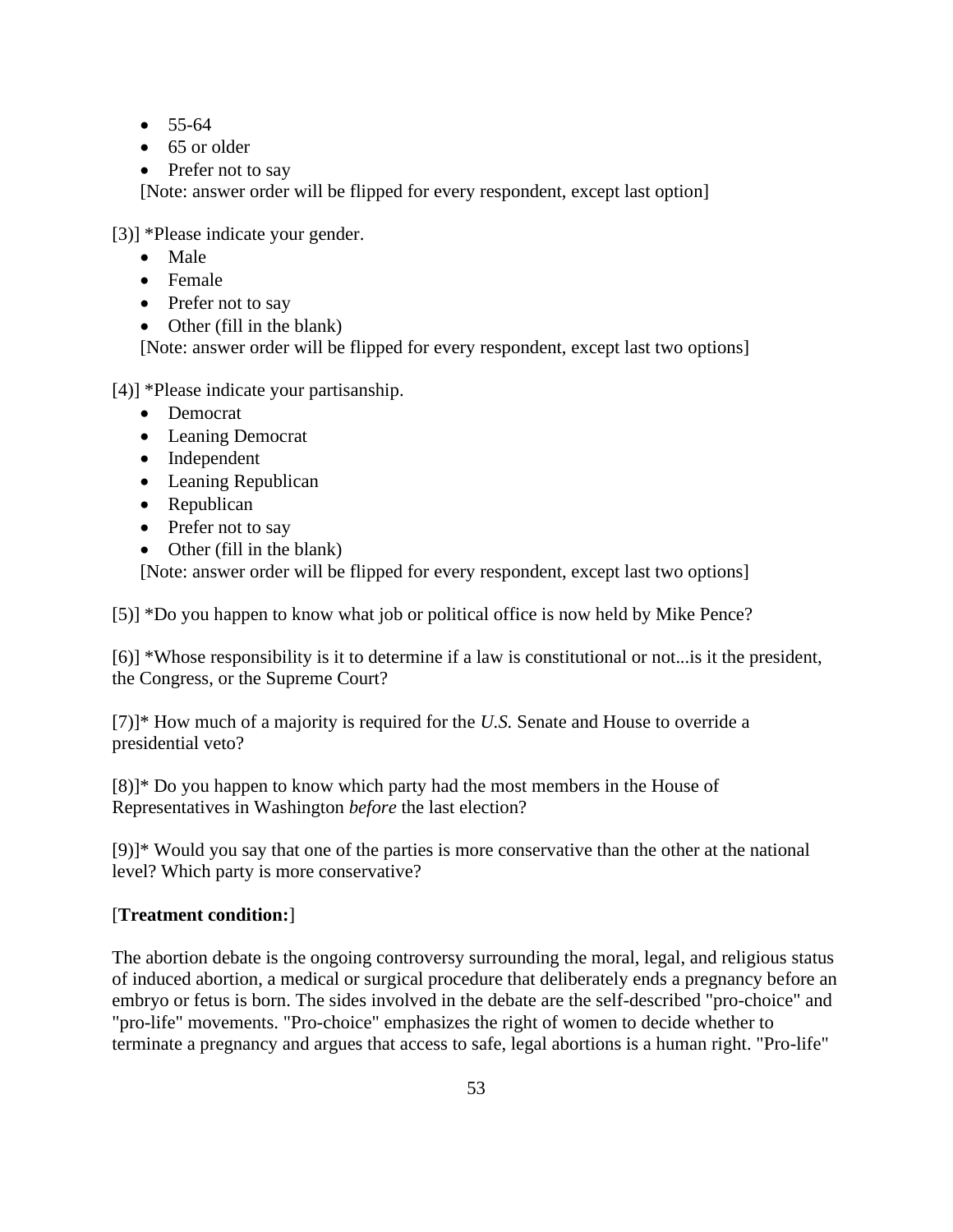- 55-64
- 65 or older
- Prefer not to say

[Note: answer order will be flipped for every respondent, except last option]

[3)] *Please indicate your gender.

- Male
- Female
- Prefer not to say
- Other (fill in the blank)

[Note: answer order will be flipped for every respondent, except last two options]

[4)] *Please indicate your partisanship.

- Democrat
- Leaning Democrat
- Independent
- Leaning Republican
- Republican
- Prefer not to say
- Other (fill in the blank)

[Note: answer order will be flipped for every respondent, except last two options]

[5)] *Do you happen to know what job or political office is now held by Mike Pence?

[6)] *Whose responsibility is it to determine if a law is constitutional or not...is it the president, the Congress, or the Supreme Court?

[7)]* How much of a majority is required for the *U.S.* Senate and House to override a presidential veto?

[8)]* Do you happen to know which party had the most members in the House of Representatives in Washington *before* the last election?

[9)]* Would you say that one of the parties is more conservative than the other at the national level? Which party is more conservative?

[**Treatment condition:**]

The abortion debate is the ongoing controversy surrounding the moral, legal, and religious status of induced abortion, a medical or surgical procedure that deliberately ends a pregnancy before an embryo or fetus is born. The sides involved in the debate are the self-described "pro-choice" and "pro-life" movements. "Pro-choice" emphasizes the right of women to decide whether to terminate a pregnancy and argues that access to safe, legal abortions is a human right. "Pro-life"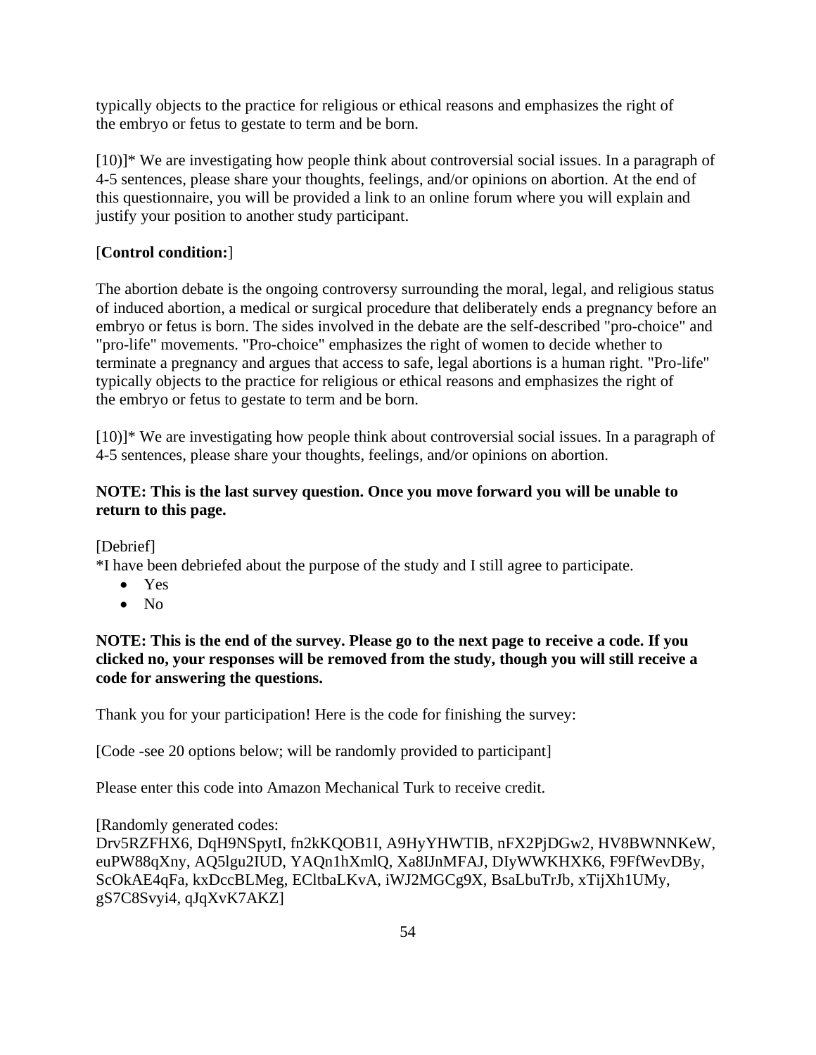typically objects to the practice for religious or ethical reasons and emphasizes the right of the embryo or fetus to gestate to term and be born.

[10)]* We are investigating how people think about controversial social issues. In a paragraph of 4-5 sentences, please share your thoughts, feelings, and/or opinions on abortion. At the end of this questionnaire, you will be provided a link to an online forum where you will explain and justify your position to another study participant.

[**Control condition:**]

The abortion debate is the ongoing controversy surrounding the moral, legal, and religious status of induced abortion, a medical or surgical procedure that deliberately ends a pregnancy before an embryo or fetus is born. The sides involved in the debate are the self-described "pro-choice" and "pro-life" movements. "Pro-choice" emphasizes the right of women to decide whether to terminate a pregnancy and argues that access to safe, legal abortions is a human right. "Pro-life" typically objects to the practice for religious or ethical reasons and emphasizes the right of the embryo or fetus to gestate to term and be born.

[10)]* We are investigating how people think about controversial social issues. In a paragraph of 4-5 sentences, please share your thoughts, feelings, and/or opinions on abortion.

**NOTE: This is the last survey question. Once you move forward you will be unable to return to this page.**

[Debrief]
*I have been debriefed about the purpose of the study and I still agree to participate.

- Yes
- No

**NOTE: This is the end of the survey. Please go to the next page to receive a code. If you clicked no, your responses will be removed from the study, though you will still receive a code for answering the questions.**

Thank you for your participation! Here is the code for finishing the survey:

[Code -see 20 options below; will be randomly provided to participant]

Please enter this code into Amazon Mechanical Turk to receive credit.

[Randomly generated codes:
Drv5RZFHX6, DqH9NSpytI, fn2kKQOB1I, A9HyYHWTIB, nFX2PjDGw2, HV8BWNNKeW, euPW88qXny, AQ5lgu2IUD, YAQn1hXmlQ, Xa8IJnMFAJ, DIyWWKHXK6, F9FfWevDBy, ScOkAE4qFa, kxDccBLMeg, ECltbaLKvA, iWJ2MGCg9X, BsaLbuTrJb, xTijXh1UMy, gS7C8Svyi4, qJqXvK7AKZ]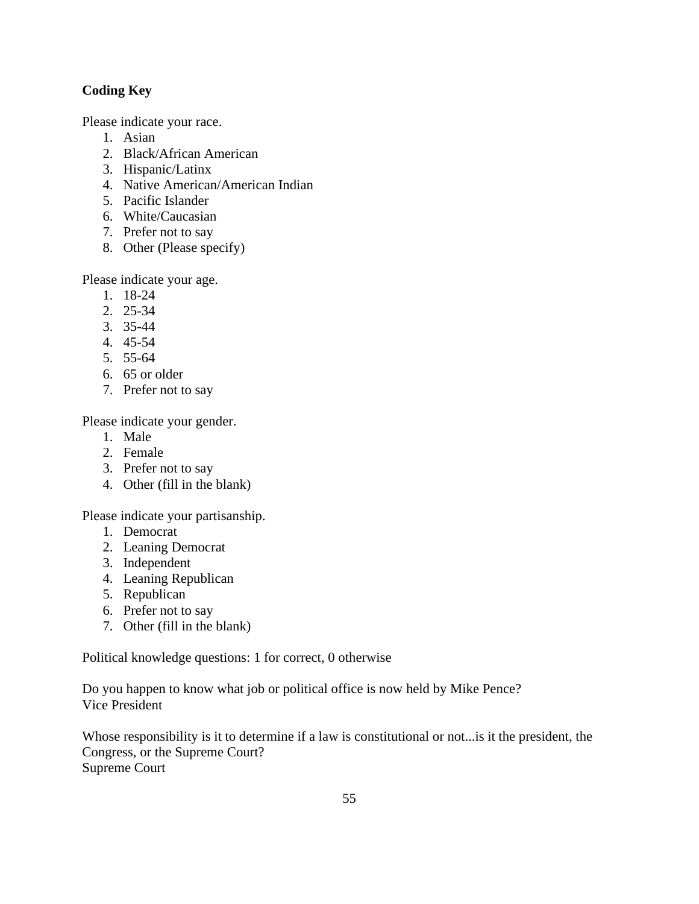**Coding Key**

Please indicate your race.

1. Asian
2. Black/African American
3. Hispanic/Latinx
4. Native American/American Indian
5. Pacific Islander
6. White/Caucasian
7. Prefer not to say
8. Other (Please specify)

Please indicate your age.

1. 18-24
2. 25-34
3. 35-44
4. 45-54
5. 55-64
6. 65 or older
7. Prefer not to say

Please indicate your gender.

1. Male
2. Female
3. Prefer not to say
4. Other (fill in the blank)

Please indicate your partisanship.

1. Democrat
2. Leaning Democrat
3. Independent
4. Leaning Republican
5. Republican
6. Prefer not to say
7. Other (fill in the blank)

Political knowledge questions: 1 for correct, 0 otherwise

Do you happen to know what job or political office is now held by Mike Pence?
Vice President

Whose responsibility is it to determine if a law is constitutional or not...is it the president, the Congress, or the Supreme Court?
Supreme Court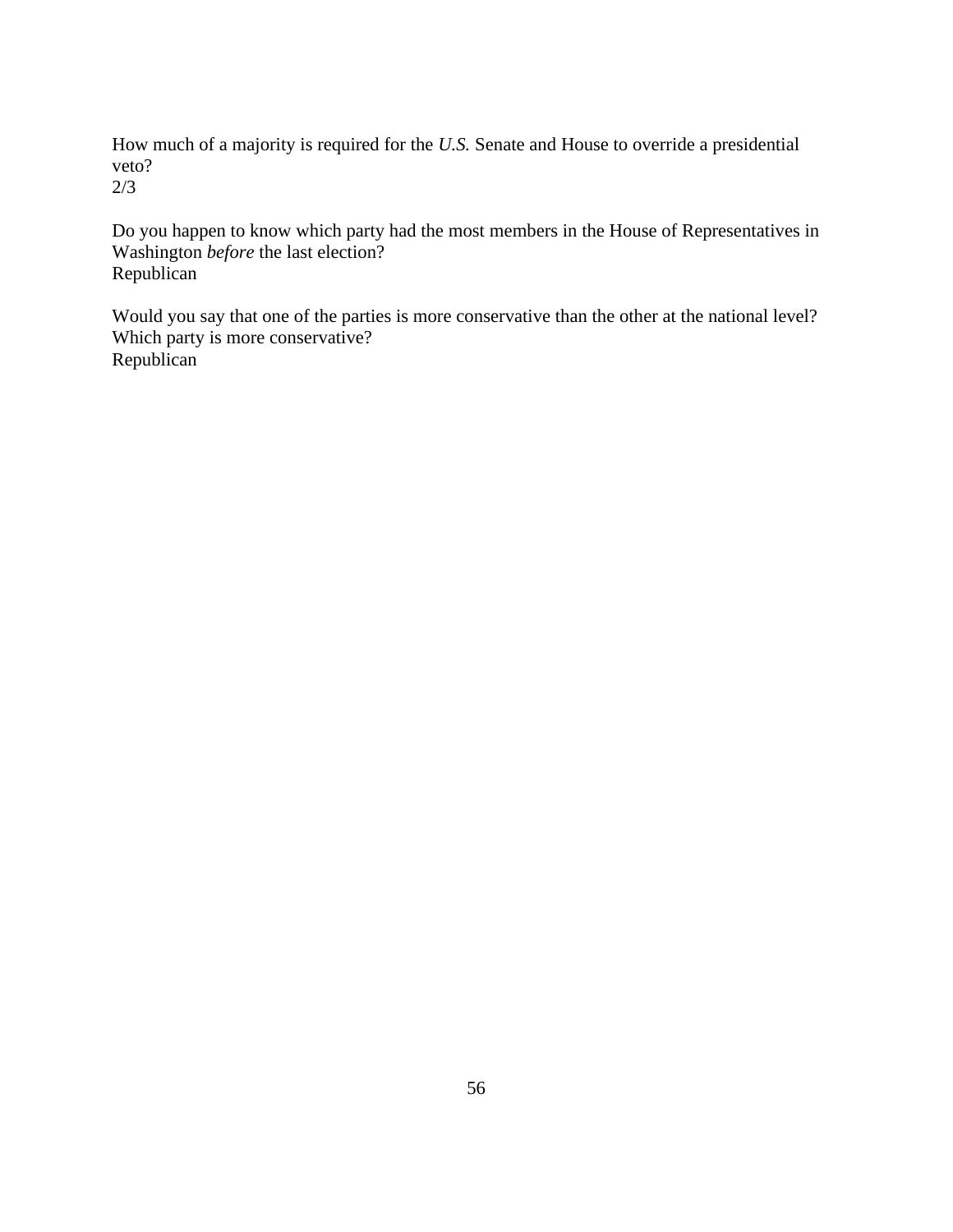How much of a majority is required for the *U.S.* Senate and House to override a presidential veto?
2/3

Do you happen to know which party had the most members in the House of Representatives in Washington *before* the last election?
Republican

Would you say that one of the parties is more conservative than the other at the national level? Which party is more conservative?
Republican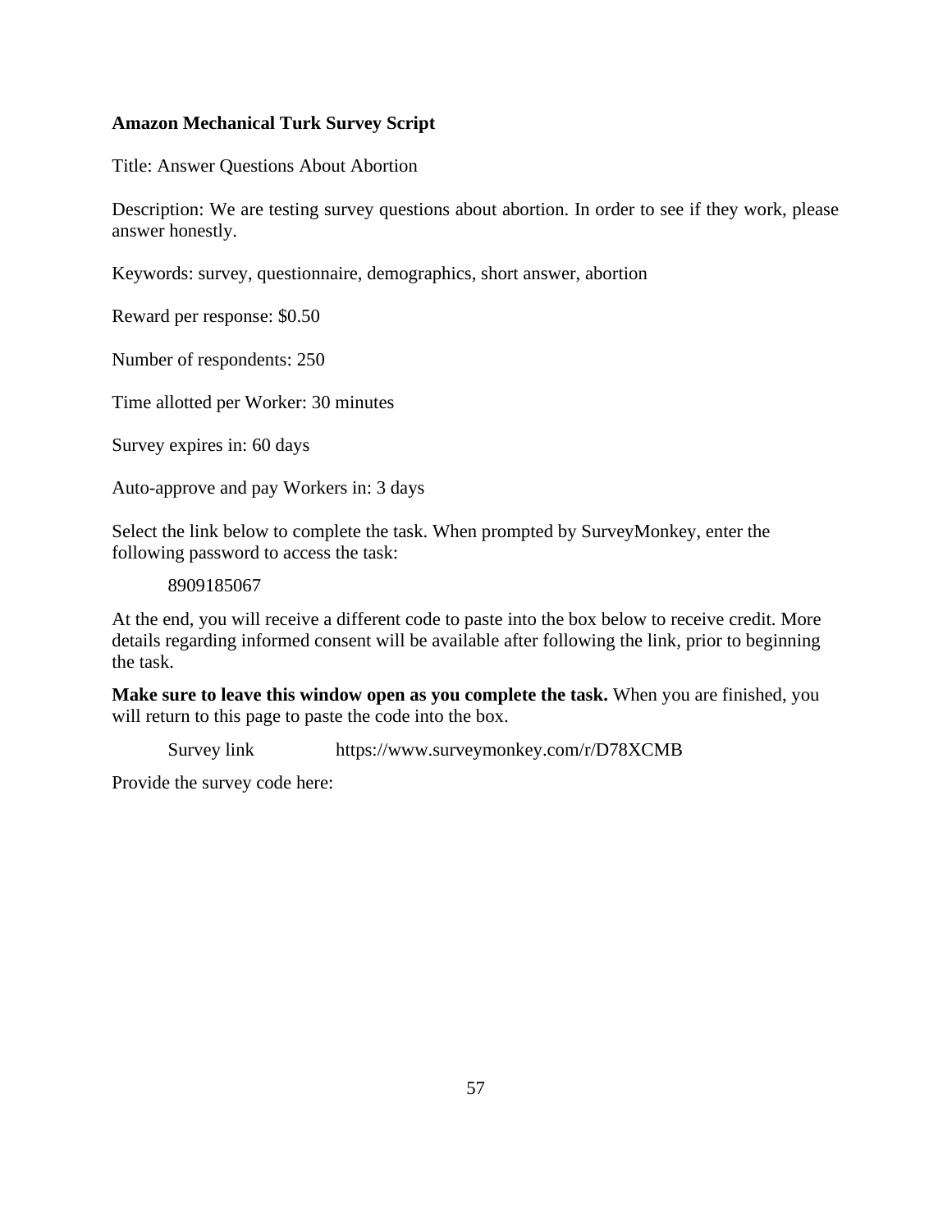**Amazon Mechanical Turk Survey Script**

Title: Answer Questions About Abortion

Description: We are testing survey questions about abortion. In order to see if they work, please answer honestly.

Keywords: survey, questionnaire, demographics, short answer, abortion

Reward per response: $0.50

Number of respondents: 250

Time allotted per Worker: 30 minutes

Survey expires in: 60 days

Auto-approve and pay Workers in: 3 days

Select the link below to complete the task. When prompted by SurveyMonkey, enter the following password to access the task:

8909185067

At the end, you will receive a different code to paste into the box below to receive credit. More details regarding informed consent will be available after following the link, prior to beginning the task.

**Make sure to leave this window open as you complete the task.** When you are finished, you will return to this page to paste the code into the box.

Survey link https://www.surveymonkey.com/r/D78XCMB

Provide the survey code here: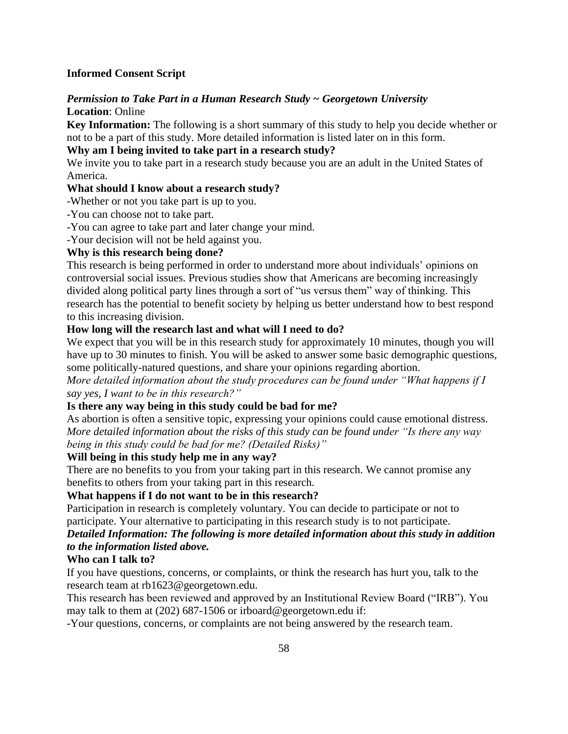**Informed Consent Script**

***Permission to Take Part in a Human Research Study ~ Georgetown University***

**Location**: Online

**Key Information:** The following is a short summary of this study to help you decide whether or not to be a part of this study. More detailed information is listed later on in this form.

**Why am I being invited to take part in a research study?**

We invite you to take part in a research study because you are an adult in the United States of America.

**What should I know about a research study?**

-Whether or not you take part is up to you.

-You can choose not to take part.

-You can agree to take part and later change your mind.

-Your decision will not be held against you.

**Why is this research being done?**

This research is being performed in order to understand more about individuals' opinions on controversial social issues. Previous studies show that Americans are becoming increasingly divided along political party lines through a sort of "us versus them" way of thinking. This research has the potential to benefit society by helping us better understand how to best respond to this increasing division.

**How long will the research last and what will I need to do?**

We expect that you will be in this research study for approximately 10 minutes, though you will have up to 30 minutes to finish. You will be asked to answer some basic demographic questions, some politically-natured questions, and share your opinions regarding abortion.

*More detailed information about the study procedures can be found under "What happens if I say yes, I want to be in this research?"*

**Is there any way being in this study could be bad for me?**

As abortion is often a sensitive topic, expressing your opinions could cause emotional distress.

*More detailed information about the risks of this study can be found under "Is there any way being in this study could be bad for me? (Detailed Risks)"*

**Will being in this study help me in any way?**

There are no benefits to you from your taking part in this research. We cannot promise any benefits to others from your taking part in this research.

**What happens if I do not want to be in this research?**

Participation in research is completely voluntary. You can decide to participate or not to participate. Your alternative to participating in this research study is to not participate.

***Detailed Information: The following is more detailed information about this study in addition to the information listed above.***

**Who can I talk to?**

If you have questions, concerns, or complaints, or think the research has hurt you, talk to the research team at rb1623@georgetown.edu.

This research has been reviewed and approved by an Institutional Review Board ("IRB"). You may talk to them at (202) 687-1506 or irboard@georgetown.edu if:

-Your questions, concerns, or complaints are not being answered by the research team.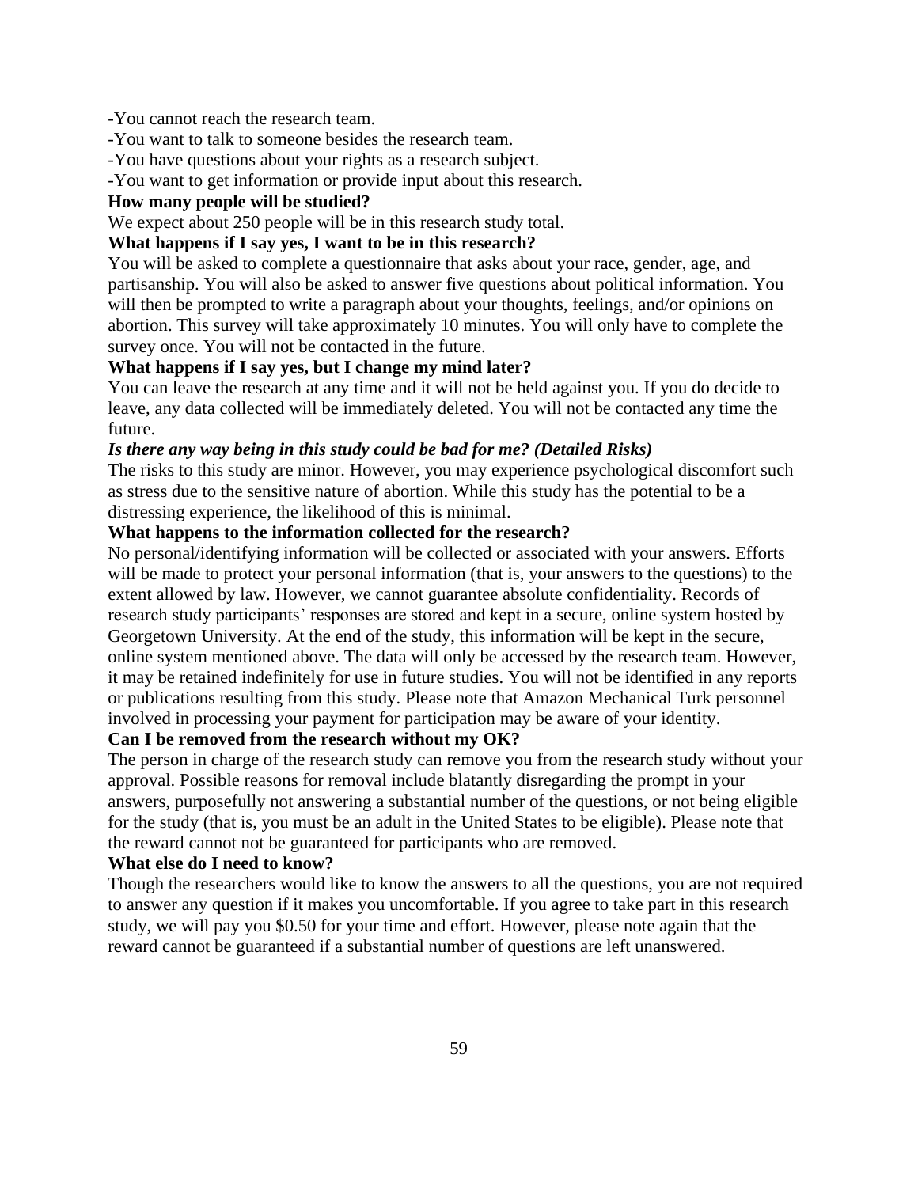-You cannot reach the research team.
-You want to talk to someone besides the research team.
-You have questions about your rights as a research subject.
-You want to get information or provide input about this research.

**How many people will be studied?**

We expect about 250 people will be in this research study total.

**What happens if I say yes, I want to be in this research?**

You will be asked to complete a questionnaire that asks about your race, gender, age, and partisanship. You will also be asked to answer five questions about political information. You will then be prompted to write a paragraph about your thoughts, feelings, and/or opinions on abortion. This survey will take approximately 10 minutes. You will only have to complete the survey once. You will not be contacted in the future.

**What happens if I say yes, but I change my mind later?**

You can leave the research at any time and it will not be held against you. If you do decide to leave, any data collected will be immediately deleted. You will not be contacted any time the future.

***Is there any way being in this study could be bad for me? (Detailed Risks)***

The risks to this study are minor. However, you may experience psychological discomfort such as stress due to the sensitive nature of abortion. While this study has the potential to be a distressing experience, the likelihood of this is minimal.

**What happens to the information collected for the research?**

No personal/identifying information will be collected or associated with your answers. Efforts will be made to protect your personal information (that is, your answers to the questions) to the extent allowed by law. However, we cannot guarantee absolute confidentiality. Records of research study participants' responses are stored and kept in a secure, online system hosted by Georgetown University. At the end of the study, this information will be kept in the secure, online system mentioned above. The data will only be accessed by the research team. However, it may be retained indefinitely for use in future studies. You will not be identified in any reports or publications resulting from this study. Please note that Amazon Mechanical Turk personnel involved in processing your payment for participation may be aware of your identity.

**Can I be removed from the research without my OK?**

The person in charge of the research study can remove you from the research study without your approval. Possible reasons for removal include blatantly disregarding the prompt in your answers, purposefully not answering a substantial number of the questions, or not being eligible for the study (that is, you must be an adult in the United States to be eligible). Please note that the reward cannot not be guaranteed for participants who are removed.

**What else do I need to know?**

Though the researchers would like to know the answers to all the questions, you are not required to answer any question if it makes you uncomfortable. If you agree to take part in this research study, we will pay you $0.50 for your time and effort. However, please note again that the reward cannot be guaranteed if a substantial number of questions are left unanswered.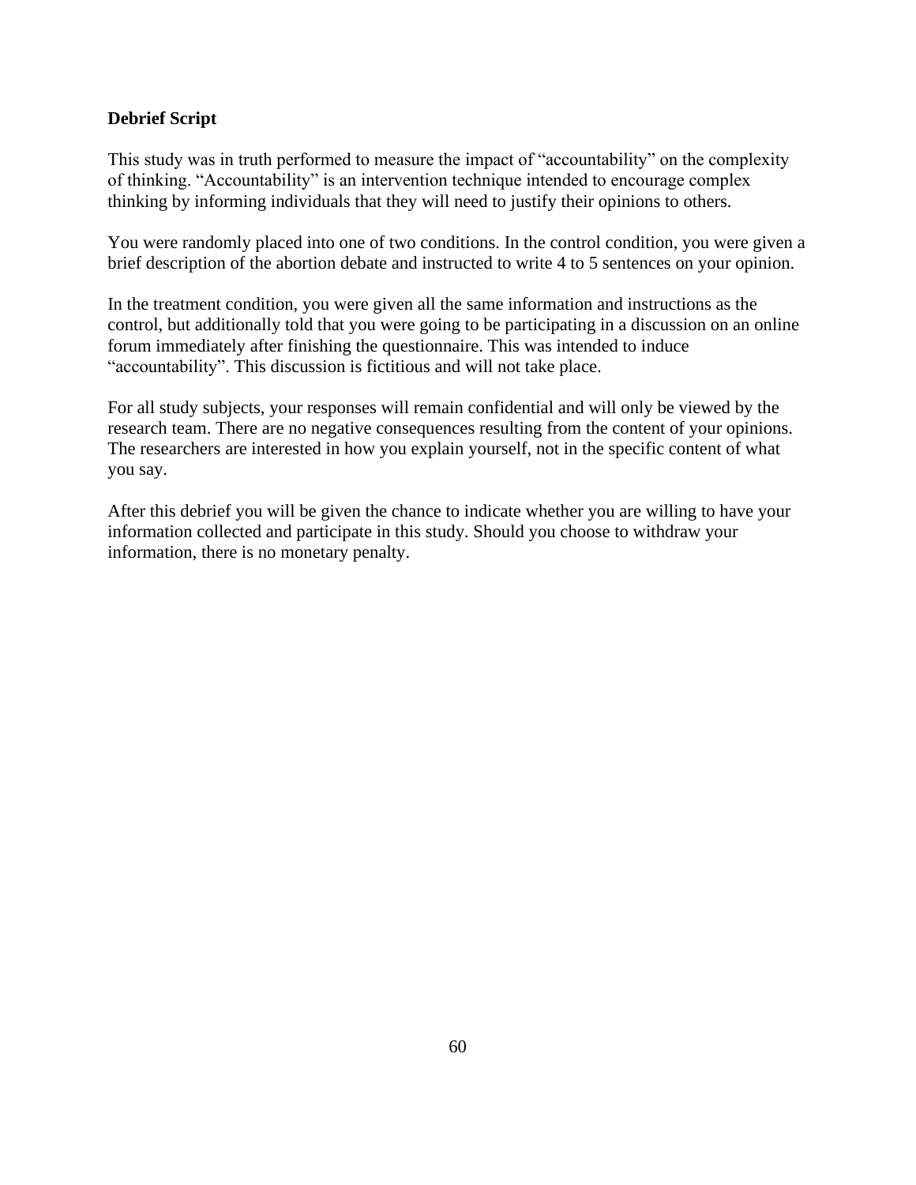**Debrief Script**

This study was in truth performed to measure the impact of "accountability" on the complexity of thinking. "Accountability" is an intervention technique intended to encourage complex thinking by informing individuals that they will need to justify their opinions to others.

You were randomly placed into one of two conditions. In the control condition, you were given a brief description of the abortion debate and instructed to write 4 to 5 sentences on your opinion.

In the treatment condition, you were given all the same information and instructions as the control, but additionally told that you were going to be participating in a discussion on an online forum immediately after finishing the questionnaire. This was intended to induce "accountability". This discussion is fictitious and will not take place.

For all study subjects, your responses will remain confidential and will only be viewed by the research team. There are no negative consequences resulting from the content of your opinions. The researchers are interested in how you explain yourself, not in the specific content of what you say.

After this debrief you will be given the chance to indicate whether you are willing to have your information collected and participate in this study. Should you choose to withdraw your information, there is no monetary penalty.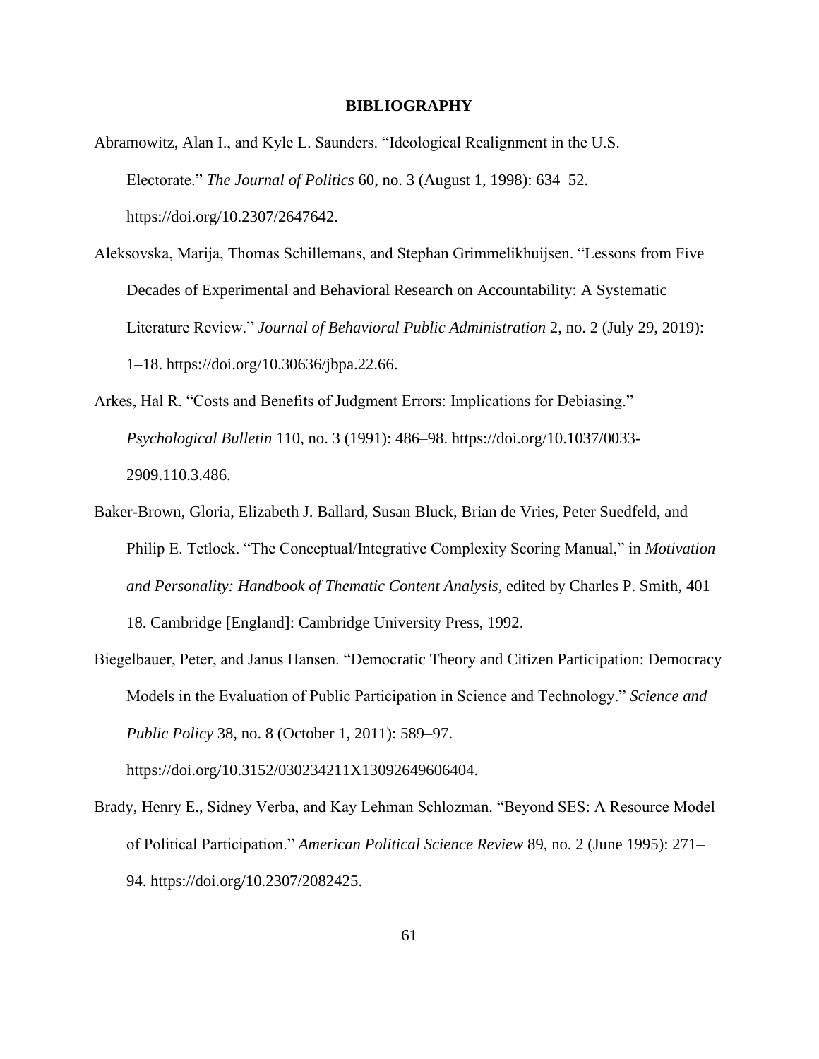# BIBLIOGRAPHY

Abramowitz, Alan I., and Kyle L. Saunders. "Ideological Realignment in the U.S. Electorate." *The Journal of Politics* 60, no. 3 (August 1, 1998): 634–52. https://doi.org/10.2307/2647642.

Aleksovska, Marija, Thomas Schillemans, and Stephan Grimmelikhuijsen. "Lessons from Five Decades of Experimental and Behavioral Research on Accountability: A Systematic Literature Review." *Journal of Behavioral Public Administration* 2, no. 2 (July 29, 2019): 1–18. https://doi.org/10.30636/jbpa.22.66.

Arkes, Hal R. "Costs and Benefits of Judgment Errors: Implications for Debiasing." *Psychological Bulletin* 110, no. 3 (1991): 486–98. https://doi.org/10.1037/0033-2909.110.3.486.

Baker-Brown, Gloria, Elizabeth J. Ballard, Susan Bluck, Brian de Vries, Peter Suedfeld, and Philip E. Tetlock. "The Conceptual/Integrative Complexity Scoring Manual," in *Motivation and Personality: Handbook of Thematic Content Analysis*, edited by Charles P. Smith, 401–18. Cambridge [England]: Cambridge University Press, 1992.

Biegelbauer, Peter, and Janus Hansen. "Democratic Theory and Citizen Participation: Democracy Models in the Evaluation of Public Participation in Science and Technology." *Science and Public Policy* 38, no. 8 (October 1, 2011): 589–97. https://doi.org/10.3152/030234211X13092649606404.

Brady, Henry E., Sidney Verba, and Kay Lehman Schlozman. "Beyond SES: A Resource Model of Political Participation." *American Political Science Review* 89, no. 2 (June 1995): 271–94. https://doi.org/10.2307/2082425.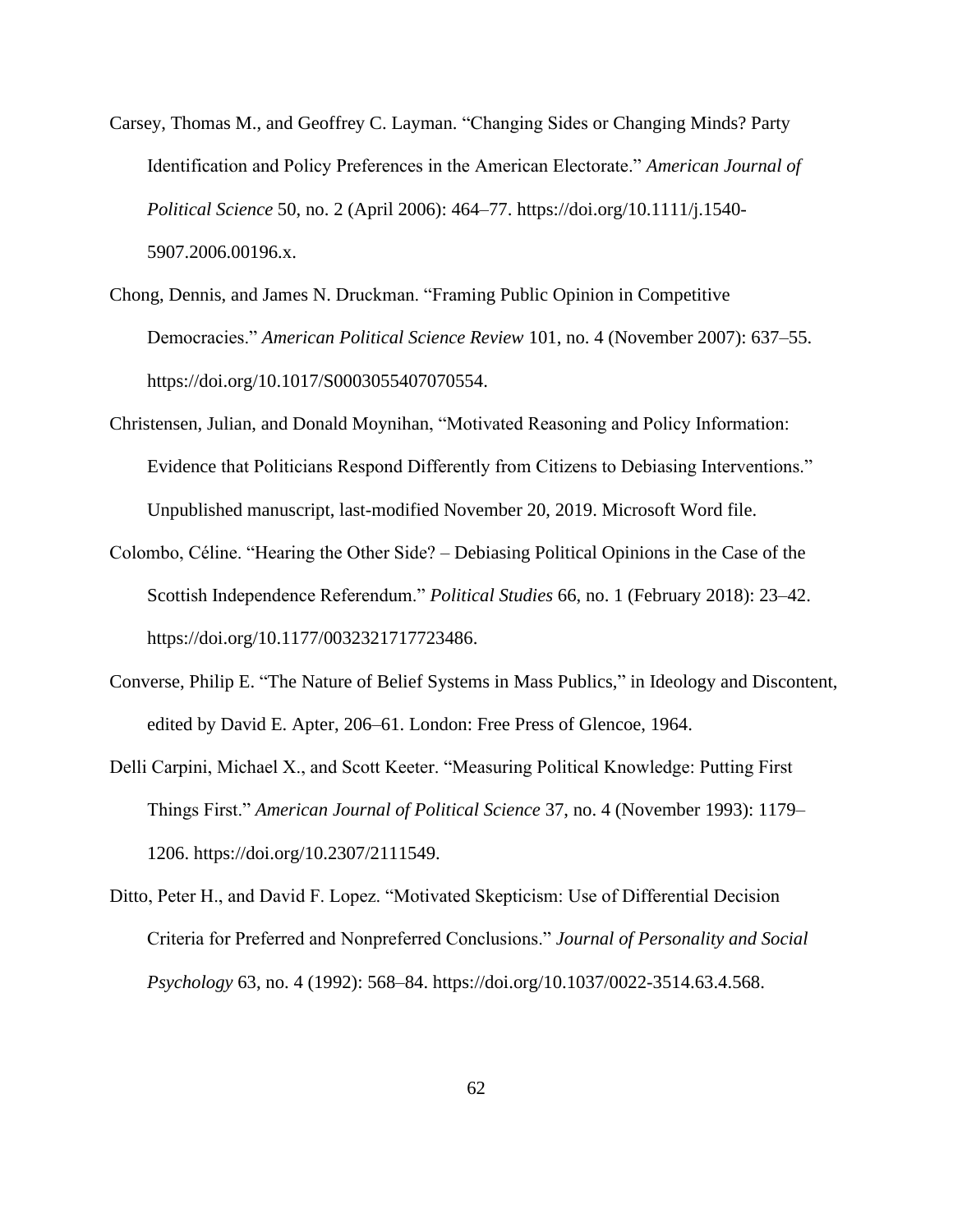Carsey, Thomas M., and Geoffrey C. Layman. "Changing Sides or Changing Minds? Party Identification and Policy Preferences in the American Electorate." *American Journal of Political Science* 50, no. 2 (April 2006): 464–77. https://doi.org/10.1111/j.1540-5907.2006.00196.x.

Chong, Dennis, and James N. Druckman. "Framing Public Opinion in Competitive Democracies." *American Political Science Review* 101, no. 4 (November 2007): 637–55. https://doi.org/10.1017/S0003055407070554.

Christensen, Julian, and Donald Moynihan, "Motivated Reasoning and Policy Information: Evidence that Politicians Respond Differently from Citizens to Debiasing Interventions." Unpublished manuscript, last-modified November 20, 2019. Microsoft Word file.

Colombo, Céline. "Hearing the Other Side? – Debiasing Political Opinions in the Case of the Scottish Independence Referendum." *Political Studies* 66, no. 1 (February 2018): 23–42. https://doi.org/10.1177/0032321717723486.

Converse, Philip E. "The Nature of Belief Systems in Mass Publics," in Ideology and Discontent, edited by David E. Apter, 206–61. London: Free Press of Glencoe, 1964.

Delli Carpini, Michael X., and Scott Keeter. "Measuring Political Knowledge: Putting First Things First." *American Journal of Political Science* 37, no. 4 (November 1993): 1179–1206. https://doi.org/10.2307/2111549.

Ditto, Peter H., and David F. Lopez. "Motivated Skepticism: Use of Differential Decision Criteria for Preferred and Nonpreferred Conclusions." *Journal of Personality and Social Psychology* 63, no. 4 (1992): 568–84. https://doi.org/10.1037/0022-3514.63.4.568.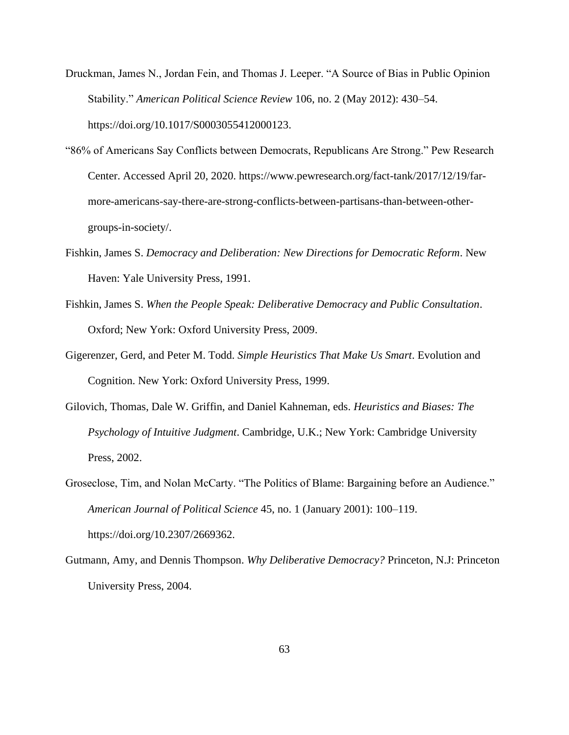Druckman, James N., Jordan Fein, and Thomas J. Leeper. "A Source of Bias in Public Opinion Stability." *American Political Science Review* 106, no. 2 (May 2012): 430–54. https://doi.org/10.1017/S0003055412000123.

"86% of Americans Say Conflicts between Democrats, Republicans Are Strong." Pew Research Center. Accessed April 20, 2020. https://www.pewresearch.org/fact-tank/2017/12/19/far-more-americans-say-there-are-strong-conflicts-between-partisans-than-between-other-groups-in-society/.

Fishkin, James S. *Democracy and Deliberation: New Directions for Democratic Reform*. New Haven: Yale University Press, 1991.

Fishkin, James S. *When the People Speak: Deliberative Democracy and Public Consultation*. Oxford; New York: Oxford University Press, 2009.

Gigerenzer, Gerd, and Peter M. Todd. *Simple Heuristics That Make Us Smart*. Evolution and Cognition. New York: Oxford University Press, 1999.

Gilovich, Thomas, Dale W. Griffin, and Daniel Kahneman, eds. *Heuristics and Biases: The Psychology of Intuitive Judgment*. Cambridge, U.K.; New York: Cambridge University Press, 2002.

Groseclose, Tim, and Nolan McCarty. "The Politics of Blame: Bargaining before an Audience." *American Journal of Political Science* 45, no. 1 (January 2001): 100–119. https://doi.org/10.2307/2669362.

Gutmann, Amy, and Dennis Thompson. *Why Deliberative Democracy?* Princeton, N.J: Princeton University Press, 2004.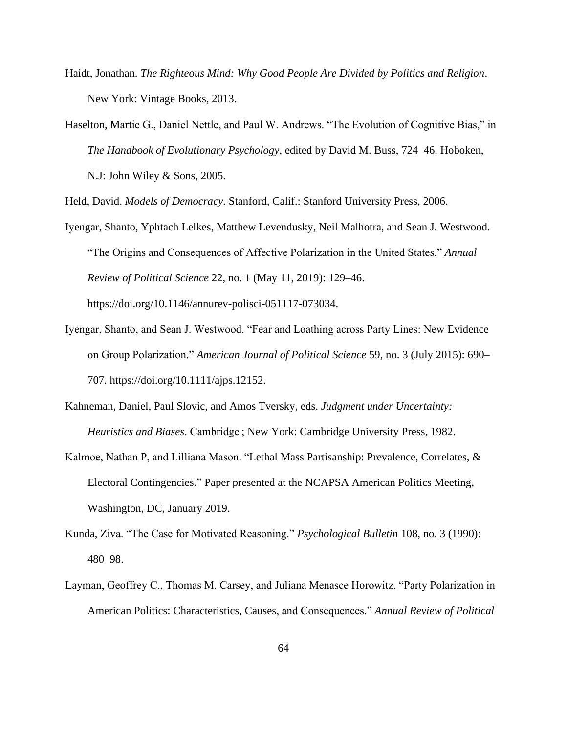Haidt, Jonathan. *The Righteous Mind: Why Good People Are Divided by Politics and Religion*. New York: Vintage Books, 2013.

Haselton, Martie G., Daniel Nettle, and Paul W. Andrews. "The Evolution of Cognitive Bias," in *The Handbook of Evolutionary Psychology*, edited by David M. Buss, 724–46. Hoboken, N.J: John Wiley & Sons, 2005.

Held, David. *Models of Democracy*. Stanford, Calif.: Stanford University Press, 2006.

Iyengar, Shanto, Yphtach Lelkes, Matthew Levendusky, Neil Malhotra, and Sean J. Westwood. "The Origins and Consequences of Affective Polarization in the United States." *Annual Review of Political Science* 22, no. 1 (May 11, 2019): 129–46. https://doi.org/10.1146/annurev-polisci-051117-073034.

Iyengar, Shanto, and Sean J. Westwood. "Fear and Loathing across Party Lines: New Evidence on Group Polarization." *American Journal of Political Science* 59, no. 3 (July 2015): 690–707. https://doi.org/10.1111/ajps.12152.

Kahneman, Daniel, Paul Slovic, and Amos Tversky, eds. *Judgment under Uncertainty: Heuristics and Biases*. Cambridge ; New York: Cambridge University Press, 1982.

Kalmoe, Nathan P, and Lilliana Mason. "Lethal Mass Partisanship: Prevalence, Correlates, & Electoral Contingencies." Paper presented at the NCAPSA American Politics Meeting, Washington, DC, January 2019.

Kunda, Ziva. "The Case for Motivated Reasoning." *Psychological Bulletin* 108, no. 3 (1990): 480–98.

Layman, Geoffrey C., Thomas M. Carsey, and Juliana Menasce Horowitz. "Party Polarization in American Politics: Characteristics, Causes, and Consequences." *Annual Review of Political*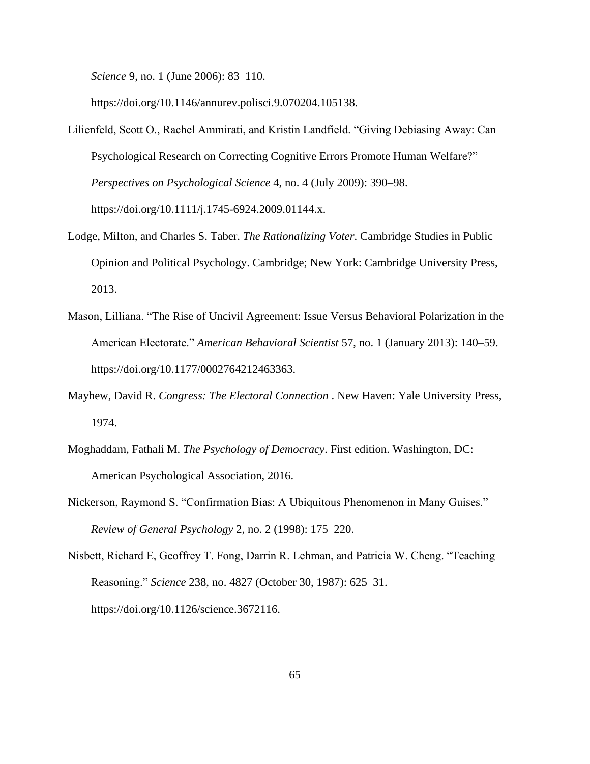*Science* 9, no. 1 (June 2006): 83–110. https://doi.org/10.1146/annurev.polisci.9.070204.105138.

Lilienfeld, Scott O., Rachel Ammirati, and Kristin Landfield. “Giving Debiasing Away: Can Psychological Research on Correcting Cognitive Errors Promote Human Welfare?” *Perspectives on Psychological Science* 4, no. 4 (July 2009): 390–98. https://doi.org/10.1111/j.1745-6924.2009.01144.x.

Lodge, Milton, and Charles S. Taber. *The Rationalizing Voter*. Cambridge Studies in Public Opinion and Political Psychology. Cambridge; New York: Cambridge University Press, 2013.

Mason, Lilliana. “The Rise of Uncivil Agreement: Issue Versus Behavioral Polarization in the American Electorate.” *American Behavioral Scientist* 57, no. 1 (January 2013): 140–59. https://doi.org/10.1177/0002764212463363.

Mayhew, David R. *Congress: The Electoral Connection* . New Haven: Yale University Press, 1974.

Moghaddam, Fathali M. *The Psychology of Democracy*. First edition. Washington, DC: American Psychological Association, 2016.

Nickerson, Raymond S. “Confirmation Bias: A Ubiquitous Phenomenon in Many Guises.” *Review of General Psychology* 2, no. 2 (1998): 175–220.

Nisbett, Richard E, Geoffrey T. Fong, Darrin R. Lehman, and Patricia W. Cheng. “Teaching Reasoning.” *Science* 238, no. 4827 (October 30, 1987): 625–31. https://doi.org/10.1126/science.3672116.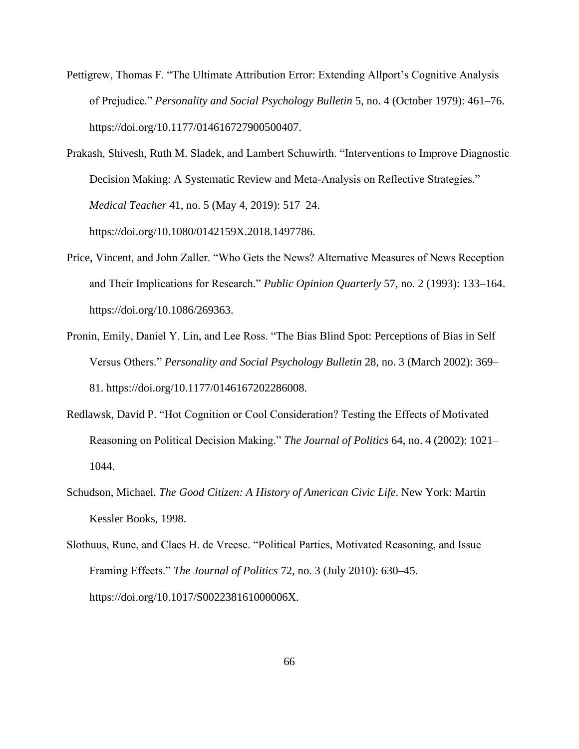Pettigrew, Thomas F. "The Ultimate Attribution Error: Extending Allport's Cognitive Analysis of Prejudice." *Personality and Social Psychology Bulletin* 5, no. 4 (October 1979): 461–76. https://doi.org/10.1177/014616727900500407.

Prakash, Shivesh, Ruth M. Sladek, and Lambert Schuwirth. "Interventions to Improve Diagnostic Decision Making: A Systematic Review and Meta-Analysis on Reflective Strategies." *Medical Teacher* 41, no. 5 (May 4, 2019): 517–24. https://doi.org/10.1080/0142159X.2018.1497786.

Price, Vincent, and John Zaller. "Who Gets the News? Alternative Measures of News Reception and Their Implications for Research." *Public Opinion Quarterly* 57, no. 2 (1993): 133–164. https://doi.org/10.1086/269363.

Pronin, Emily, Daniel Y. Lin, and Lee Ross. "The Bias Blind Spot: Perceptions of Bias in Self Versus Others." *Personality and Social Psychology Bulletin* 28, no. 3 (March 2002): 369–81. https://doi.org/10.1177/0146167202286008.

Redlawsk, David P. "Hot Cognition or Cool Consideration? Testing the Effects of Motivated Reasoning on Political Decision Making." *The Journal of Politics* 64, no. 4 (2002): 1021–1044.

Schudson, Michael. *The Good Citizen: A History of American Civic Life*. New York: Martin Kessler Books, 1998.

Slothuus, Rune, and Claes H. de Vreese. "Political Parties, Motivated Reasoning, and Issue Framing Effects." *The Journal of Politics* 72, no. 3 (July 2010): 630–45. https://doi.org/10.1017/S002238161000006X.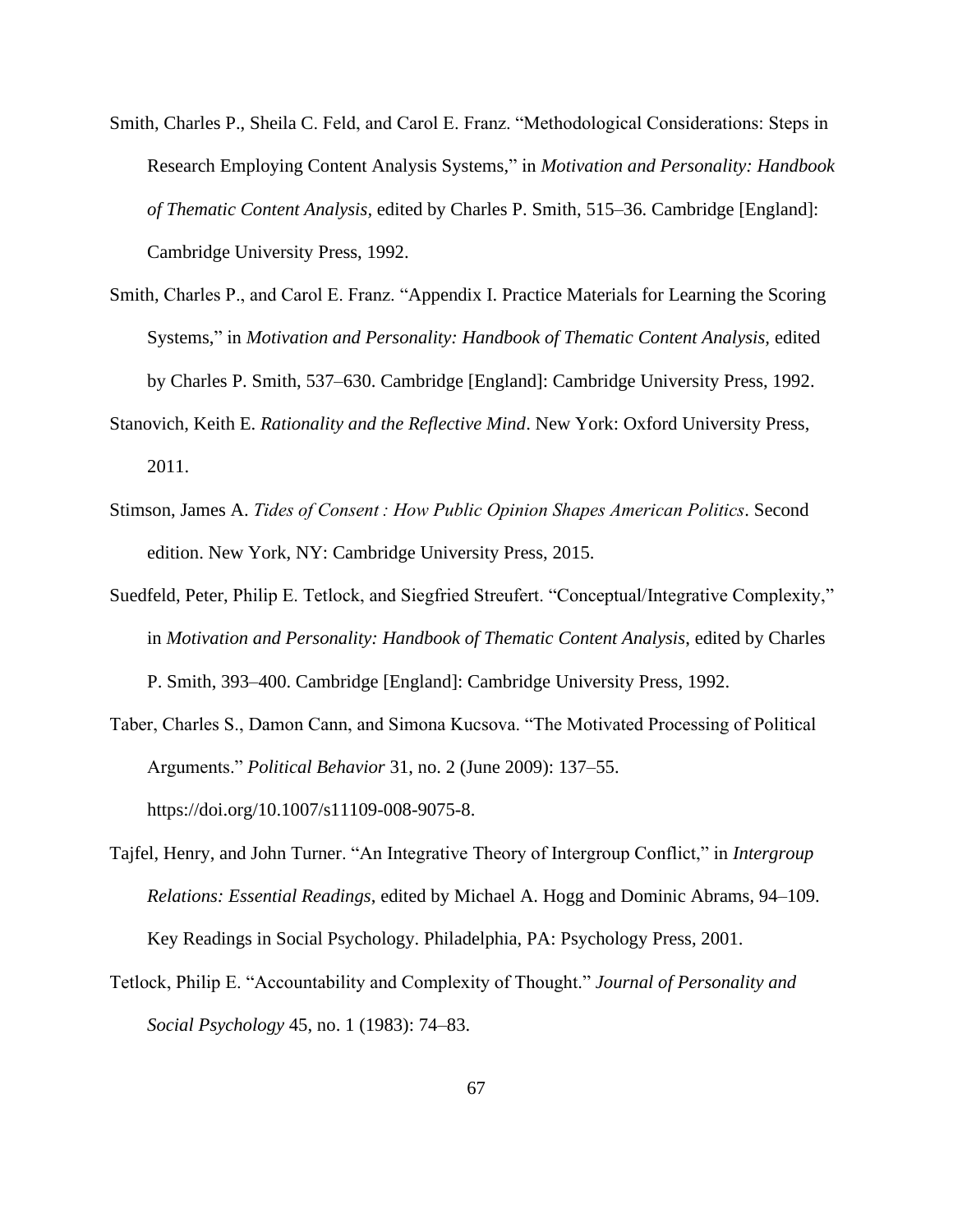Smith, Charles P., Sheila C. Feld, and Carol E. Franz. "Methodological Considerations: Steps in Research Employing Content Analysis Systems," in *Motivation and Personality: Handbook of Thematic Content Analysis*, edited by Charles P. Smith, 515–36. Cambridge [England]: Cambridge University Press, 1992.

Smith, Charles P., and Carol E. Franz. "Appendix I. Practice Materials for Learning the Scoring Systems," in *Motivation and Personality: Handbook of Thematic Content Analysis*, edited by Charles P. Smith, 537–630. Cambridge [England]: Cambridge University Press, 1992.

Stanovich, Keith E. *Rationality and the Reflective Mind*. New York: Oxford University Press, 2011.

Stimson, James A. *Tides of Consent : How Public Opinion Shapes American Politics*. Second edition. New York, NY: Cambridge University Press, 2015.

Suedfeld, Peter, Philip E. Tetlock, and Siegfried Streufert. "Conceptual/Integrative Complexity," in *Motivation and Personality: Handbook of Thematic Content Analysis*, edited by Charles P. Smith, 393–400. Cambridge [England]: Cambridge University Press, 1992.

Taber, Charles S., Damon Cann, and Simona Kucsova. "The Motivated Processing of Political Arguments." *Political Behavior* 31, no. 2 (June 2009): 137–55. https://doi.org/10.1007/s11109-008-9075-8.

Tajfel, Henry, and John Turner. "An Integrative Theory of Intergroup Conflict," in *Intergroup Relations: Essential Readings*, edited by Michael A. Hogg and Dominic Abrams, 94–109. Key Readings in Social Psychology. Philadelphia, PA: Psychology Press, 2001.

Tetlock, Philip E. "Accountability and Complexity of Thought." *Journal of Personality and Social Psychology* 45, no. 1 (1983): 74–83.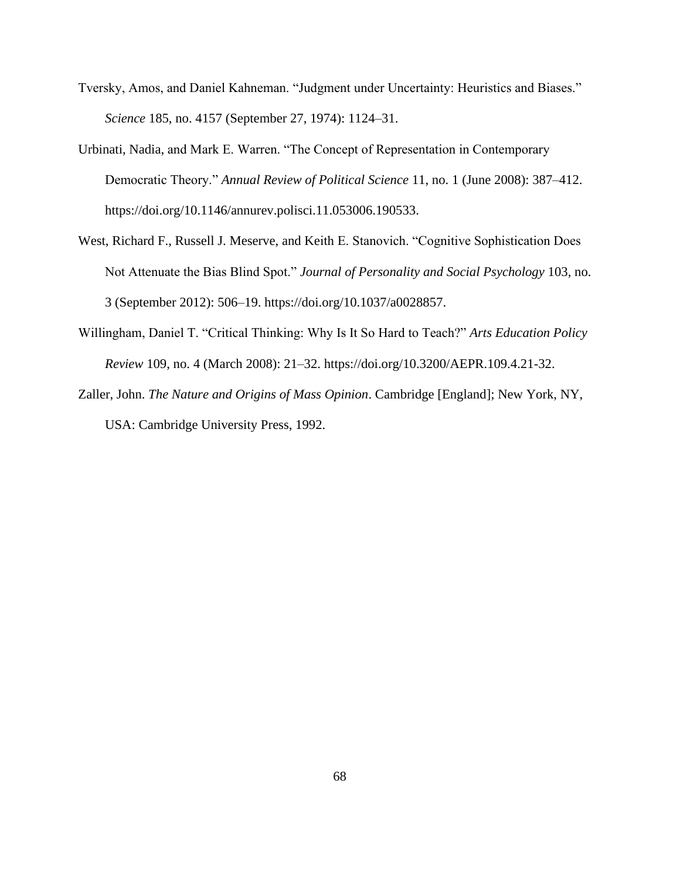Tversky, Amos, and Daniel Kahneman. “Judgment under Uncertainty: Heuristics and Biases.” *Science* 185, no. 4157 (September 27, 1974): 1124–31.

Urbinati, Nadia, and Mark E. Warren. “The Concept of Representation in Contemporary Democratic Theory.” *Annual Review of Political Science* 11, no. 1 (June 2008): 387–412. https://doi.org/10.1146/annurev.polisci.11.053006.190533.

West, Richard F., Russell J. Meserve, and Keith E. Stanovich. “Cognitive Sophistication Does Not Attenuate the Bias Blind Spot.” *Journal of Personality and Social Psychology* 103, no. 3 (September 2012): 506–19. https://doi.org/10.1037/a0028857.

Willingham, Daniel T. “Critical Thinking: Why Is It So Hard to Teach?” *Arts Education Policy Review* 109, no. 4 (March 2008): 21–32. https://doi.org/10.3200/AEPR.109.4.21-32.

Zaller, John. *The Nature and Origins of Mass Opinion*. Cambridge [England]; New York, NY, USA: Cambridge University Press, 1992.